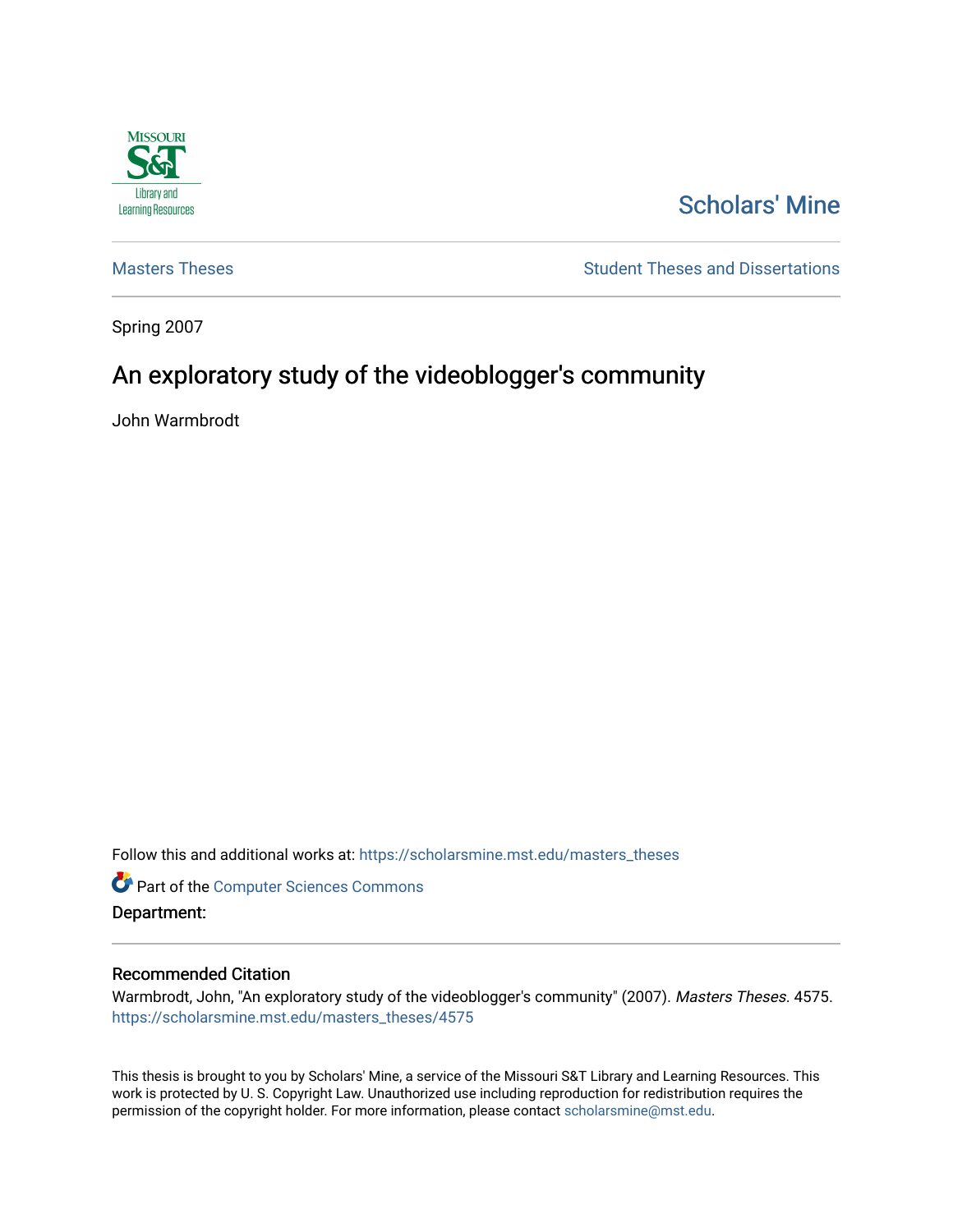Scholars' Mine

Masters Theses

Student Theses and Dissertations

Spring 2007

# An exploratory study of the videoblogger's community

John Warmbrodt

Follow this and additional works at: https://scholarsmine.mst.edu/masters_theses

Part of the Computer Sciences Commons

**Department:**

## Recommended Citation

Warmbrodt, John, "An exploratory study of the videoblogger's community" (2007). *Masters Theses*. 4575. https://scholarsmine.mst.edu/masters_theses/4575

This thesis is brought to you by Scholars' Mine, a service of the Missouri S&T Library and Learning Resources. This work is protected by U. S. Copyright Law. Unauthorized use including reproduction for redistribution requires the permission of the copyright holder. For more information, please contact scholarsmine@mst.edu.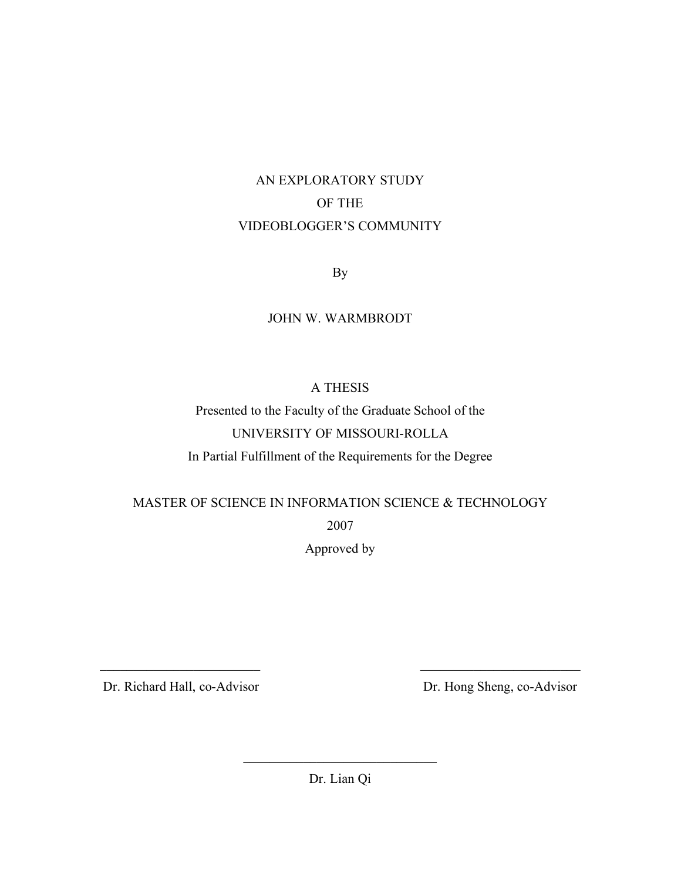AN EXPLORATORY STUDY

OF THE

VIDEOBLOGGER'S COMMUNITY

By

JOHN W. WARMBRODT

A THESIS

Presented to the Faculty of the Graduate School of the

UNIVERSITY OF MISSOURI-ROLLA

In Partial Fulfillment of the Requirements for the Degree

MASTER OF SCIENCE IN INFORMATION SCIENCE & TECHNOLOGY

2007

Approved by

_________________________ _________________________

Dr. Richard Hall, co-Advisor Dr. Hong Sheng, co-Advisor

_____________________________

Dr. Lian Qi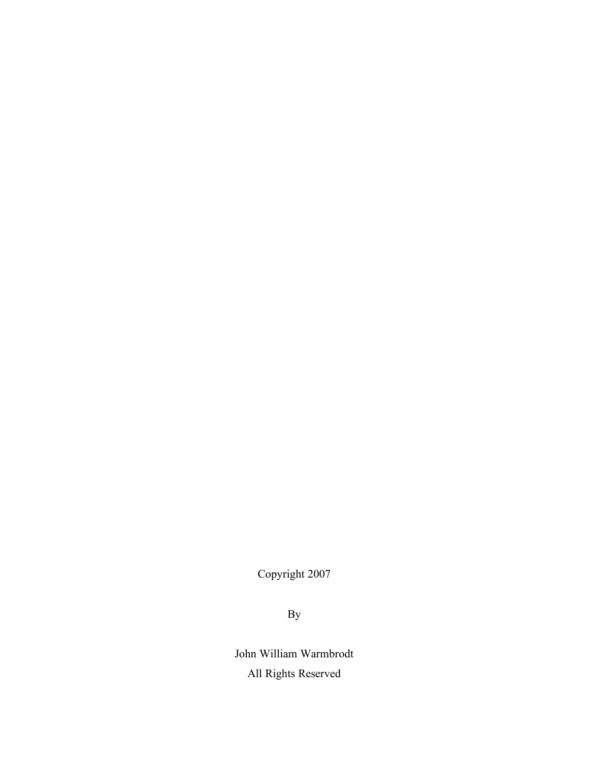Copyright 2007

By

John William Warmbrodt

All Rights Reserved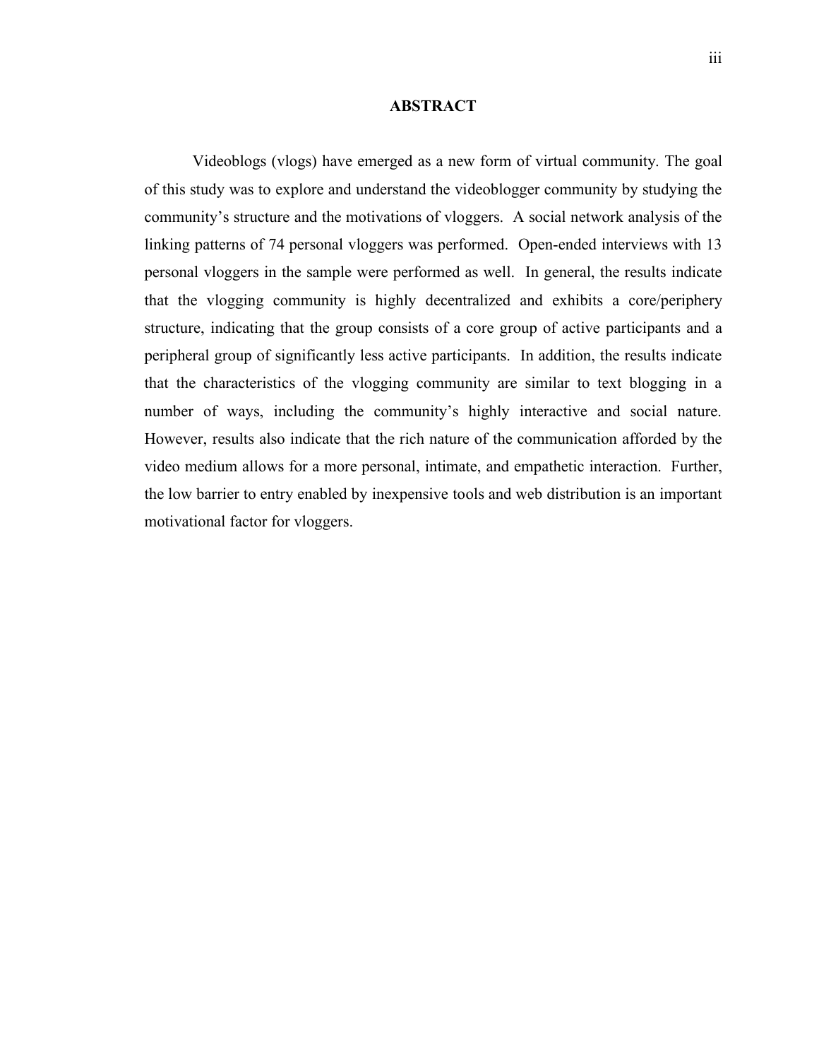## ABSTRACT

Videoblogs (vlogs) have emerged as a new form of virtual community. The goal of this study was to explore and understand the videoblogger community by studying the community's structure and the motivations of vloggers. A social network analysis of the linking patterns of 74 personal vloggers was performed. Open-ended interviews with 13 personal vloggers in the sample were performed as well. In general, the results indicate that the vlogging community is highly decentralized and exhibits a core/periphery structure, indicating that the group consists of a core group of active participants and a peripheral group of significantly less active participants. In addition, the results indicate that the characteristics of the vlogging community are similar to text blogging in a number of ways, including the community's highly interactive and social nature. However, results also indicate that the rich nature of the communication afforded by the video medium allows for a more personal, intimate, and empathetic interaction. Further, the low barrier to entry enabled by inexpensive tools and web distribution is an important motivational factor for vloggers.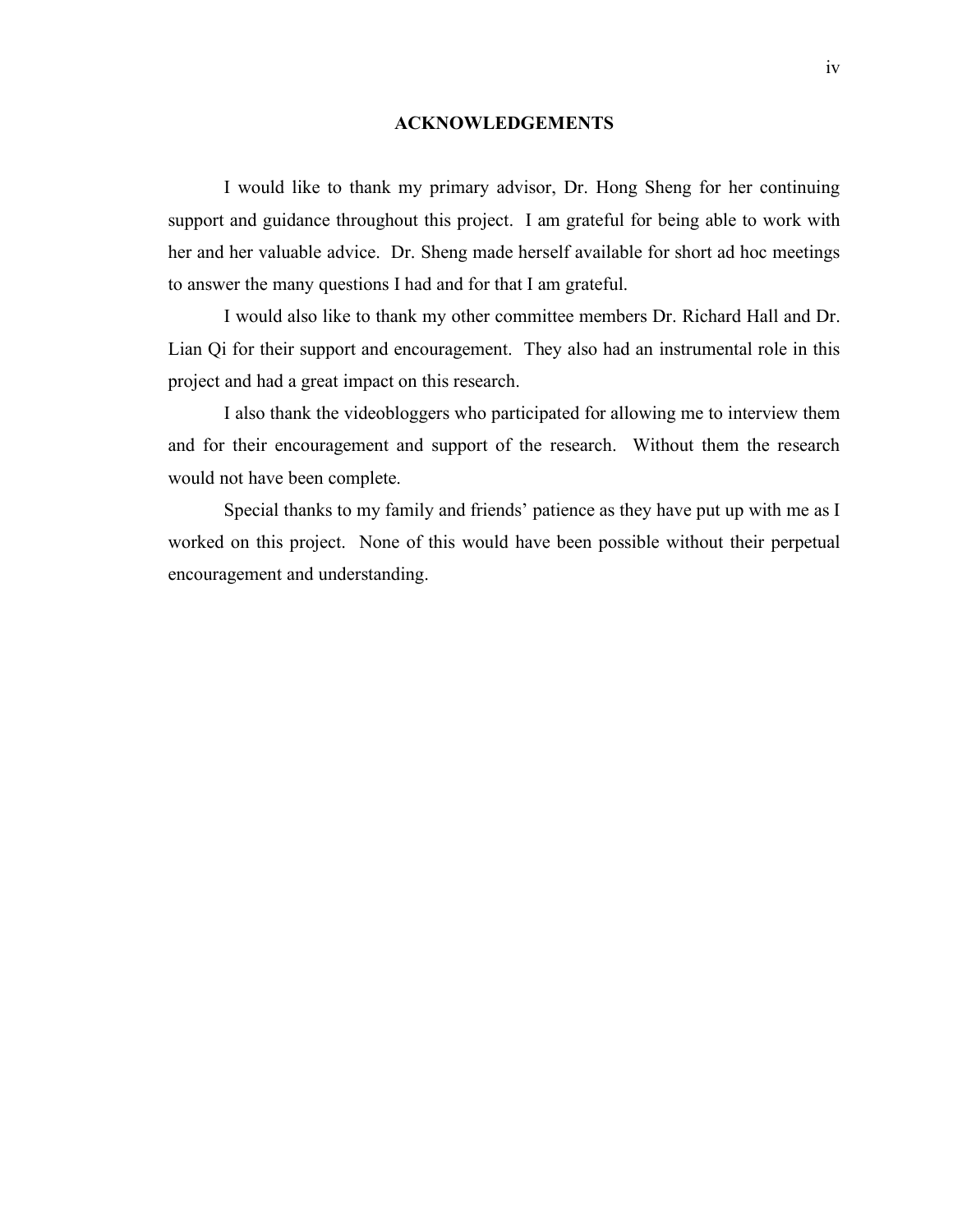## ACKNOWLEDGEMENTS

I would like to thank my primary advisor, Dr. Hong Sheng for her continuing support and guidance throughout this project. I am grateful for being able to work with her and her valuable advice. Dr. Sheng made herself available for short ad hoc meetings to answer the many questions I had and for that I am grateful.

I would also like to thank my other committee members Dr. Richard Hall and Dr. Lian Qi for their support and encouragement. They also had an instrumental role in this project and had a great impact on this research.

I also thank the videobloggers who participated for allowing me to interview them and for their encouragement and support of the research. Without them the research would not have been complete.

Special thanks to my family and friends' patience as they have put up with me as I worked on this project. None of this would have been possible without their perpetual encouragement and understanding.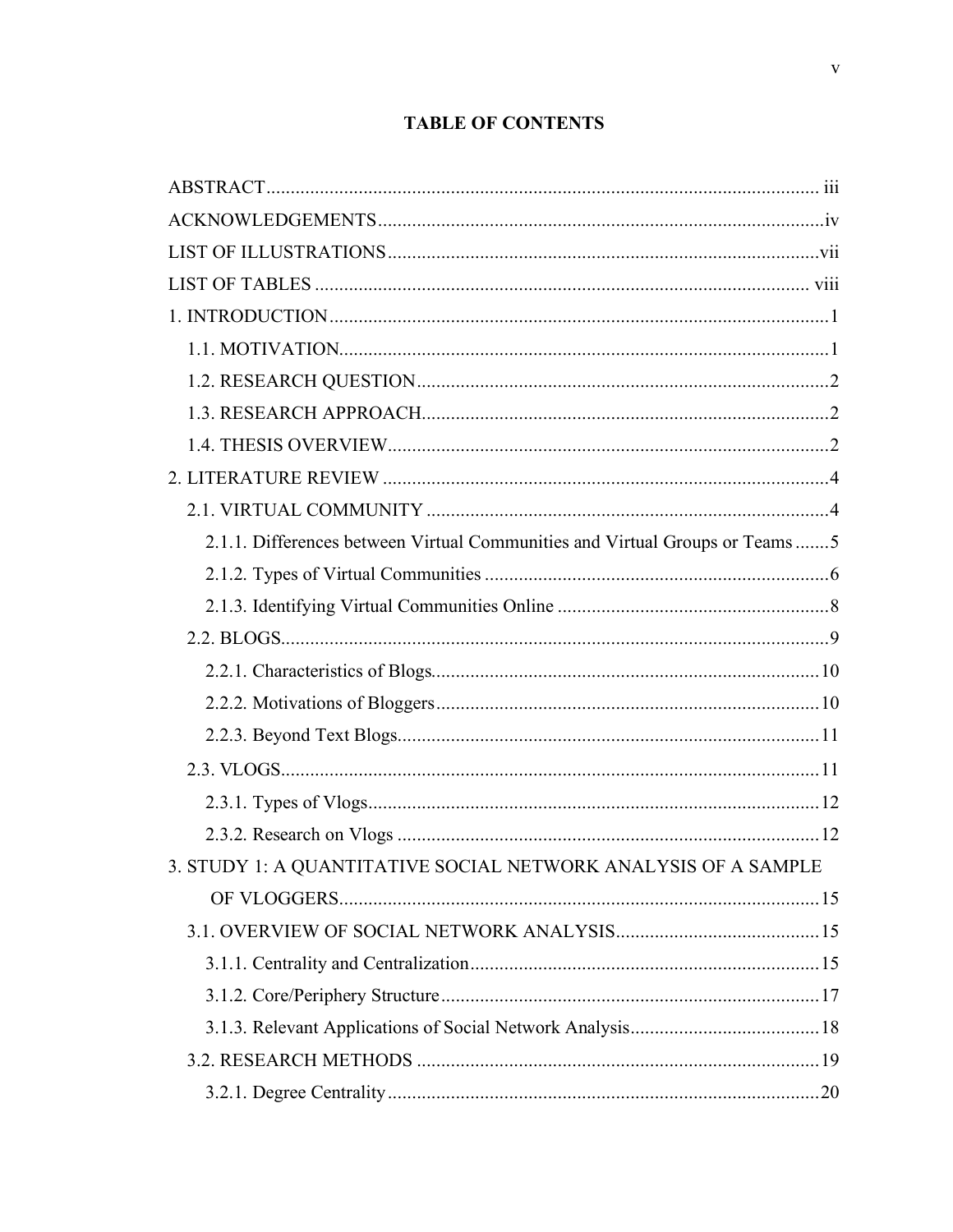# TABLE OF CONTENTS

ABSTRACT .................................................................................................................. iii

ACKNOWLEDGEMENTS ............................................................................................iv

LIST OF ILLUSTRATIONS .........................................................................................vii

LIST OF TABLES ...................................................................................................... viii

1. INTRODUCTION ......................................................................................................1

  1.1. MOTIVATION.....................................................................................................1

  1.2. RESEARCH QUESTION .....................................................................................2

  1.3. RESEARCH APPROACH....................................................................................2

  1.4. THESIS OVERVIEW...........................................................................................2

2. LITERATURE REVIEW ............................................................................................4

  2.1. VIRTUAL COMMUNITY ...................................................................................4

    2.1.1. Differences between Virtual Communities and Virtual Groups or Teams .......5

    2.1.2. Types of Virtual Communities .......................................................................6

    2.1.3. Identifying Virtual Communities Online ........................................................8

  2.2. BLOGS.................................................................................................................9

    2.2.1. Characteristics of Blogs................................................................................10

    2.2.2. Motivations of Bloggers ...............................................................................10

    2.2.3. Beyond Text Blogs.......................................................................................11

  2.3. VLOGS...............................................................................................................11

    2.3.1. Types of Vlogs.............................................................................................12

    2.3.2. Research on Vlogs .......................................................................................12

3. STUDY 1: A QUANTITATIVE SOCIAL NETWORK ANALYSIS OF A SAMPLE OF VLOGGERS...................................................................................................15

  3.1. OVERVIEW OF SOCIAL NETWORK ANALYSIS..........................................15

    3.1.1. Centrality and Centralization........................................................................15

    3.1.2. Core/Periphery Structure..............................................................................17

    3.1.3. Relevant Applications of Social Network Analysis.......................................18

  3.2. RESEARCH METHODS ...................................................................................19

    3.2.1. Degree Centrality .........................................................................................20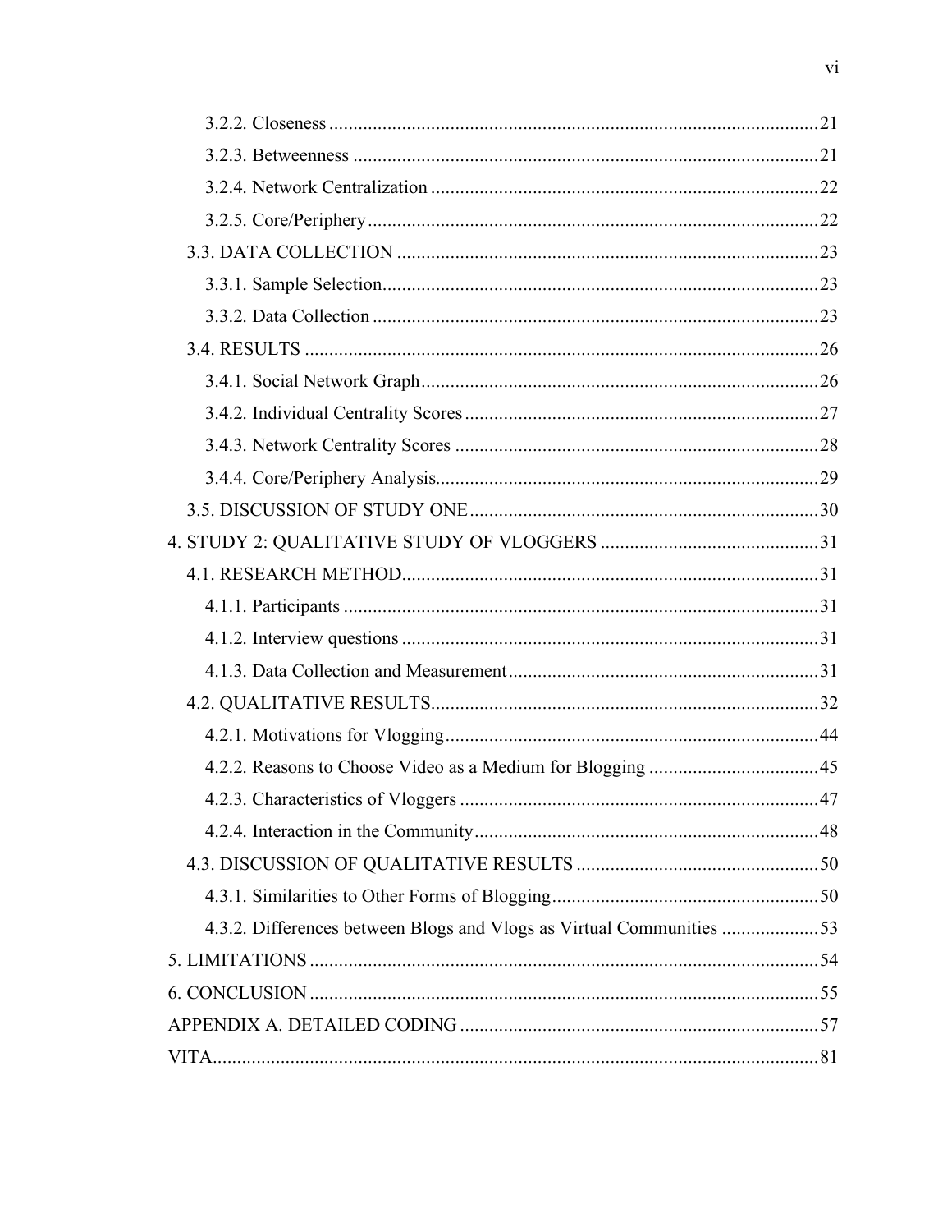3.2.2. Closeness ....................................................................................................21

3.2.3. Betweenness ...............................................................................................21

3.2.4. Network Centralization ...............................................................................22

3.2.5. Core/Periphery ............................................................................................22

3.3. DATA COLLECTION .......................................................................................23

3.3.1. Sample Selection.........................................................................................23

3.3.2. Data Collection ...........................................................................................23

3.4. RESULTS ..........................................................................................................26

3.4.1. Social Network Graph .................................................................................26

3.4.2. Individual Centrality Scores ........................................................................27

3.4.3. Network Centrality Scores ..........................................................................28

3.4.4. Core/Periphery Analysis..............................................................................29

3.5. DISCUSSION OF STUDY ONE .......................................................................30

4. STUDY 2: QUALITATIVE STUDY OF VLOGGERS ............................................31

4.1. RESEARCH METHOD.....................................................................................31

4.1.1. Participants .................................................................................................31

4.1.2. Interview questions .....................................................................................31

4.1.3. Data Collection and Measurement...............................................................31

4.2. QUALITATIVE RESULTS...............................................................................32

4.2.1. Motivations for Vlogging ............................................................................44

4.2.2. Reasons to Choose Video as a Medium for Blogging ..................................45

4.2.3. Characteristics of Vloggers .........................................................................47

4.2.4. Interaction in the Community......................................................................48

4.3. DISCUSSION OF QUALITATIVE RESULTS .................................................50

4.3.1. Similarities to Other Forms of Blogging......................................................50

4.3.2. Differences between Blogs and Vlogs as Virtual Communities ...................53

5. LIMITATIONS ........................................................................................................54

6. CONCLUSION ........................................................................................................55

APPENDIX A. DETAILED CODING .........................................................................57

VITA............................................................................................................................81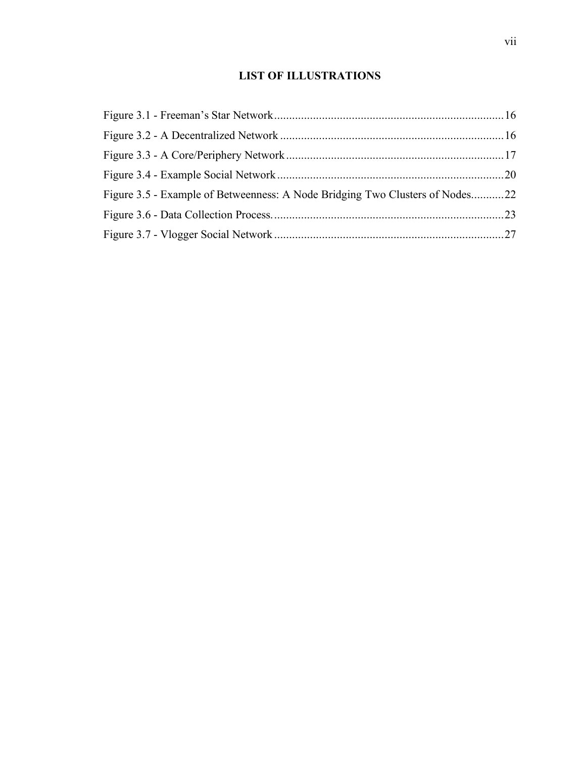# LIST OF ILLUSTRATIONS

Figure 3.1 - Freeman's Star Network....................................................................16

Figure 3.2 - A Decentralized Network ..................................................................16

Figure 3.3 - A Core/Periphery Network.................................................................17

Figure 3.4 - Example Social Network....................................................................20

Figure 3.5 - Example of Betweenness: A Node Bridging Two Clusters of Nodes...........22

Figure 3.6 - Data Collection Process......................................................................23

Figure 3.7 - Vlogger Social Network.....................................................................27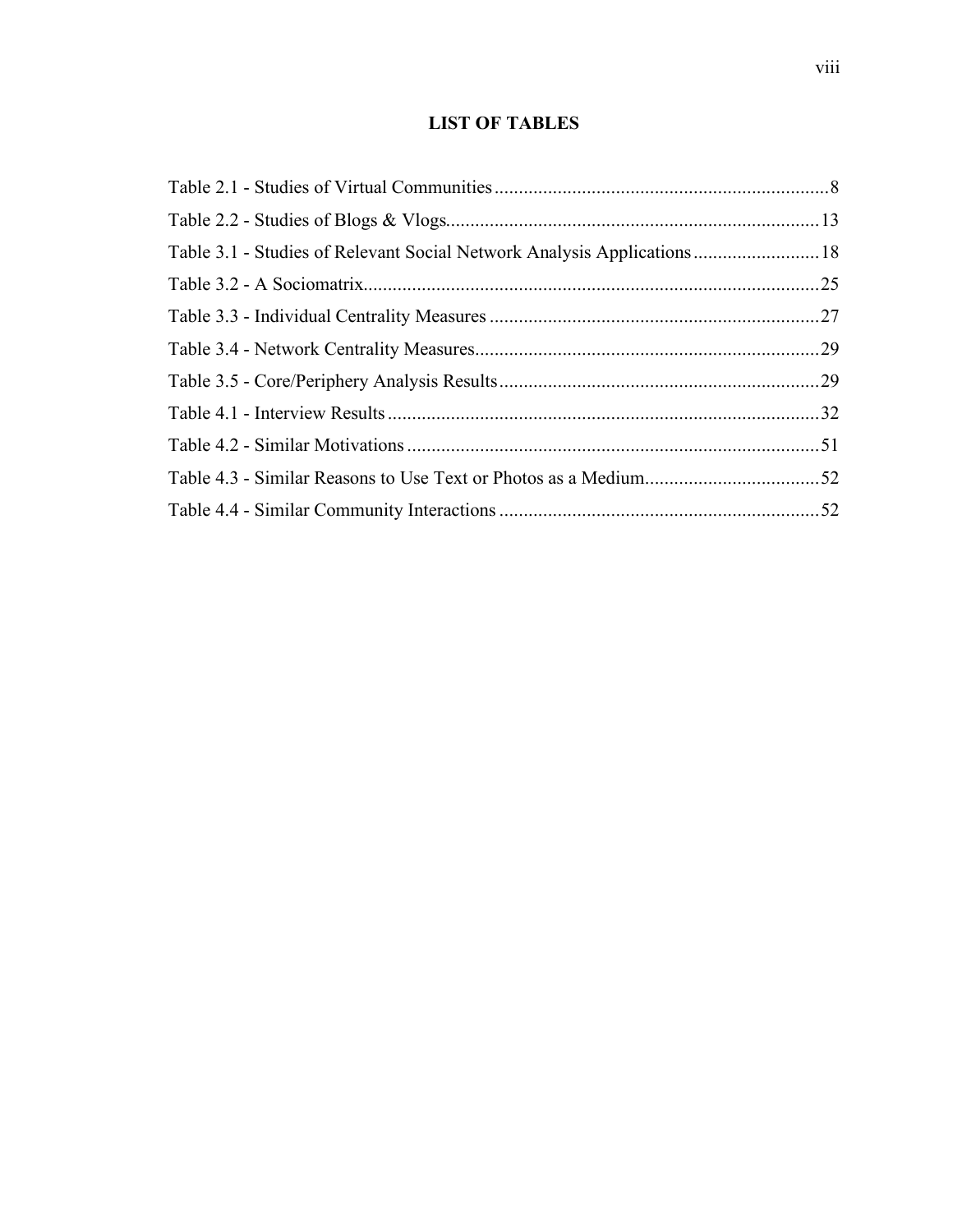# LIST OF TABLES

Table 2.1 - Studies of Virtual Communities....................................................................8
Table 2.2 - Studies of Blogs & Vlogs............................................................................13
Table 3.1 - Studies of Relevant Social Network Analysis Applications..........................18
Table 3.2 - A Sociomatrix.............................................................................................25
Table 3.3 - Individual Centrality Measures ...................................................................27
Table 3.4 - Network Centrality Measures......................................................................29
Table 3.5 - Core/Periphery Analysis Results.................................................................29
Table 4.1 - Interview Results ........................................................................................32
Table 4.2 - Similar Motivations ....................................................................................51
Table 4.3 - Similar Reasons to Use Text or Photos as a Medium...................................52
Table 4.4 - Similar Community Interactions .................................................................52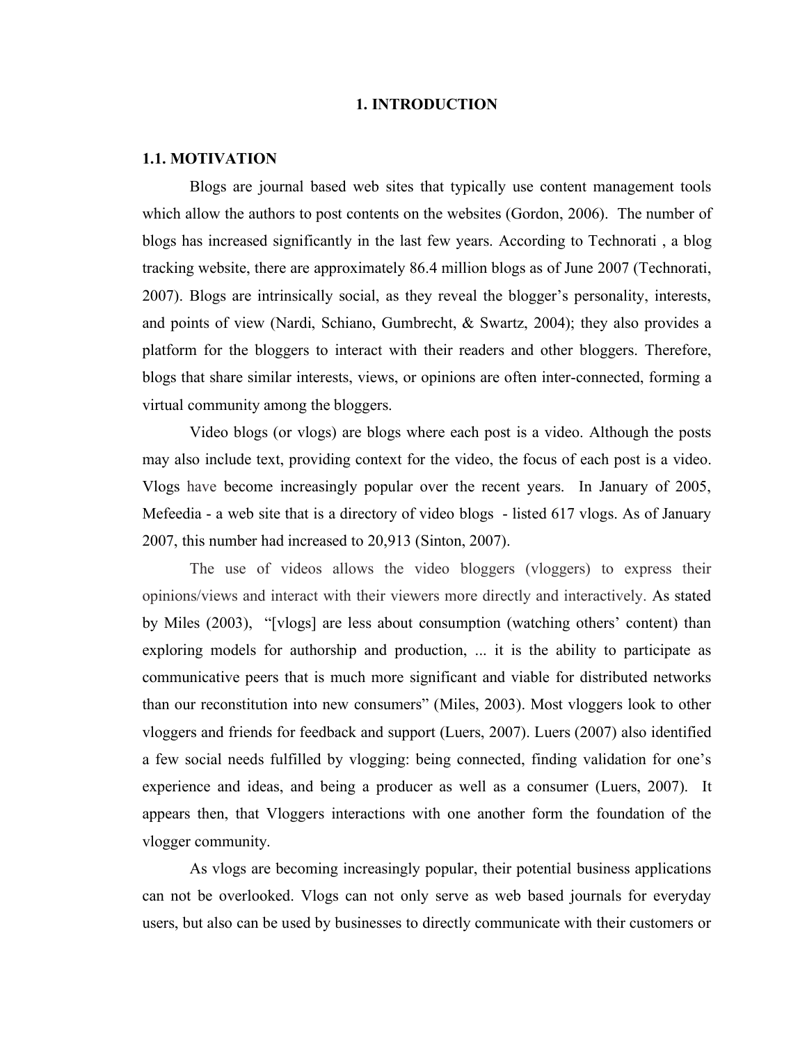# 1. INTRODUCTION

## 1.1. MOTIVATION

Blogs are journal based web sites that typically use content management tools which allow the authors to post contents on the websites (Gordon, 2006). The number of blogs has increased significantly in the last few years. According to Technorati , a blog tracking website, there are approximately 86.4 million blogs as of June 2007 (Technorati, 2007). Blogs are intrinsically social, as they reveal the blogger's personality, interests, and points of view (Nardi, Schiano, Gumbrecht, & Swartz, 2004); they also provides a platform for the bloggers to interact with their readers and other bloggers. Therefore, blogs that share similar interests, views, or opinions are often inter-connected, forming a virtual community among the bloggers.

Video blogs (or vlogs) are blogs where each post is a video. Although the posts may also include text, providing context for the video, the focus of each post is a video. Vlogs have become increasingly popular over the recent years. In January of 2005, Mefeedia - a web site that is a directory of video blogs - listed 617 vlogs. As of January 2007, this number had increased to 20,913 (Sinton, 2007).

The use of videos allows the video bloggers (vloggers) to express their opinions/views and interact with their viewers more directly and interactively. As stated by Miles (2003), "[vlogs] are less about consumption (watching others' content) than exploring models for authorship and production, ... it is the ability to participate as communicative peers that is much more significant and viable for distributed networks than our reconstitution into new consumers" (Miles, 2003). Most vloggers look to other vloggers and friends for feedback and support (Luers, 2007). Luers (2007) also identified a few social needs fulfilled by vlogging: being connected, finding validation for one's experience and ideas, and being a producer as well as a consumer (Luers, 2007). It appears then, that Vloggers interactions with one another form the foundation of the vlogger community.

As vlogs are becoming increasingly popular, their potential business applications can not be overlooked. Vlogs can not only serve as web based journals for everyday users, but also can be used by businesses to directly communicate with their customers or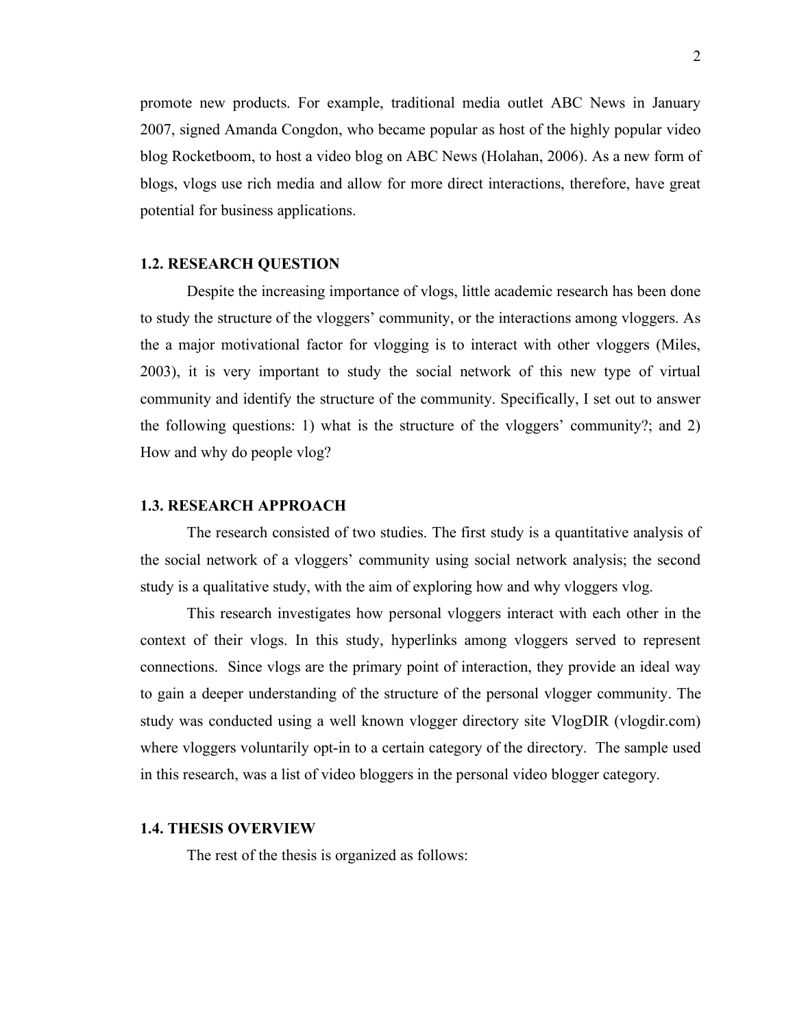promote new products. For example, traditional media outlet ABC News in January 2007, signed Amanda Congdon, who became popular as host of the highly popular video blog Rocketboom, to host a video blog on ABC News (Holahan, 2006). As a new form of blogs, vlogs use rich media and allow for more direct interactions, therefore, have great potential for business applications.

### 1.2. RESEARCH QUESTION

Despite the increasing importance of vlogs, little academic research has been done to study the structure of the vloggers' community, or the interactions among vloggers. As the a major motivational factor for vlogging is to interact with other vloggers (Miles, 2003), it is very important to study the social network of this new type of virtual community and identify the structure of the community. Specifically, I set out to answer the following questions: 1) what is the structure of the vloggers' community?; and 2) How and why do people vlog?

### 1.3. RESEARCH APPROACH

The research consisted of two studies. The first study is a quantitative analysis of the social network of a vloggers' community using social network analysis; the second study is a qualitative study, with the aim of exploring how and why vloggers vlog.

This research investigates how personal vloggers interact with each other in the context of their vlogs. In this study, hyperlinks among vloggers served to represent connections. Since vlogs are the primary point of interaction, they provide an ideal way to gain a deeper understanding of the structure of the personal vlogger community. The study was conducted using a well known vlogger directory site VlogDIR (vlogdir.com) where vloggers voluntarily opt-in to a certain category of the directory. The sample used in this research, was a list of video bloggers in the personal video blogger category.

### 1.4. THESIS OVERVIEW

The rest of the thesis is organized as follows: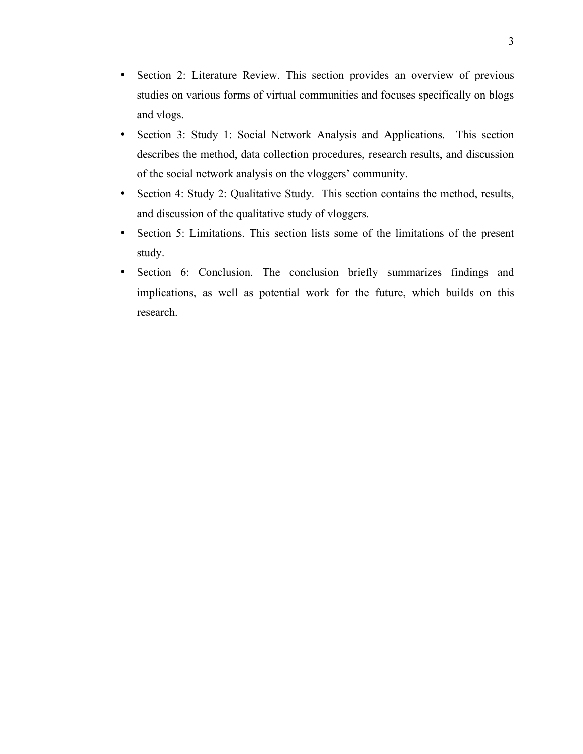- Section 2: Literature Review. This section provides an overview of previous studies on various forms of virtual communities and focuses specifically on blogs and vlogs.
- Section 3: Study 1: Social Network Analysis and Applications. This section describes the method, data collection procedures, research results, and discussion of the social network analysis on the vloggers' community.
- Section 4: Study 2: Qualitative Study. This section contains the method, results, and discussion of the qualitative study of vloggers.
- Section 5: Limitations. This section lists some of the limitations of the present study.
- Section 6: Conclusion. The conclusion briefly summarizes findings and implications, as well as potential work for the future, which builds on this research.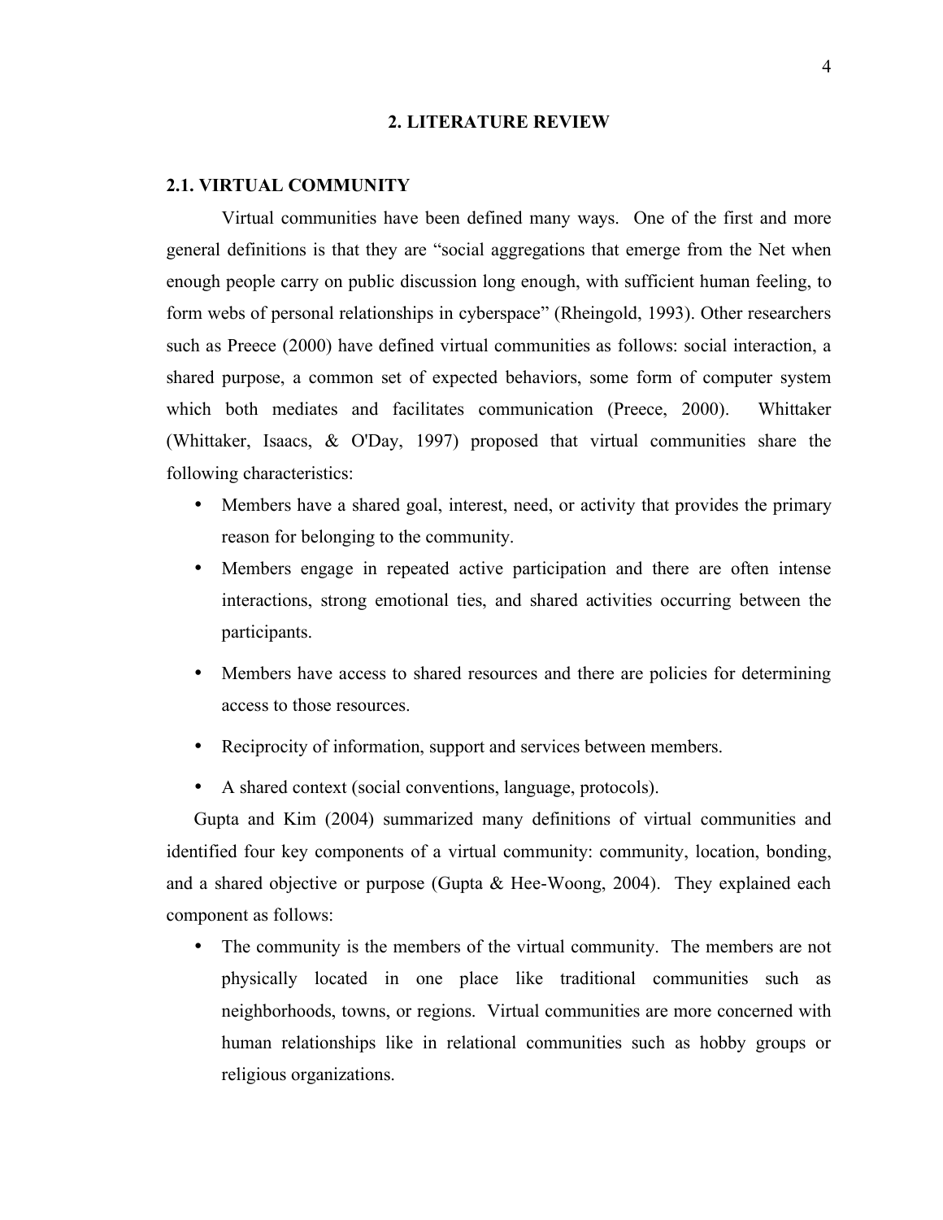# 2. LITERATURE REVIEW

## 2.1. VIRTUAL COMMUNITY

Virtual communities have been defined many ways. One of the first and more general definitions is that they are "social aggregations that emerge from the Net when enough people carry on public discussion long enough, with sufficient human feeling, to form webs of personal relationships in cyberspace" (Rheingold, 1993). Other researchers such as Preece (2000) have defined virtual communities as follows: social interaction, a shared purpose, a common set of expected behaviors, some form of computer system which both mediates and facilitates communication (Preece, 2000). Whittaker (Whittaker, Isaacs, & O'Day, 1997) proposed that virtual communities share the following characteristics:

- Members have a shared goal, interest, need, or activity that provides the primary reason for belonging to the community.
- Members engage in repeated active participation and there are often intense interactions, strong emotional ties, and shared activities occurring between the participants.
- Members have access to shared resources and there are policies for determining access to those resources.
- Reciprocity of information, support and services between members.
- A shared context (social conventions, language, protocols).

Gupta and Kim (2004) summarized many definitions of virtual communities and identified four key components of a virtual community: community, location, bonding, and a shared objective or purpose (Gupta & Hee-Woong, 2004). They explained each component as follows:

- The community is the members of the virtual community. The members are not physically located in one place like traditional communities such as neighborhoods, towns, or regions. Virtual communities are more concerned with human relationships like in relational communities such as hobby groups or religious organizations.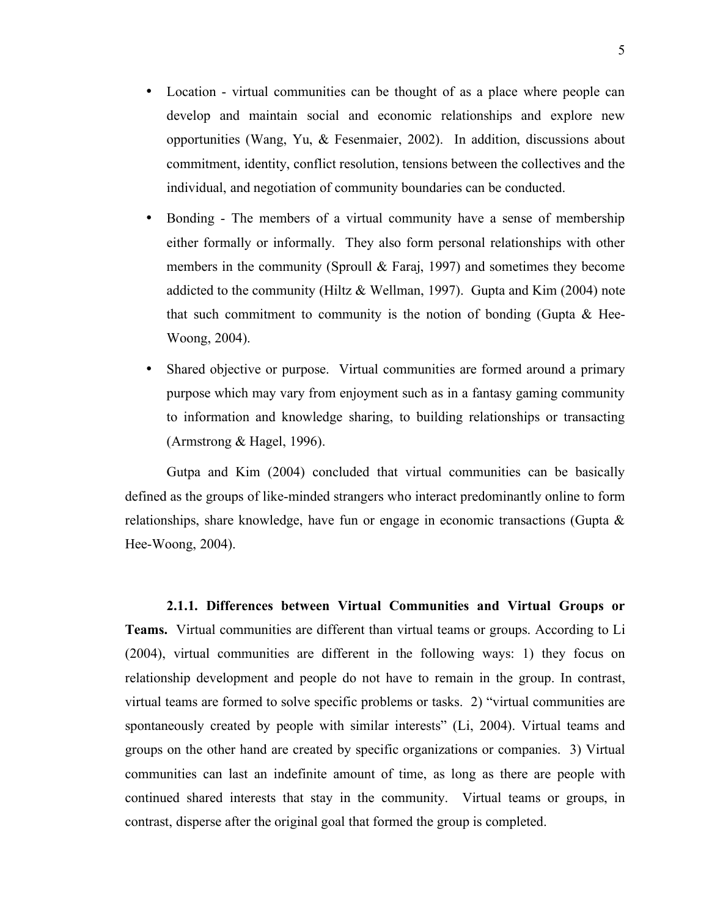- Location - virtual communities can be thought of as a place where people can develop and maintain social and economic relationships and explore new opportunities (Wang, Yu, & Fesenmaier, 2002). In addition, discussions about commitment, identity, conflict resolution, tensions between the collectives and the individual, and negotiation of community boundaries can be conducted.
- Bonding - The members of a virtual community have a sense of membership either formally or informally. They also form personal relationships with other members in the community (Sproull & Faraj, 1997) and sometimes they become addicted to the community (Hiltz & Wellman, 1997). Gupta and Kim (2004) note that such commitment to community is the notion of bonding (Gupta & Hee-Woong, 2004).
- Shared objective or purpose. Virtual communities are formed around a primary purpose which may vary from enjoyment such as in a fantasy gaming community to information and knowledge sharing, to building relationships or transacting (Armstrong & Hagel, 1996).

Gutpa and Kim (2004) concluded that virtual communities can be basically defined as the groups of like-minded strangers who interact predominantly online to form relationships, share knowledge, have fun or engage in economic transactions (Gupta & Hee-Woong, 2004).

**2.1.1. Differences between Virtual Communities and Virtual Groups or Teams.** Virtual communities are different than virtual teams or groups. According to Li (2004), virtual communities are different in the following ways: 1) they focus on relationship development and people do not have to remain in the group. In contrast, virtual teams are formed to solve specific problems or tasks. 2) "virtual communities are spontaneously created by people with similar interests" (Li, 2004). Virtual teams and groups on the other hand are created by specific organizations or companies. 3) Virtual communities can last an indefinite amount of time, as long as there are people with continued shared interests that stay in the community. Virtual teams or groups, in contrast, disperse after the original goal that formed the group is completed.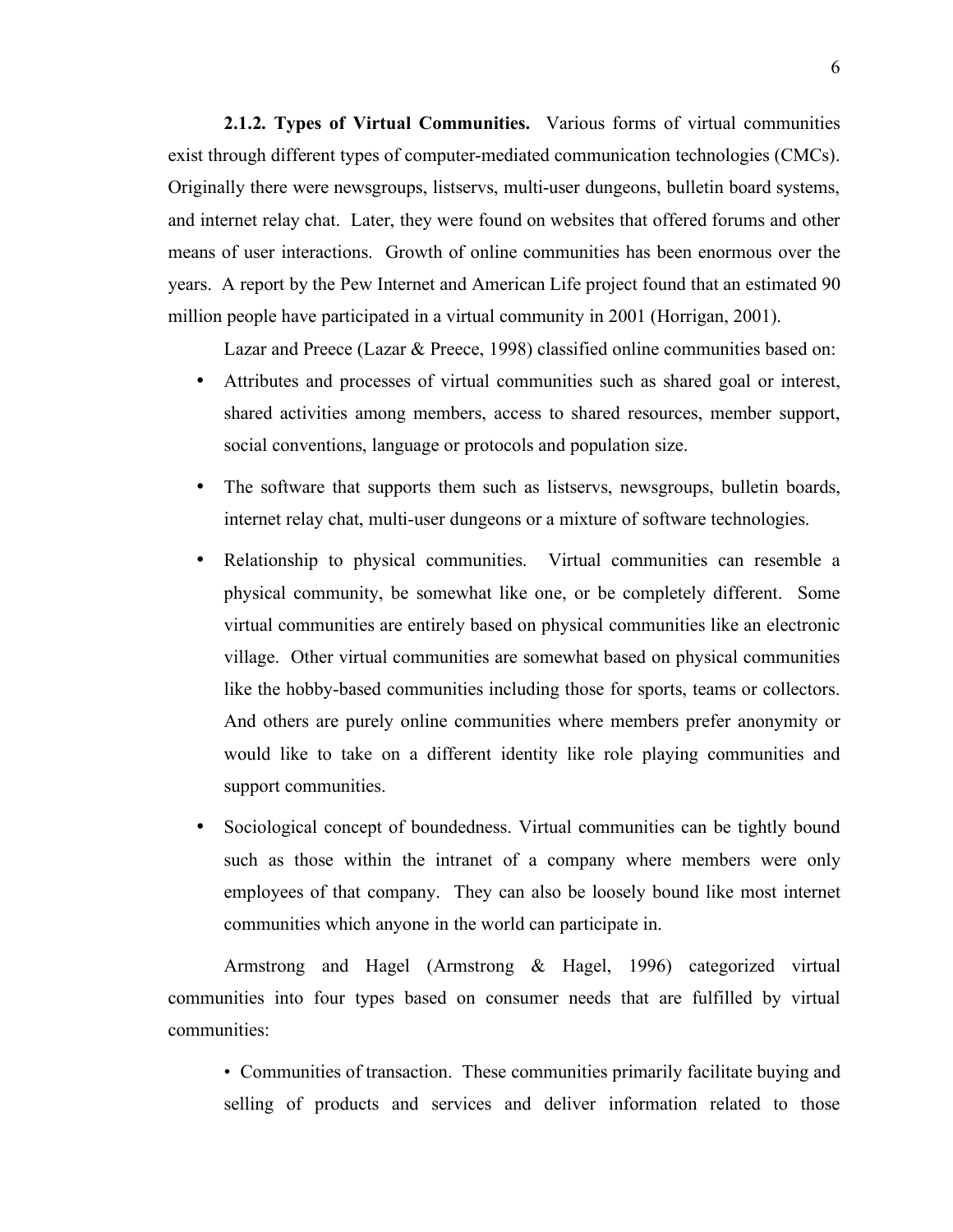**2.1.2. Types of Virtual Communities.** Various forms of virtual communities exist through different types of computer-mediated communication technologies (CMCs). Originally there were newsgroups, listservs, multi-user dungeons, bulletin board systems, and internet relay chat. Later, they were found on websites that offered forums and other means of user interactions. Growth of online communities has been enormous over the years. A report by the Pew Internet and American Life project found that an estimated 90 million people have participated in a virtual community in 2001 (Horrigan, 2001).

Lazar and Preece (Lazar & Preece, 1998) classified online communities based on:

- Attributes and processes of virtual communities such as shared goal or interest, shared activities among members, access to shared resources, member support, social conventions, language or protocols and population size.
- The software that supports them such as listservs, newsgroups, bulletin boards, internet relay chat, multi-user dungeons or a mixture of software technologies.
- Relationship to physical communities. Virtual communities can resemble a physical community, be somewhat like one, or be completely different. Some virtual communities are entirely based on physical communities like an electronic village. Other virtual communities are somewhat based on physical communities like the hobby-based communities including those for sports, teams or collectors. And others are purely online communities where members prefer anonymity or would like to take on a different identity like role playing communities and support communities.
- Sociological concept of boundedness. Virtual communities can be tightly bound such as those within the intranet of a company where members were only employees of that company. They can also be loosely bound like most internet communities which anyone in the world can participate in.

Armstrong and Hagel (Armstrong & Hagel, 1996) categorized virtual communities into four types based on consumer needs that are fulfilled by virtual communities:

- Communities of transaction. These communities primarily facilitate buying and selling of products and services and deliver information related to those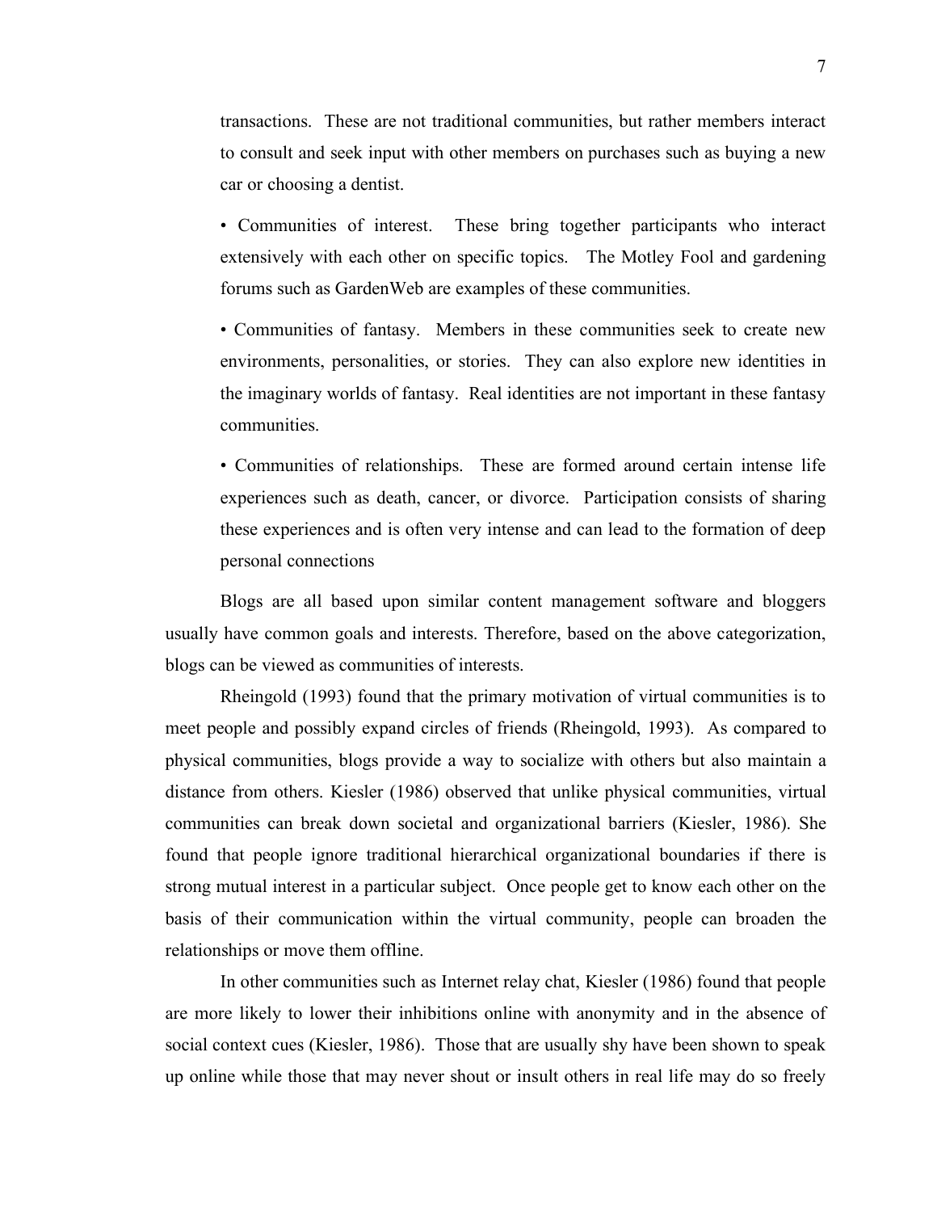transactions. These are not traditional communities, but rather members interact to consult and seek input with other members on purchases such as buying a new car or choosing a dentist.

• Communities of interest. These bring together participants who interact extensively with each other on specific topics. The Motley Fool and gardening forums such as GardenWeb are examples of these communities.

• Communities of fantasy. Members in these communities seek to create new environments, personalities, or stories. They can also explore new identities in the imaginary worlds of fantasy. Real identities are not important in these fantasy communities.

• Communities of relationships. These are formed around certain intense life experiences such as death, cancer, or divorce. Participation consists of sharing these experiences and is often very intense and can lead to the formation of deep personal connections

Blogs are all based upon similar content management software and bloggers usually have common goals and interests. Therefore, based on the above categorization, blogs can be viewed as communities of interests.

Rheingold (1993) found that the primary motivation of virtual communities is to meet people and possibly expand circles of friends (Rheingold, 1993). As compared to physical communities, blogs provide a way to socialize with others but also maintain a distance from others. Kiesler (1986) observed that unlike physical communities, virtual communities can break down societal and organizational barriers (Kiesler, 1986). She found that people ignore traditional hierarchical organizational boundaries if there is strong mutual interest in a particular subject. Once people get to know each other on the basis of their communication within the virtual community, people can broaden the relationships or move them offline.

In other communities such as Internet relay chat, Kiesler (1986) found that people are more likely to lower their inhibitions online with anonymity and in the absence of social context cues (Kiesler, 1986). Those that are usually shy have been shown to speak up online while those that may never shout or insult others in real life may do so freely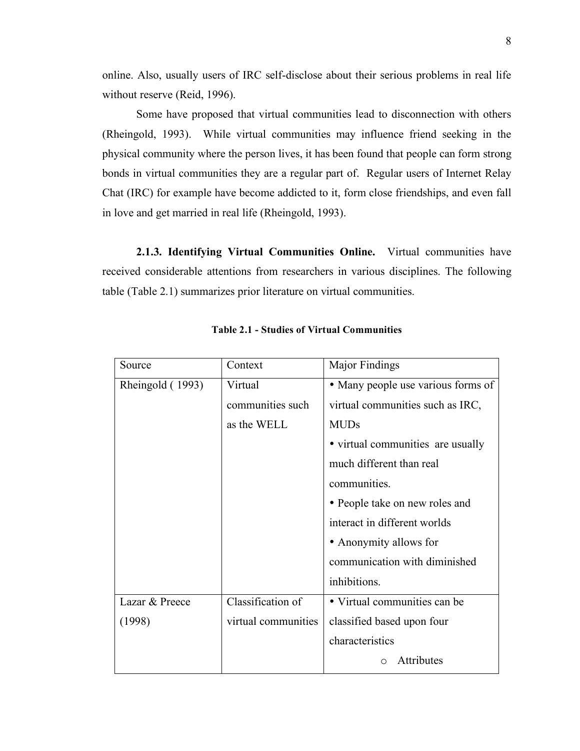online. Also, usually users of IRC self-disclose about their serious problems in real life without reserve (Reid, 1996).

Some have proposed that virtual communities lead to disconnection with others (Rheingold, 1993). While virtual communities may influence friend seeking in the physical community where the person lives, it has been found that people can form strong bonds in virtual communities they are a regular part of. Regular users of Internet Relay Chat (IRC) for example have become addicted to it, form close friendships, and even fall in love and get married in real life (Rheingold, 1993).

**2.1.3. Identifying Virtual Communities Online.** Virtual communities have received considerable attentions from researchers in various disciplines. The following table (Table 2.1) summarizes prior literature on virtual communities.

**Table 2.1 - Studies of Virtual Communities**

| Source | Context | Major Findings |
|---|---|---|
| Rheingold ( 1993) | Virtual communities such as the WELL | • Many people use various forms of virtual communities such as IRC, MUDs<br>• virtual communities are usually much different than real communities.<br>• People take on new roles and interact in different worlds<br>• Anonymity allows for communication with diminished inhibitions. |
| Lazar & Preece (1998) | Classification of virtual communities | • Virtual communities can be classified based upon four characteristics<br>o Attributes |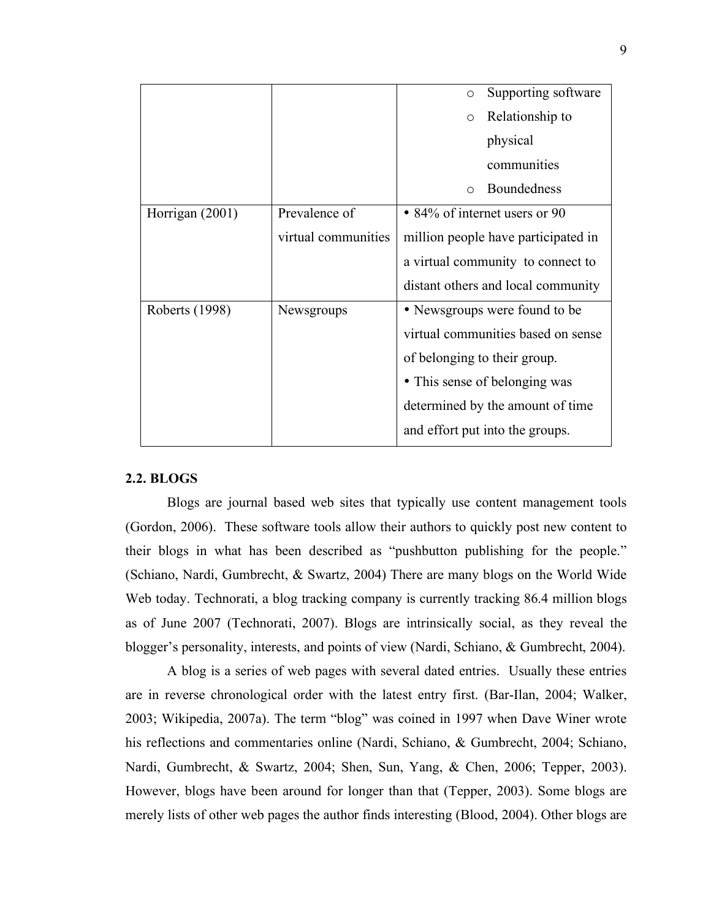| | | ○ Supporting software<br>○ Relationship to physical communities<br>○ Boundedness |
|---|---|---|
| Horrigan (2001) | Prevalence of virtual communities | • 84% of internet users or 90 million people have participated in a virtual community to connect to distant others and local community |
| Roberts (1998) | Newsgroups | • Newsgroups were found to be virtual communities based on sense of belonging to their group.<br>• This sense of belonging was determined by the amount of time and effort put into the groups. |

## 2.2. BLOGS

Blogs are journal based web sites that typically use content management tools (Gordon, 2006). These software tools allow their authors to quickly post new content to their blogs in what has been described as "pushbutton publishing for the people." (Schiano, Nardi, Gumbrecht, & Swartz, 2004) There are many blogs on the World Wide Web today. Technorati, a blog tracking company is currently tracking 86.4 million blogs as of June 2007 (Technorati, 2007). Blogs are intrinsically social, as they reveal the blogger's personality, interests, and points of view (Nardi, Schiano, & Gumbrecht, 2004).

A blog is a series of web pages with several dated entries. Usually these entries are in reverse chronological order with the latest entry first. (Bar-Ilan, 2004; Walker, 2003; Wikipedia, 2007a). The term "blog" was coined in 1997 when Dave Winer wrote his reflections and commentaries online (Nardi, Schiano, & Gumbrecht, 2004; Schiano, Nardi, Gumbrecht, & Swartz, 2004; Shen, Sun, Yang, & Chen, 2006; Tepper, 2003). However, blogs have been around for longer than that (Tepper, 2003). Some blogs are merely lists of other web pages the author finds interesting (Blood, 2004). Other blogs are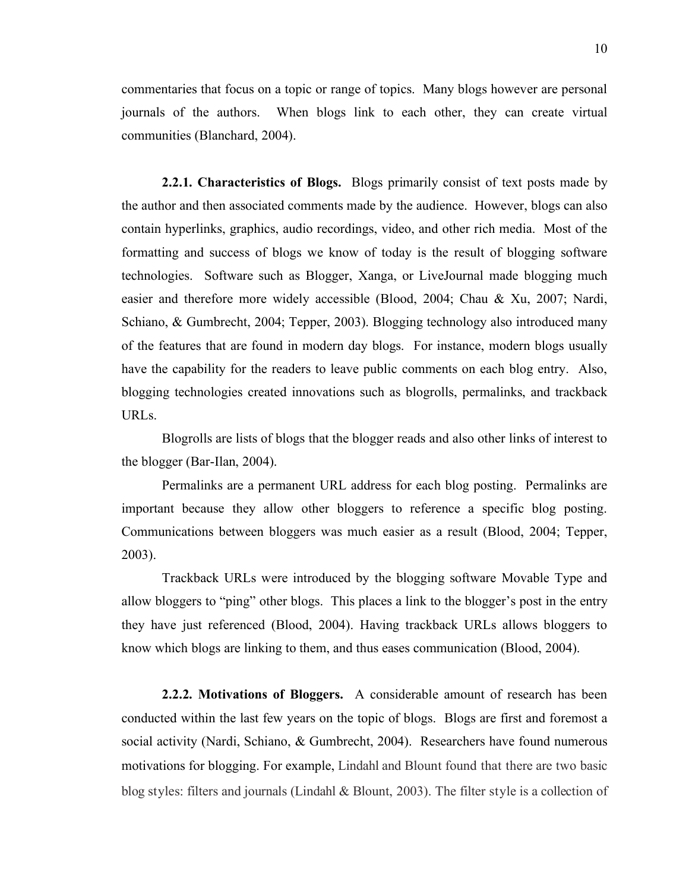commentaries that focus on a topic or range of topics. Many blogs however are personal journals of the authors. When blogs link to each other, they can create virtual communities (Blanchard, 2004).

**2.2.1. Characteristics of Blogs.** Blogs primarily consist of text posts made by the author and then associated comments made by the audience. However, blogs can also contain hyperlinks, graphics, audio recordings, video, and other rich media. Most of the formatting and success of blogs we know of today is the result of blogging software technologies. Software such as Blogger, Xanga, or LiveJournal made blogging much easier and therefore more widely accessible (Blood, 2004; Chau & Xu, 2007; Nardi, Schiano, & Gumbrecht, 2004; Tepper, 2003). Blogging technology also introduced many of the features that are found in modern day blogs. For instance, modern blogs usually have the capability for the readers to leave public comments on each blog entry. Also, blogging technologies created innovations such as blogrolls, permalinks, and trackback URLs.

Blogrolls are lists of blogs that the blogger reads and also other links of interest to the blogger (Bar-Ilan, 2004).

Permalinks are a permanent URL address for each blog posting. Permalinks are important because they allow other bloggers to reference a specific blog posting. Communications between bloggers was much easier as a result (Blood, 2004; Tepper, 2003).

Trackback URLs were introduced by the blogging software Movable Type and allow bloggers to "ping" other blogs. This places a link to the blogger's post in the entry they have just referenced (Blood, 2004). Having trackback URLs allows bloggers to know which blogs are linking to them, and thus eases communication (Blood, 2004).

**2.2.2. Motivations of Bloggers.** A considerable amount of research has been conducted within the last few years on the topic of blogs. Blogs are first and foremost a social activity (Nardi, Schiano, & Gumbrecht, 2004). Researchers have found numerous motivations for blogging. For example, Lindahl and Blount found that there are two basic blog styles: filters and journals (Lindahl & Blount, 2003). The filter style is a collection of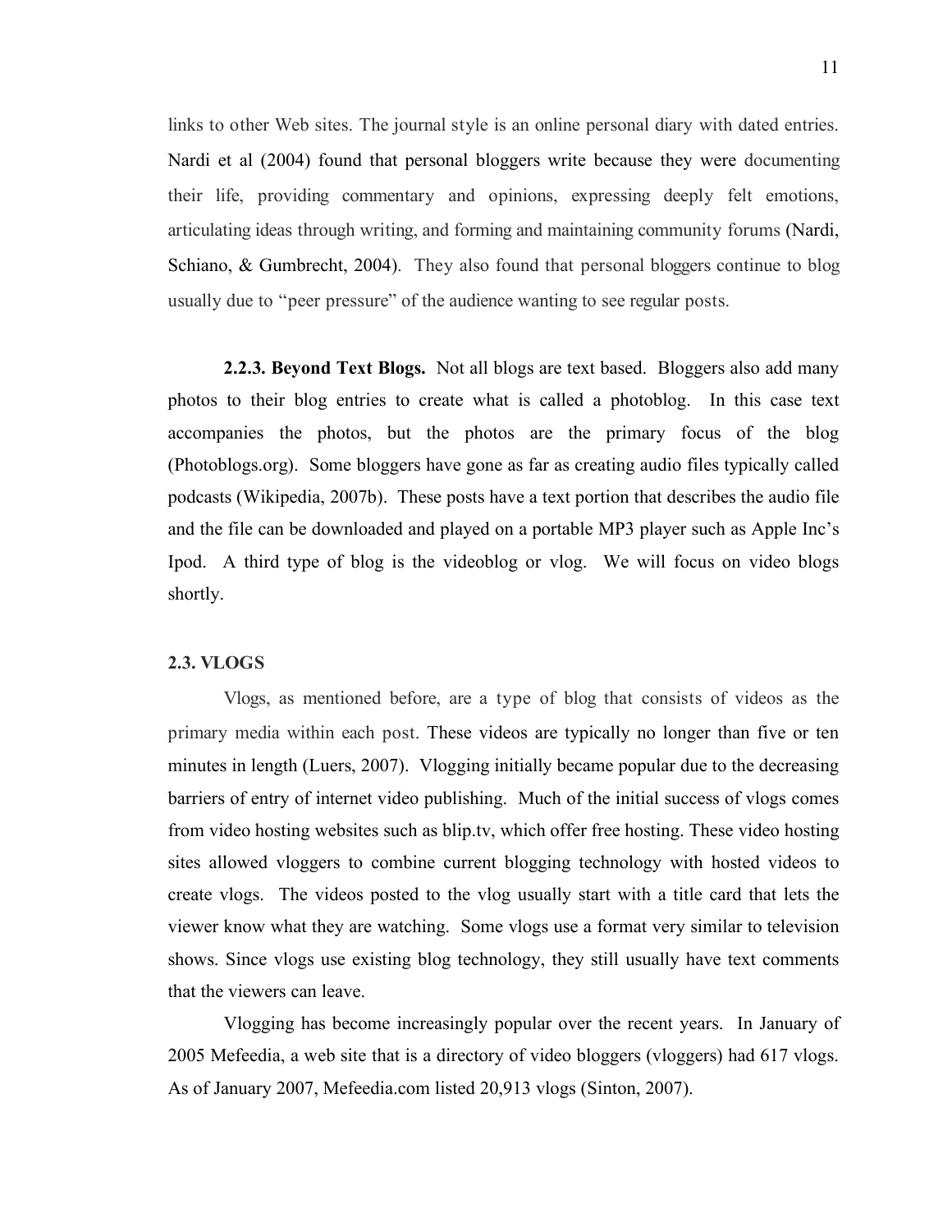links to other Web sites. The journal style is an online personal diary with dated entries. Nardi et al (2004) found that personal bloggers write because they were documenting their life, providing commentary and opinions, expressing deeply felt emotions, articulating ideas through writing, and forming and maintaining community forums (Nardi, Schiano, & Gumbrecht, 2004). They also found that personal bloggers continue to blog usually due to "peer pressure" of the audience wanting to see regular posts.

**2.2.3. Beyond Text Blogs.** Not all blogs are text based. Bloggers also add many photos to their blog entries to create what is called a photoblog. In this case text accompanies the photos, but the photos are the primary focus of the blog (Photoblogs.org). Some bloggers have gone as far as creating audio files typically called podcasts (Wikipedia, 2007b). These posts have a text portion that describes the audio file and the file can be downloaded and played on a portable MP3 player such as Apple Inc's Ipod. A third type of blog is the videoblog or vlog. We will focus on video blogs shortly.

## 2.3. VLOGS

Vlogs, as mentioned before, are a type of blog that consists of videos as the primary media within each post. These videos are typically no longer than five or ten minutes in length (Luers, 2007). Vlogging initially became popular due to the decreasing barriers of entry of internet video publishing. Much of the initial success of vlogs comes from video hosting websites such as blip.tv, which offer free hosting. These video hosting sites allowed vloggers to combine current blogging technology with hosted videos to create vlogs. The videos posted to the vlog usually start with a title card that lets the viewer know what they are watching. Some vlogs use a format very similar to television shows. Since vlogs use existing blog technology, they still usually have text comments that the viewers can leave.

Vlogging has become increasingly popular over the recent years. In January of 2005 Mefeedia, a web site that is a directory of video bloggers (vloggers) had 617 vlogs. As of January 2007, Mefeedia.com listed 20,913 vlogs (Sinton, 2007).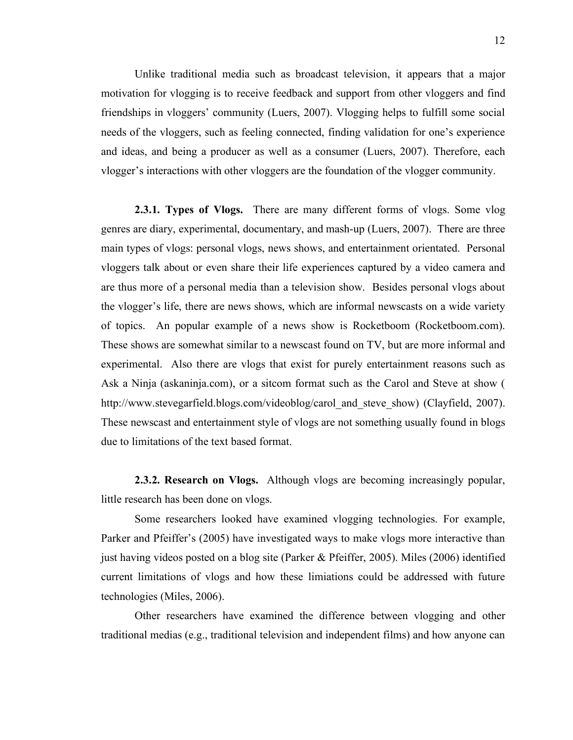Unlike traditional media such as broadcast television, it appears that a major motivation for vlogging is to receive feedback and support from other vloggers and find friendships in vloggers' community (Luers, 2007). Vlogging helps to fulfill some social needs of the vloggers, such as feeling connected, finding validation for one's experience and ideas, and being a producer as well as a consumer (Luers, 2007). Therefore, each vlogger's interactions with other vloggers are the foundation of the vlogger community.

**2.3.1. Types of Vlogs.** There are many different forms of vlogs. Some vlog genres are diary, experimental, documentary, and mash-up (Luers, 2007). There are three main types of vlogs: personal vlogs, news shows, and entertainment orientated. Personal vloggers talk about or even share their life experiences captured by a video camera and are thus more of a personal media than a television show. Besides personal vlogs about the vlogger's life, there are news shows, which are informal newscasts on a wide variety of topics. An popular example of a news show is Rocketboom (Rocketboom.com). These shows are somewhat similar to a newscast found on TV, but are more informal and experimental. Also there are vlogs that exist for purely entertainment reasons such as Ask a Ninja (askaninja.com), or a sitcom format such as the Carol and Steve at show ( http://www.stevegarfield.blogs.com/videoblog/carol_and_steve_show) (Clayfield, 2007). These newscast and entertainment style of vlogs are not something usually found in blogs due to limitations of the text based format.

**2.3.2. Research on Vlogs.** Although vlogs are becoming increasingly popular, little research has been done on vlogs.

Some researchers looked have examined vlogging technologies. For example, Parker and Pfeiffer's (2005) have investigated ways to make vlogs more interactive than just having videos posted on a blog site (Parker & Pfeiffer, 2005). Miles (2006) identified current limitations of vlogs and how these limiations could be addressed with future technologies (Miles, 2006).

Other researchers have examined the difference between vlogging and other traditional medias (e.g., traditional television and independent films) and how anyone can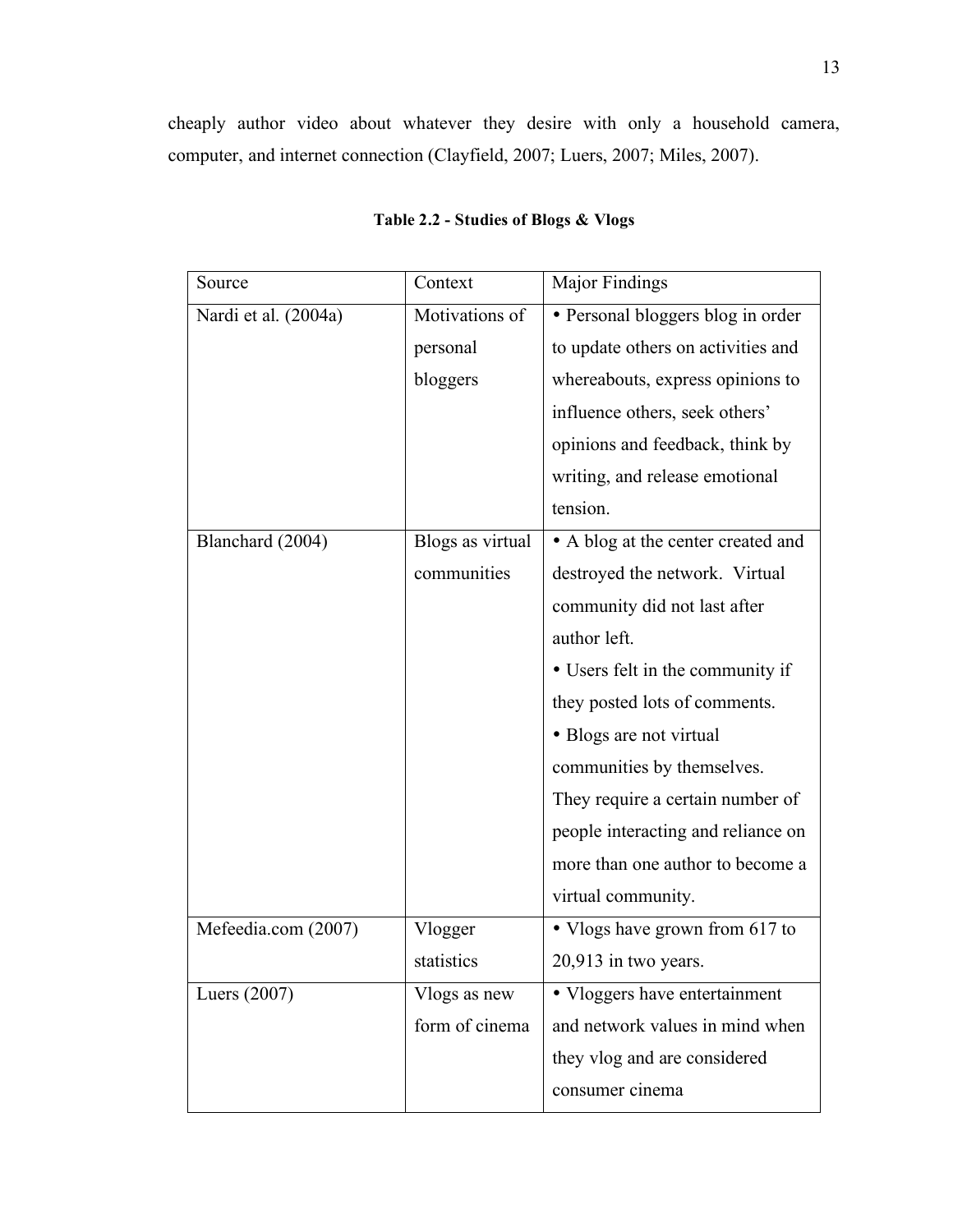cheaply author video about whatever they desire with only a household camera, computer, and internet connection (Clayfield, 2007; Luers, 2007; Miles, 2007).

**Table 2.2 - Studies of Blogs & Vlogs**

| Source | Context | Major Findings |
|---|---|---|
| Nardi et al. (2004a) | Motivations of personal bloggers | • Personal bloggers blog in order to update others on activities and whereabouts, express opinions to influence others, seek others' opinions and feedback, think by writing, and release emotional tension. |
| Blanchard (2004) | Blogs as virtual communities | • A blog at the center created and destroyed the network. Virtual community did not last after author left. • Users felt in the community if they posted lots of comments. • Blogs are not virtual communities by themselves. They require a certain number of people interacting and reliance on more than one author to become a virtual community. |
| Mefeedia.com (2007) | Vlogger statistics | • Vlogs have grown from 617 to 20,913 in two years. |
| Luers (2007) | Vlogs as new form of cinema | • Vloggers have entertainment and network values in mind when they vlog and are considered consumer cinema |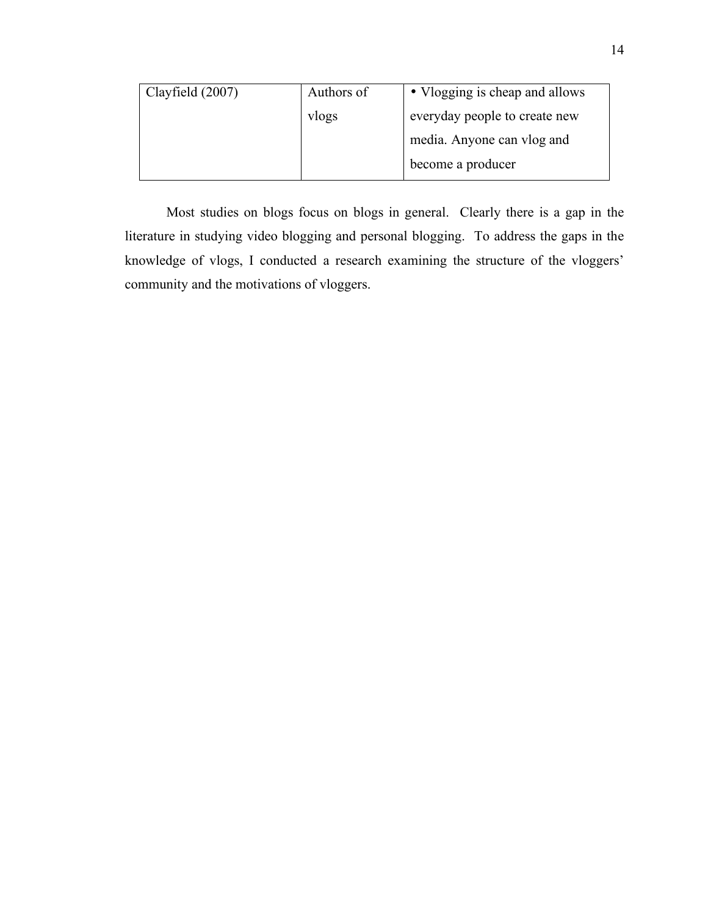| Clayfield (2007) | Authors of vlogs | • Vlogging is cheap and allows everyday people to create new media. Anyone can vlog and become a producer |
|---|---|---|

Most studies on blogs focus on blogs in general. Clearly there is a gap in the literature in studying video blogging and personal blogging. To address the gaps in the knowledge of vlogs, I conducted a research examining the structure of the vloggers' community and the motivations of vloggers.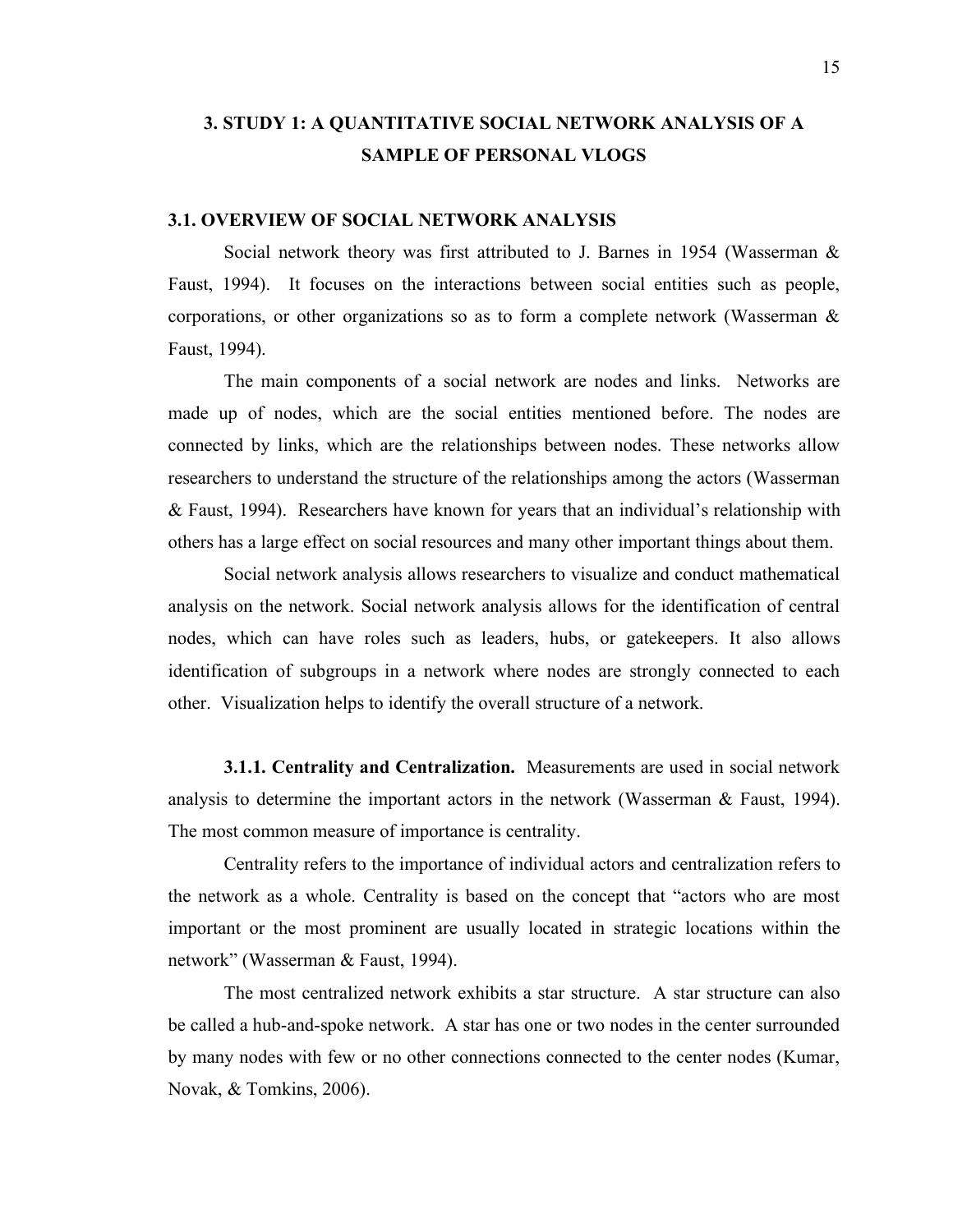# 3. STUDY 1: A QUANTITATIVE SOCIAL NETWORK ANALYSIS OF A SAMPLE OF PERSONAL VLOGS

## 3.1. OVERVIEW OF SOCIAL NETWORK ANALYSIS

Social network theory was first attributed to J. Barnes in 1954 (Wasserman & Faust, 1994). It focuses on the interactions between social entities such as people, corporations, or other organizations so as to form a complete network (Wasserman & Faust, 1994).

The main components of a social network are nodes and links. Networks are made up of nodes, which are the social entities mentioned before. The nodes are connected by links, which are the relationships between nodes. These networks allow researchers to understand the structure of the relationships among the actors (Wasserman & Faust, 1994). Researchers have known for years that an individual's relationship with others has a large effect on social resources and many other important things about them.

Social network analysis allows researchers to visualize and conduct mathematical analysis on the network. Social network analysis allows for the identification of central nodes, which can have roles such as leaders, hubs, or gatekeepers. It also allows identification of subgroups in a network where nodes are strongly connected to each other. Visualization helps to identify the overall structure of a network.

**3.1.1. Centrality and Centralization.** Measurements are used in social network analysis to determine the important actors in the network (Wasserman & Faust, 1994). The most common measure of importance is centrality.

Centrality refers to the importance of individual actors and centralization refers to the network as a whole. Centrality is based on the concept that "actors who are most important or the most prominent are usually located in strategic locations within the network" (Wasserman & Faust, 1994).

The most centralized network exhibits a star structure. A star structure can also be called a hub-and-spoke network. A star has one or two nodes in the center surrounded by many nodes with few or no other connections connected to the center nodes (Kumar, Novak, & Tomkins, 2006).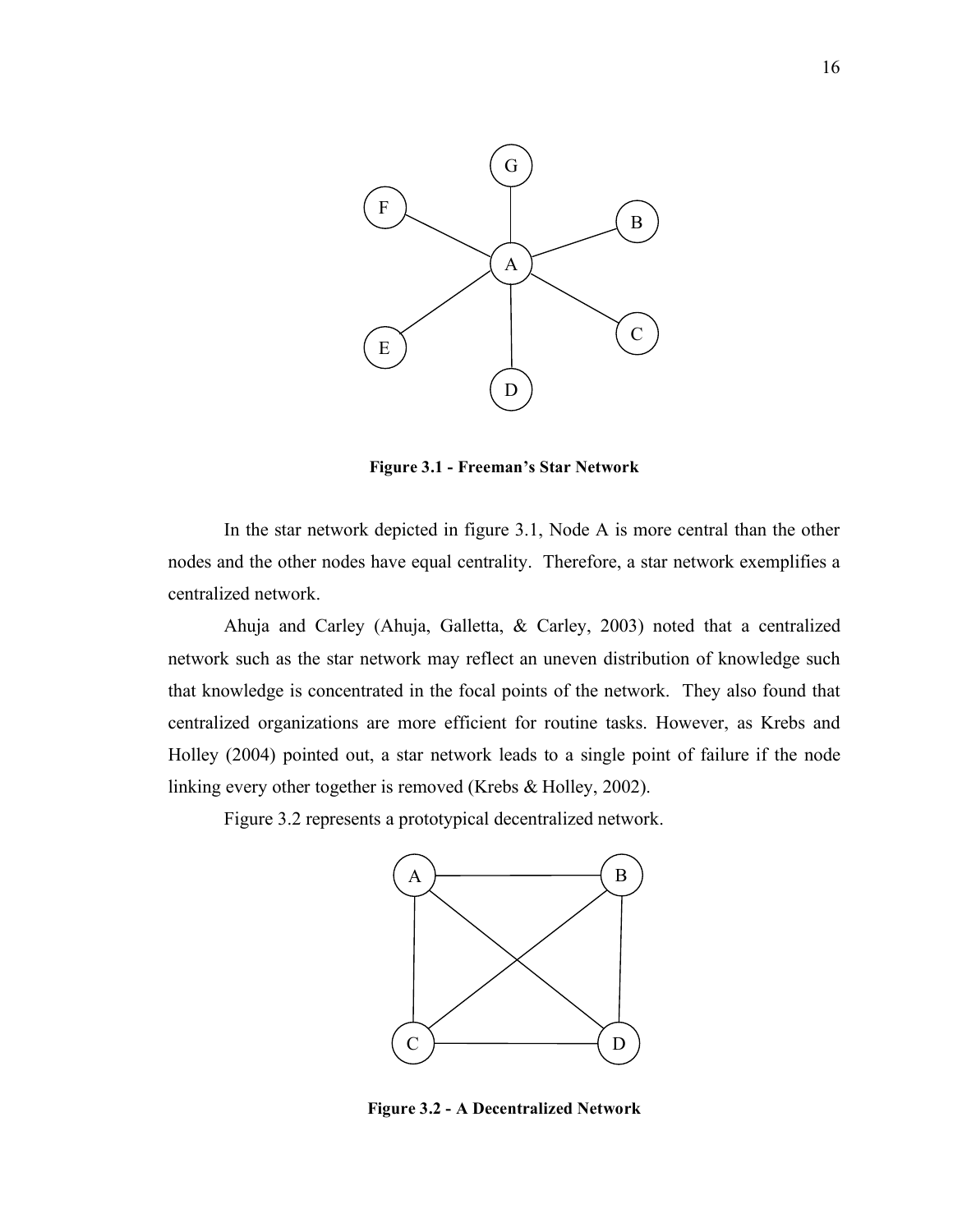**Figure 3.1 - Freeman's Star Network**

In the star network depicted in figure 3.1, Node A is more central than the other nodes and the other nodes have equal centrality. Therefore, a star network exemplifies a centralized network.

Ahuja and Carley (Ahuja, Galletta, & Carley, 2003) noted that a centralized network such as the star network may reflect an uneven distribution of knowledge such that knowledge is concentrated in the focal points of the network. They also found that centralized organizations are more efficient for routine tasks. However, as Krebs and Holley (2004) pointed out, a star network leads to a single point of failure if the node linking every other together is removed (Krebs & Holley, 2002).

Figure 3.2 represents a prototypical decentralized network.

**Figure 3.2 - A Decentralized Network**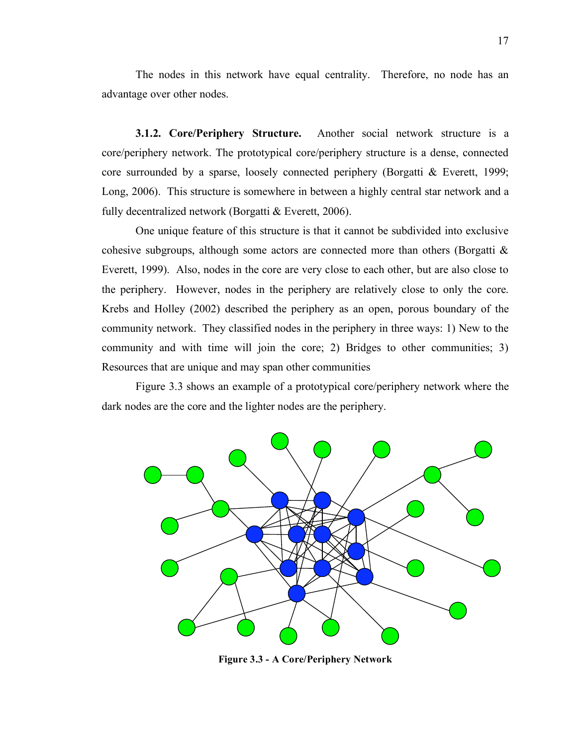The nodes in this network have equal centrality. Therefore, no node has an advantage over other nodes.

**3.1.2. Core/Periphery Structure.** Another social network structure is a core/periphery network. The prototypical core/periphery structure is a dense, connected core surrounded by a sparse, loosely connected periphery (Borgatti & Everett, 1999; Long, 2006). This structure is somewhere in between a highly central star network and a fully decentralized network (Borgatti & Everett, 2006).

One unique feature of this structure is that it cannot be subdivided into exclusive cohesive subgroups, although some actors are connected more than others (Borgatti & Everett, 1999). Also, nodes in the core are very close to each other, but are also close to the periphery. However, nodes in the periphery are relatively close to only the core. Krebs and Holley (2002) described the periphery as an open, porous boundary of the community network. They classified nodes in the periphery in three ways: 1) New to the community and with time will join the core; 2) Bridges to other communities; 3) Resources that are unique and may span other communities

Figure 3.3 shows an example of a prototypical core/periphery network where the dark nodes are the core and the lighter nodes are the periphery.

**Figure 3.3 - A Core/Periphery Network**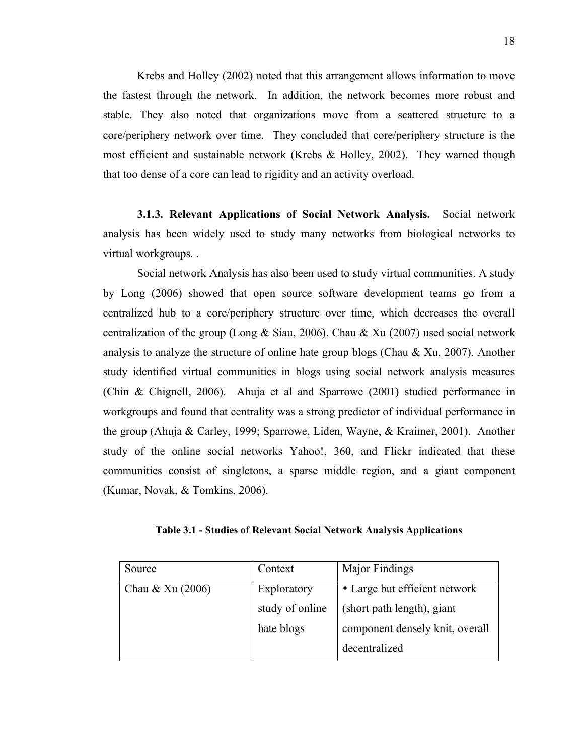Krebs and Holley (2002) noted that this arrangement allows information to move the fastest through the network. In addition, the network becomes more robust and stable. They also noted that organizations move from a scattered structure to a core/periphery network over time. They concluded that core/periphery structure is the most efficient and sustainable network (Krebs & Holley, 2002). They warned though that too dense of a core can lead to rigidity and an activity overload.

**3.1.3. Relevant Applications of Social Network Analysis.** Social network analysis has been widely used to study many networks from biological networks to virtual workgroups. .

Social network Analysis has also been used to study virtual communities. A study by Long (2006) showed that open source software development teams go from a centralized hub to a core/periphery structure over time, which decreases the overall centralization of the group (Long & Siau, 2006). Chau & Xu (2007) used social network analysis to analyze the structure of online hate group blogs (Chau & Xu, 2007). Another study identified virtual communities in blogs using social network analysis measures (Chin & Chignell, 2006). Ahuja et al and Sparrowe (2001) studied performance in workgroups and found that centrality was a strong predictor of individual performance in the group (Ahuja & Carley, 1999; Sparrowe, Liden, Wayne, & Kraimer, 2001). Another study of the online social networks Yahoo!, 360, and Flickr indicated that these communities consist of singletons, a sparse middle region, and a giant component (Kumar, Novak, & Tomkins, 2006).

**Table 3.1 - Studies of Relevant Social Network Analysis Applications**

| Source | Context | Major Findings |
|---|---|---|
| Chau & Xu (2006) | Exploratory study of online hate blogs | • Large but efficient network (short path length), giant component densely knit, overall decentralized |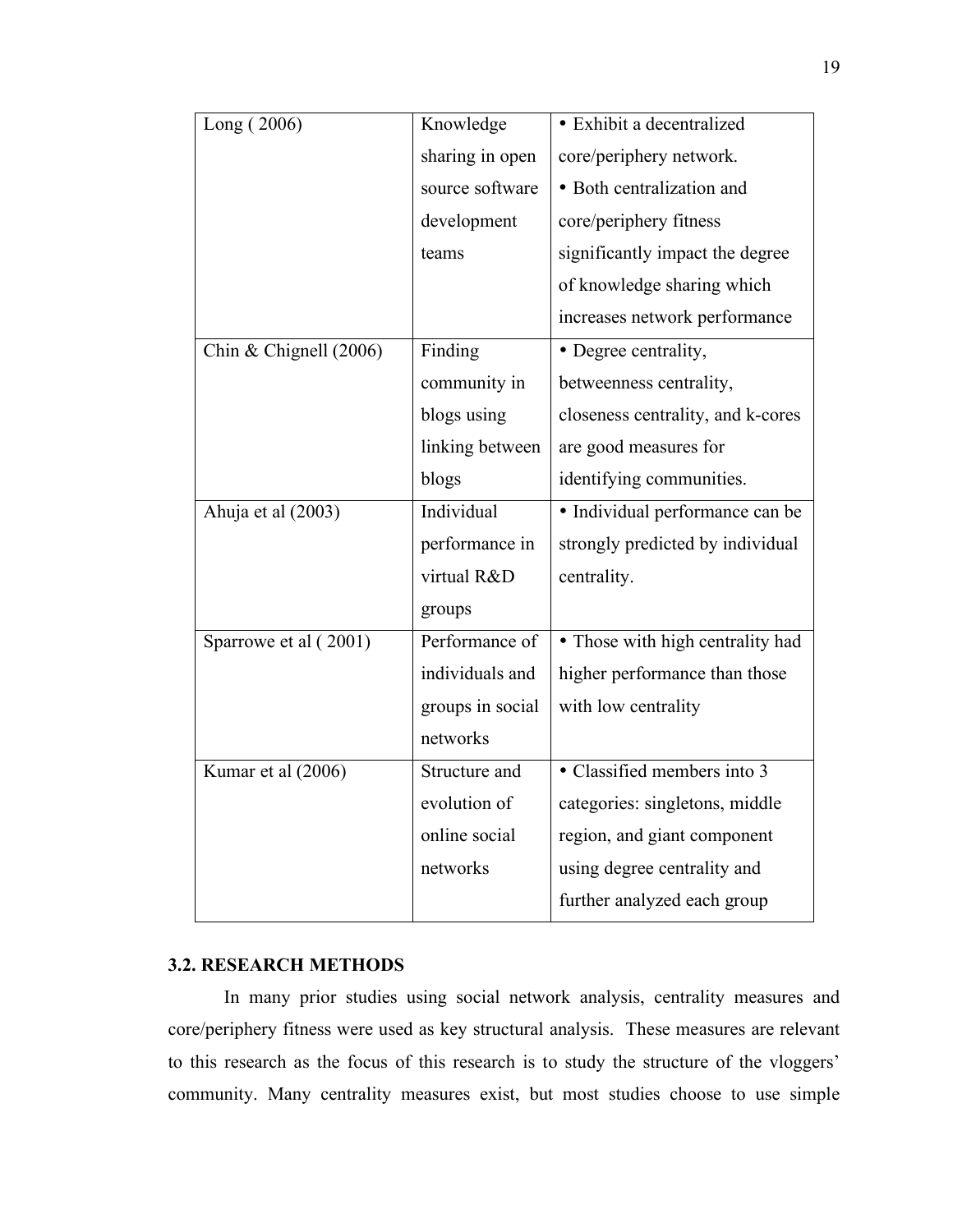| | | |
|---|---|---|
| Long ( 2006) | Knowledge sharing in open source software development teams | • Exhibit a decentralized core/periphery network. • Both centralization and core/periphery fitness significantly impact the degree of knowledge sharing which increases network performance |
| Chin & Chignell (2006) | Finding community in blogs using linking between blogs | • Degree centrality, betweenness centrality, closeness centrality, and k-cores are good measures for identifying communities. |
| Ahuja et al (2003) | Individual performance in virtual R&D groups | • Individual performance can be strongly predicted by individual centrality. |
| Sparrowe et al ( 2001) | Performance of individuals and groups in social networks | • Those with high centrality had higher performance than those with low centrality |
| Kumar et al (2006) | Structure and evolution of online social networks | • Classified members into 3 categories: singletons, middle region, and giant component using degree centrality and further analyzed each group |

### 3.2. RESEARCH METHODS

In many prior studies using social network analysis, centrality measures and core/periphery fitness were used as key structural analysis. These measures are relevant to this research as the focus of this research is to study the structure of the vloggers' community. Many centrality measures exist, but most studies choose to use simple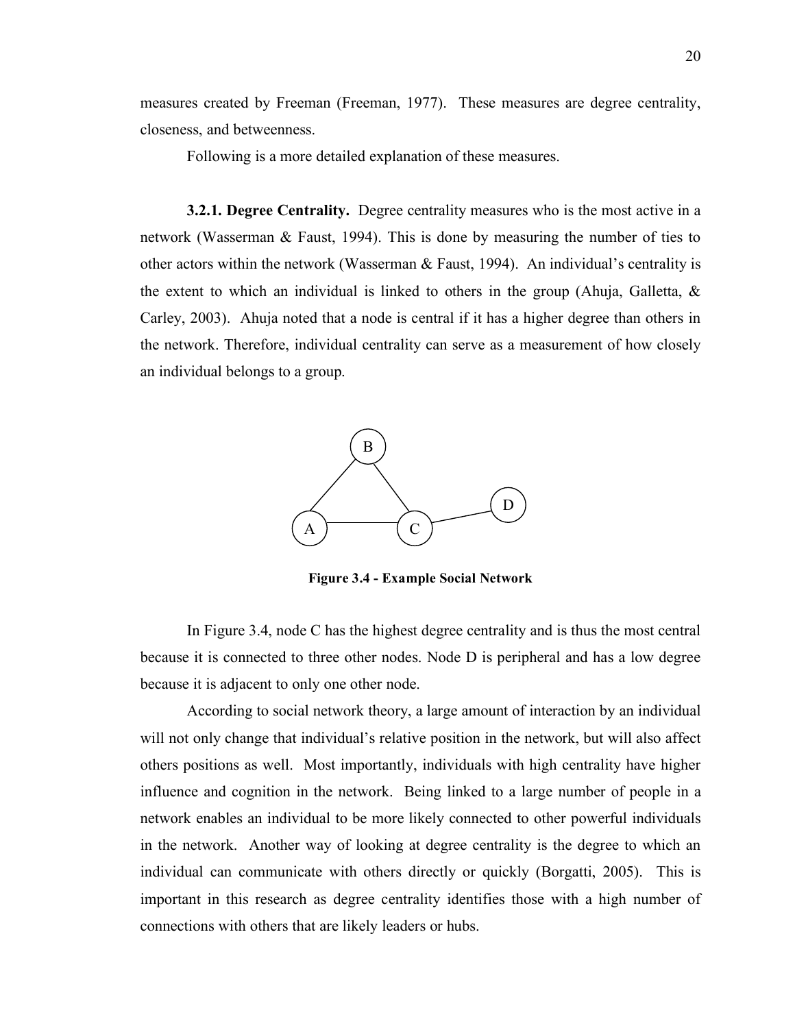measures created by Freeman (Freeman, 1977). These measures are degree centrality, closeness, and betweenness.

Following is a more detailed explanation of these measures.

**3.2.1. Degree Centrality.** Degree centrality measures who is the most active in a network (Wasserman & Faust, 1994). This is done by measuring the number of ties to other actors within the network (Wasserman & Faust, 1994). An individual's centrality is the extent to which an individual is linked to others in the group (Ahuja, Galletta, & Carley, 2003). Ahuja noted that a node is central if it has a higher degree than others in the network. Therefore, individual centrality can serve as a measurement of how closely an individual belongs to a group.

**Figure 3.4 - Example Social Network**

In Figure 3.4, node C has the highest degree centrality and is thus the most central because it is connected to three other nodes. Node D is peripheral and has a low degree because it is adjacent to only one other node.

According to social network theory, a large amount of interaction by an individual will not only change that individual's relative position in the network, but will also affect others positions as well. Most importantly, individuals with high centrality have higher influence and cognition in the network. Being linked to a large number of people in a network enables an individual to be more likely connected to other powerful individuals in the network. Another way of looking at degree centrality is the degree to which an individual can communicate with others directly or quickly (Borgatti, 2005). This is important in this research as degree centrality identifies those with a high number of connections with others that are likely leaders or hubs.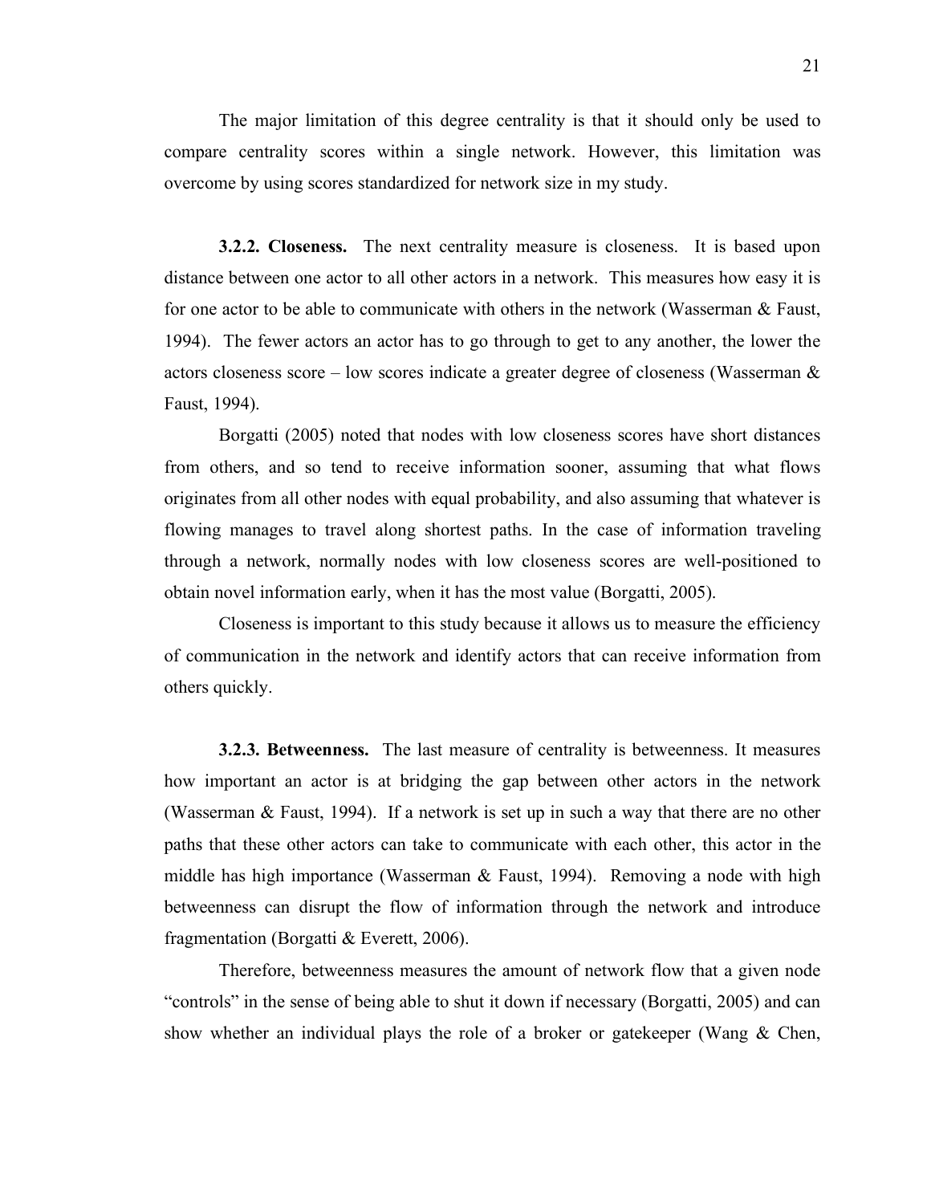The major limitation of this degree centrality is that it should only be used to compare centrality scores within a single network. However, this limitation was overcome by using scores standardized for network size in my study.

**3.2.2. Closeness.** The next centrality measure is closeness. It is based upon distance between one actor to all other actors in a network. This measures how easy it is for one actor to be able to communicate with others in the network (Wasserman & Faust, 1994). The fewer actors an actor has to go through to get to any another, the lower the actors closeness score – low scores indicate a greater degree of closeness (Wasserman & Faust, 1994).

Borgatti (2005) noted that nodes with low closeness scores have short distances from others, and so tend to receive information sooner, assuming that what flows originates from all other nodes with equal probability, and also assuming that whatever is flowing manages to travel along shortest paths. In the case of information traveling through a network, normally nodes with low closeness scores are well-positioned to obtain novel information early, when it has the most value (Borgatti, 2005).

Closeness is important to this study because it allows us to measure the efficiency of communication in the network and identify actors that can receive information from others quickly.

**3.2.3. Betweenness.** The last measure of centrality is betweenness. It measures how important an actor is at bridging the gap between other actors in the network (Wasserman & Faust, 1994). If a network is set up in such a way that there are no other paths that these other actors can take to communicate with each other, this actor in the middle has high importance (Wasserman & Faust, 1994). Removing a node with high betweenness can disrupt the flow of information through the network and introduce fragmentation (Borgatti & Everett, 2006).

Therefore, betweenness measures the amount of network flow that a given node "controls" in the sense of being able to shut it down if necessary (Borgatti, 2005) and can show whether an individual plays the role of a broker or gatekeeper (Wang & Chen,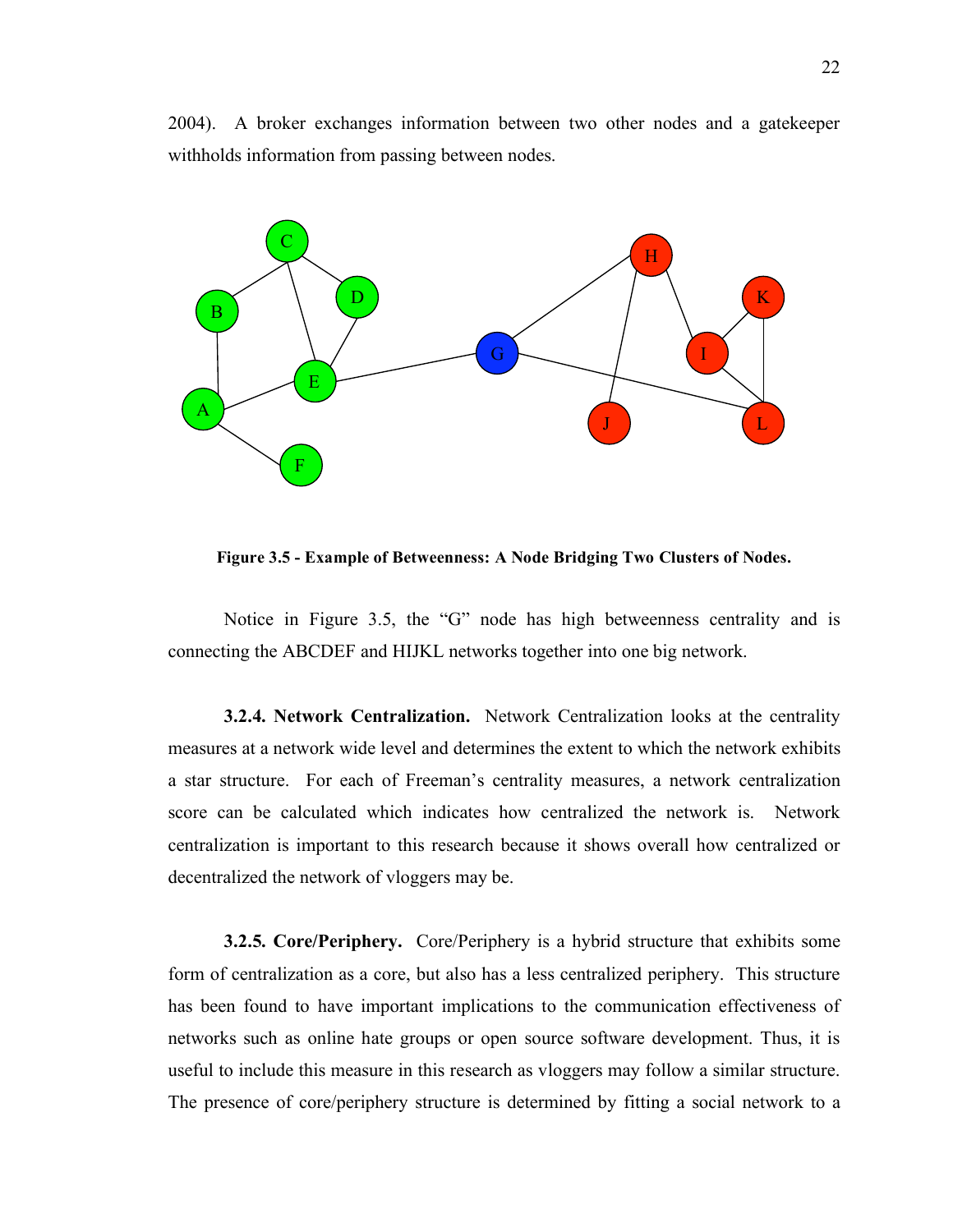2004). A broker exchanges information between two other nodes and a gatekeeper withholds information from passing between nodes.

**Figure 3.5 - Example of Betweenness: A Node Bridging Two Clusters of Nodes.**

Notice in Figure 3.5, the "G" node has high betweenness centrality and is connecting the ABCDEF and HIJKL networks together into one big network.

**3.2.4. Network Centralization.** Network Centralization looks at the centrality measures at a network wide level and determines the extent to which the network exhibits a star structure. For each of Freeman's centrality measures, a network centralization score can be calculated which indicates how centralized the network is. Network centralization is important to this research because it shows overall how centralized or decentralized the network of vloggers may be.

**3.2.5. Core/Periphery.** Core/Periphery is a hybrid structure that exhibits some form of centralization as a core, but also has a less centralized periphery. This structure has been found to have important implications to the communication effectiveness of networks such as online hate groups or open source software development. Thus, it is useful to include this measure in this research as vloggers may follow a similar structure. The presence of core/periphery structure is determined by fitting a social network to a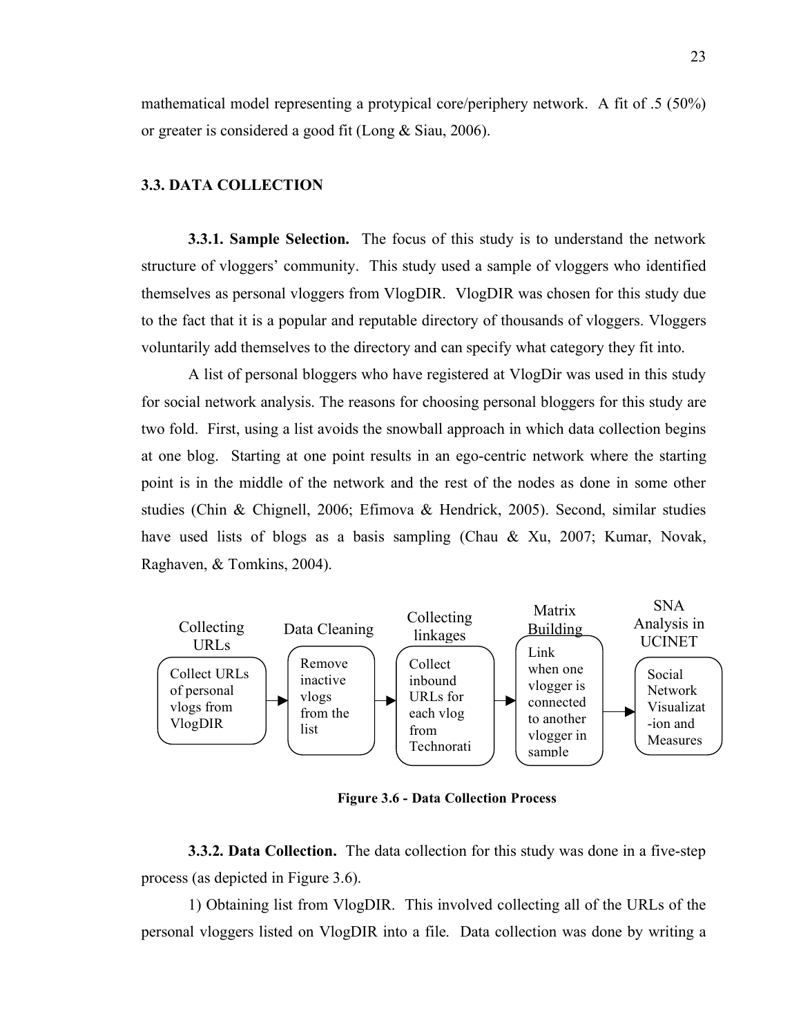mathematical model representing a protypical core/periphery network. A fit of .5 (50%) or greater is considered a good fit (Long & Siau, 2006).

### 3.3. DATA COLLECTION

**3.3.1. Sample Selection.** The focus of this study is to understand the network structure of vloggers' community. This study used a sample of vloggers who identified themselves as personal vloggers from VlogDIR. VlogDIR was chosen for this study due to the fact that it is a popular and reputable directory of thousands of vloggers. Vloggers voluntarily add themselves to the directory and can specify what category they fit into.

A list of personal bloggers who have registered at VlogDir was used in this study for social network analysis. The reasons for choosing personal bloggers for this study are two fold. First, using a list avoids the snowball approach in which data collection begins at one blog. Starting at one point results in an ego-centric network where the starting point is in the middle of the network and the rest of the nodes as done in some other studies (Chin & Chignell, 2006; Efimova & Hendrick, 2005). Second, similar studies have used lists of blogs as a basis sampling (Chau & Xu, 2007; Kumar, Novak, Raghaven, & Tomkins, 2004).

Collecting URLs: Collect URLs of personal vlogs from VlogDIR → Data Cleaning: Remove inactive vlogs from the list → Collecting linkages: Collect inbound URLs for each vlog from Technorati → Matrix Building: Link when one vlogger is connected to another vlogger in sample → SNA Analysis in UCINET: Social Network Visualizat-ion and Measures

**Figure 3.6 - Data Collection Process**

**3.3.2. Data Collection.** The data collection for this study was done in a five-step process (as depicted in Figure 3.6).

1) Obtaining list from VlogDIR. This involved collecting all of the URLs of the personal vloggers listed on VlogDIR into a file. Data collection was done by writing a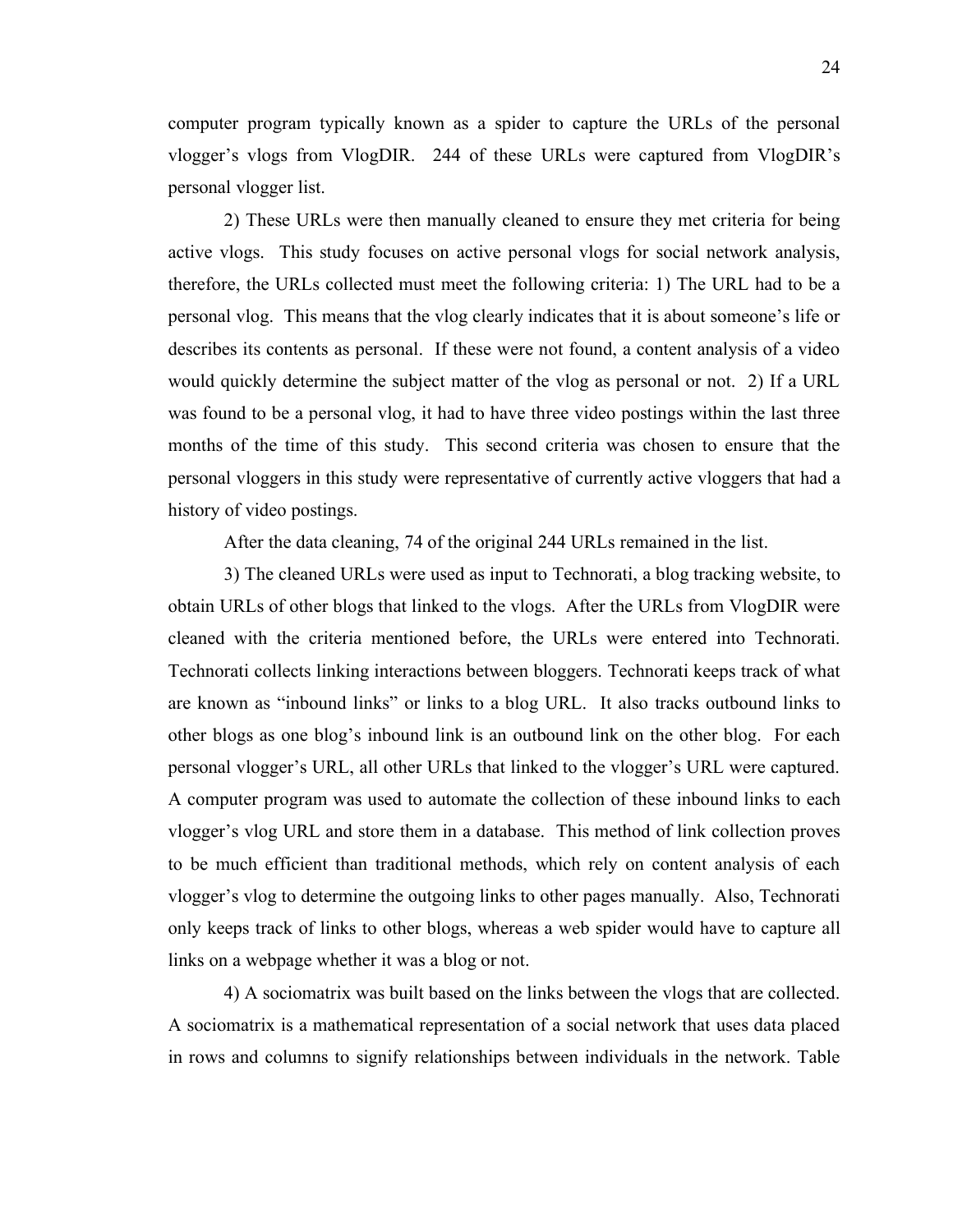computer program typically known as a spider to capture the URLs of the personal vlogger's vlogs from VlogDIR. 244 of these URLs were captured from VlogDIR's personal vlogger list.

2) These URLs were then manually cleaned to ensure they met criteria for being active vlogs. This study focuses on active personal vlogs for social network analysis, therefore, the URLs collected must meet the following criteria: 1) The URL had to be a personal vlog. This means that the vlog clearly indicates that it is about someone's life or describes its contents as personal. If these were not found, a content analysis of a video would quickly determine the subject matter of the vlog as personal or not. 2) If a URL was found to be a personal vlog, it had to have three video postings within the last three months of the time of this study. This second criteria was chosen to ensure that the personal vloggers in this study were representative of currently active vloggers that had a history of video postings.

After the data cleaning, 74 of the original 244 URLs remained in the list.

3) The cleaned URLs were used as input to Technorati, a blog tracking website, to obtain URLs of other blogs that linked to the vlogs. After the URLs from VlogDIR were cleaned with the criteria mentioned before, the URLs were entered into Technorati. Technorati collects linking interactions between bloggers. Technorati keeps track of what are known as "inbound links" or links to a blog URL. It also tracks outbound links to other blogs as one blog's inbound link is an outbound link on the other blog. For each personal vlogger's URL, all other URLs that linked to the vlogger's URL were captured. A computer program was used to automate the collection of these inbound links to each vlogger's vlog URL and store them in a database. This method of link collection proves to be much efficient than traditional methods, which rely on content analysis of each vlogger's vlog to determine the outgoing links to other pages manually. Also, Technorati only keeps track of links to other blogs, whereas a web spider would have to capture all links on a webpage whether it was a blog or not.

4) A sociomatrix was built based on the links between the vlogs that are collected. A sociomatrix is a mathematical representation of a social network that uses data placed in rows and columns to signify relationships between individuals in the network. Table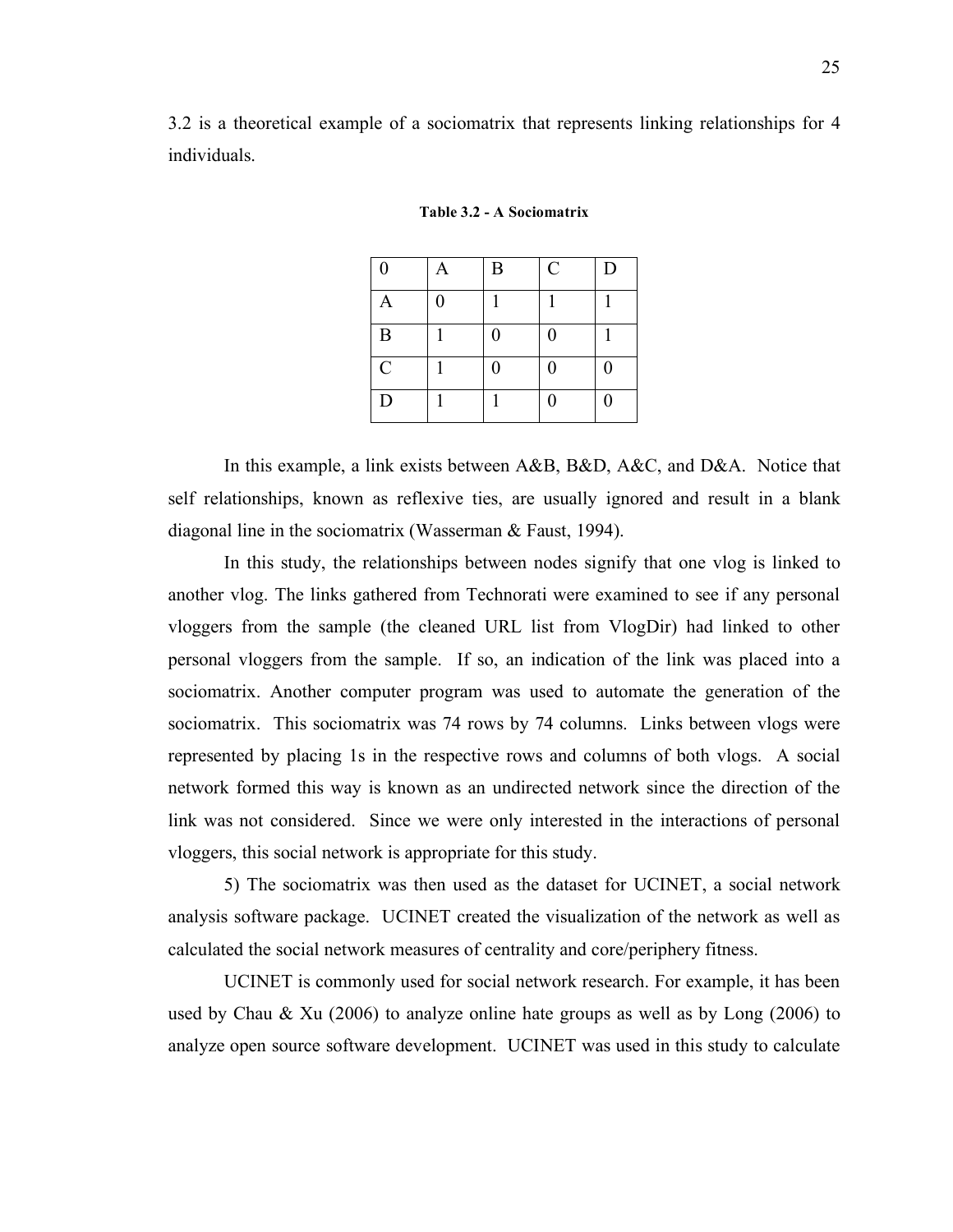3.2 is a theoretical example of a sociomatrix that represents linking relationships for 4 individuals.

**Table 3.2 - A Sociomatrix**

| 0 | A | B | C | D |
|---|---|---|---|---|
| A | 0 | 1 | 1 | 1 |
| B | 1 | 0 | 0 | 1 |
| C | 1 | 0 | 0 | 0 |
| D | 1 | 1 | 0 | 0 |

In this example, a link exists between A&B, B&D, A&C, and D&A. Notice that self relationships, known as reflexive ties, are usually ignored and result in a blank diagonal line in the sociomatrix (Wasserman & Faust, 1994).

In this study, the relationships between nodes signify that one vlog is linked to another vlog. The links gathered from Technorati were examined to see if any personal vloggers from the sample (the cleaned URL list from VlogDir) had linked to other personal vloggers from the sample. If so, an indication of the link was placed into a sociomatrix. Another computer program was used to automate the generation of the sociomatrix. This sociomatrix was 74 rows by 74 columns. Links between vlogs were represented by placing 1s in the respective rows and columns of both vlogs. A social network formed this way is known as an undirected network since the direction of the link was not considered. Since we were only interested in the interactions of personal vloggers, this social network is appropriate for this study.

5) The sociomatrix was then used as the dataset for UCINET, a social network analysis software package. UCINET created the visualization of the network as well as calculated the social network measures of centrality and core/periphery fitness.

UCINET is commonly used for social network research. For example, it has been used by Chau & Xu (2006) to analyze online hate groups as well as by Long (2006) to analyze open source software development. UCINET was used in this study to calculate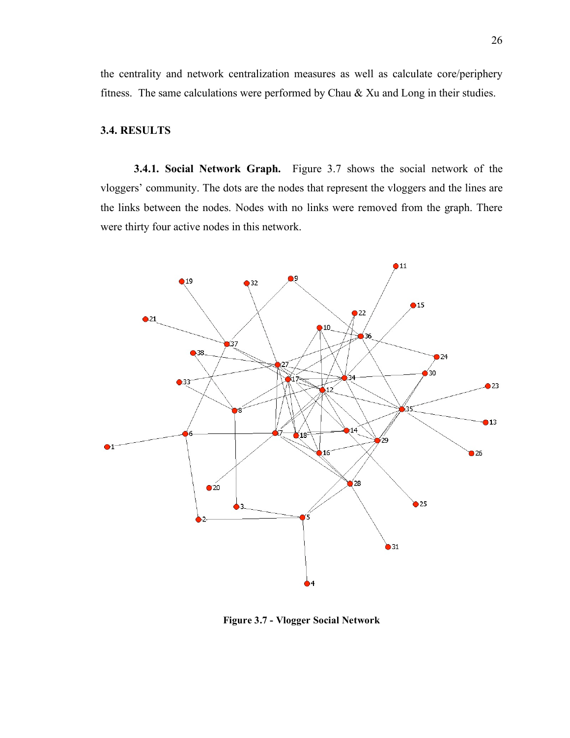the centrality and network centralization measures as well as calculate core/periphery fitness. The same calculations were performed by Chau & Xu and Long in their studies.

### 3.4. RESULTS

**3.4.1. Social Network Graph.** Figure 3.7 shows the social network of the vloggers' community. The dots are the nodes that represent the vloggers and the lines are the links between the nodes. Nodes with no links were removed from the graph. There were thirty four active nodes in this network.

**Figure 3.7 - Vlogger Social Network**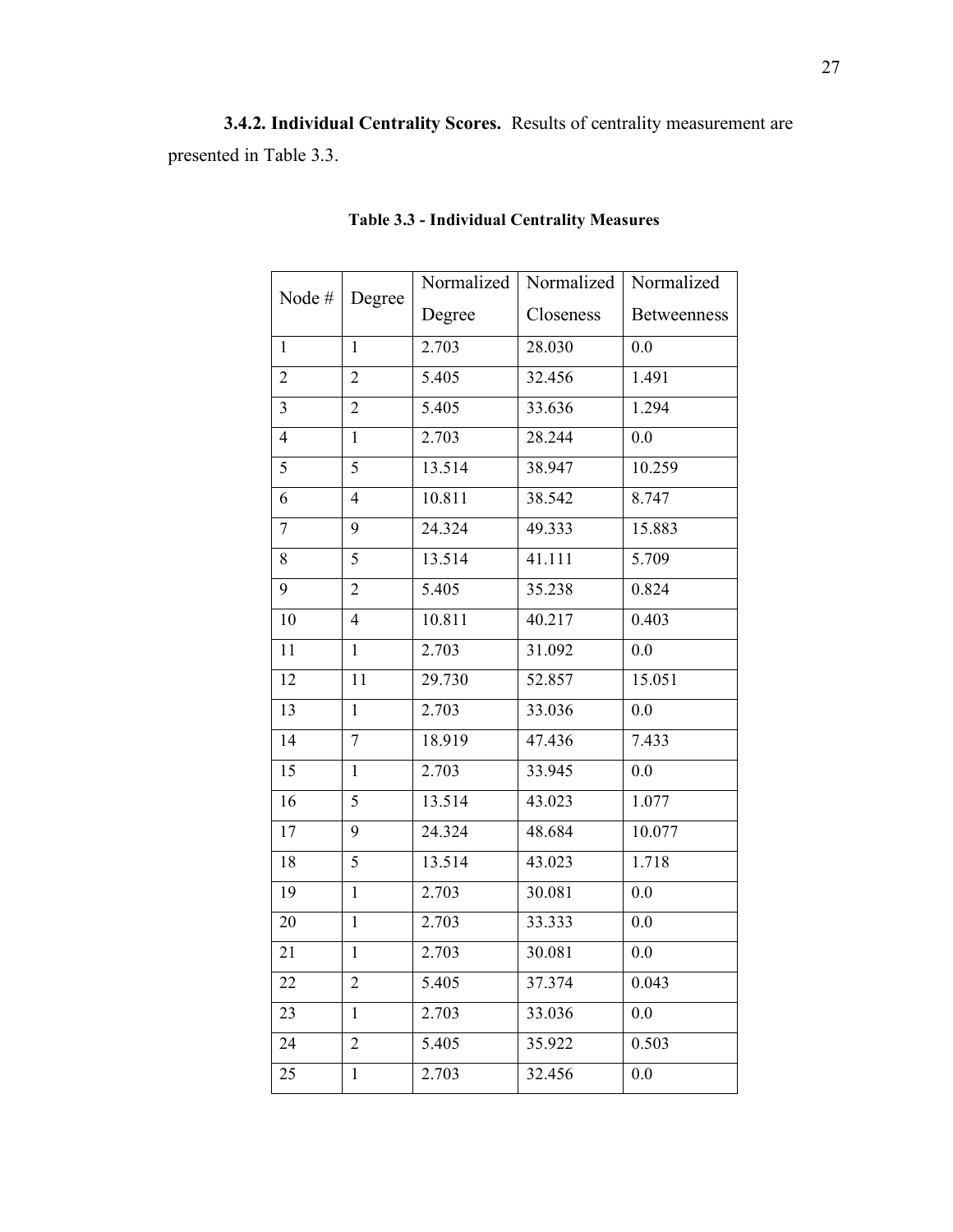**3.4.2. Individual Centrality Scores.** Results of centrality measurement are presented in Table 3.3.

**Table 3.3 - Individual Centrality Measures**

| Node # | Degree | Normalized Degree | Normalized Closeness | Normalized Betweenness |
|---|---|---|---|---|
| 1 | 1 | 2.703 | 28.030 | 0.0 |
| 2 | 2 | 5.405 | 32.456 | 1.491 |
| 3 | 2 | 5.405 | 33.636 | 1.294 |
| 4 | 1 | 2.703 | 28.244 | 0.0 |
| 5 | 5 | 13.514 | 38.947 | 10.259 |
| 6 | 4 | 10.811 | 38.542 | 8.747 |
| 7 | 9 | 24.324 | 49.333 | 15.883 |
| 8 | 5 | 13.514 | 41.111 | 5.709 |
| 9 | 2 | 5.405 | 35.238 | 0.824 |
| 10 | 4 | 10.811 | 40.217 | 0.403 |
| 11 | 1 | 2.703 | 31.092 | 0.0 |
| 12 | 11 | 29.730 | 52.857 | 15.051 |
| 13 | 1 | 2.703 | 33.036 | 0.0 |
| 14 | 7 | 18.919 | 47.436 | 7.433 |
| 15 | 1 | 2.703 | 33.945 | 0.0 |
| 16 | 5 | 13.514 | 43.023 | 1.077 |
| 17 | 9 | 24.324 | 48.684 | 10.077 |
| 18 | 5 | 13.514 | 43.023 | 1.718 |
| 19 | 1 | 2.703 | 30.081 | 0.0 |
| 20 | 1 | 2.703 | 33.333 | 0.0 |
| 21 | 1 | 2.703 | 30.081 | 0.0 |
| 22 | 2 | 5.405 | 37.374 | 0.043 |
| 23 | 1 | 2.703 | 33.036 | 0.0 |
| 24 | 2 | 5.405 | 35.922 | 0.503 |
| 25 | 1 | 2.703 | 32.456 | 0.0 |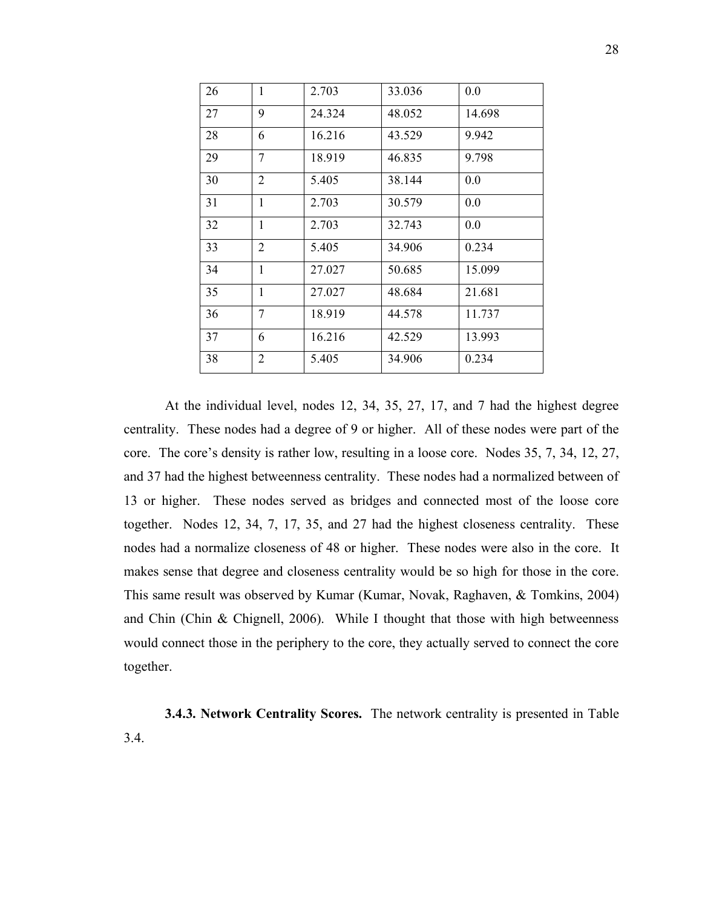| 26 | 1 | 2.703 | 33.036 | 0.0 |
|---|---|---|---|---|
| 27 | 9 | 24.324 | 48.052 | 14.698 |
| 28 | 6 | 16.216 | 43.529 | 9.942 |
| 29 | 7 | 18.919 | 46.835 | 9.798 |
| 30 | 2 | 5.405 | 38.144 | 0.0 |
| 31 | 1 | 2.703 | 30.579 | 0.0 |
| 32 | 1 | 2.703 | 32.743 | 0.0 |
| 33 | 2 | 5.405 | 34.906 | 0.234 |
| 34 | 1 | 27.027 | 50.685 | 15.099 |
| 35 | 1 | 27.027 | 48.684 | 21.681 |
| 36 | 7 | 18.919 | 44.578 | 11.737 |
| 37 | 6 | 16.216 | 42.529 | 13.993 |
| 38 | 2 | 5.405 | 34.906 | 0.234 |

At the individual level, nodes 12, 34, 35, 27, 17, and 7 had the highest degree centrality. These nodes had a degree of 9 or higher. All of these nodes were part of the core. The core's density is rather low, resulting in a loose core. Nodes 35, 7, 34, 12, 27, and 37 had the highest betweenness centrality. These nodes had a normalized between of 13 or higher. These nodes served as bridges and connected most of the loose core together. Nodes 12, 34, 7, 17, 35, and 27 had the highest closeness centrality. These nodes had a normalize closeness of 48 or higher. These nodes were also in the core. It makes sense that degree and closeness centrality would be so high for those in the core. This same result was observed by Kumar (Kumar, Novak, Raghaven, & Tomkins, 2004) and Chin (Chin & Chignell, 2006). While I thought that those with high betweenness would connect those in the periphery to the core, they actually served to connect the core together.

**3.4.3. Network Centrality Scores.** The network centrality is presented in Table 3.4.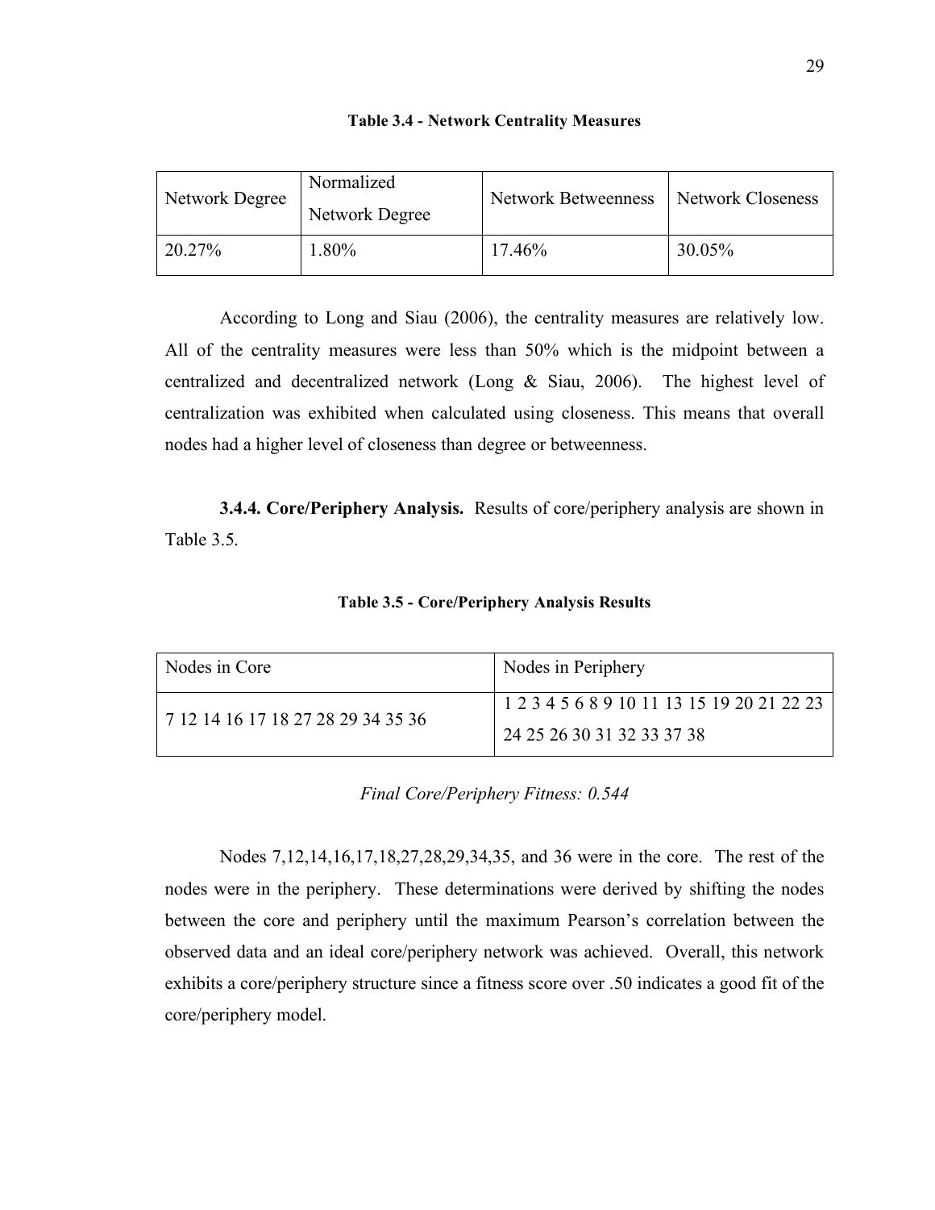**Table 3.4 - Network Centrality Measures**

| Network Degree | Normalized Network Degree | Network Betweenness | Network Closeness |
|---|---|---|---|
| 20.27% | 1.80% | 17.46% | 30.05% |

According to Long and Siau (2006), the centrality measures are relatively low. All of the centrality measures were less than 50% which is the midpoint between a centralized and decentralized network (Long & Siau, 2006). The highest level of centralization was exhibited when calculated using closeness. This means that overall nodes had a higher level of closeness than degree or betweenness.

**3.4.4. Core/Periphery Analysis.** Results of core/periphery analysis are shown in Table 3.5.

**Table 3.5 - Core/Periphery Analysis Results**

| Nodes in Core | Nodes in Periphery |
|---|---|
| 7 12 14 16 17 18 27 28 29 34 35 36 | 1 2 3 4 5 6 8 9 10 11 13 15 19 20 21 22 23 24 25 26 30 31 32 33 37 38 |

*Final Core/Periphery Fitness: 0.544*

Nodes 7,12,14,16,17,18,27,28,29,34,35, and 36 were in the core. The rest of the nodes were in the periphery. These determinations were derived by shifting the nodes between the core and periphery until the maximum Pearson's correlation between the observed data and an ideal core/periphery network was achieved. Overall, this network exhibits a core/periphery structure since a fitness score over .50 indicates a good fit of the core/periphery model.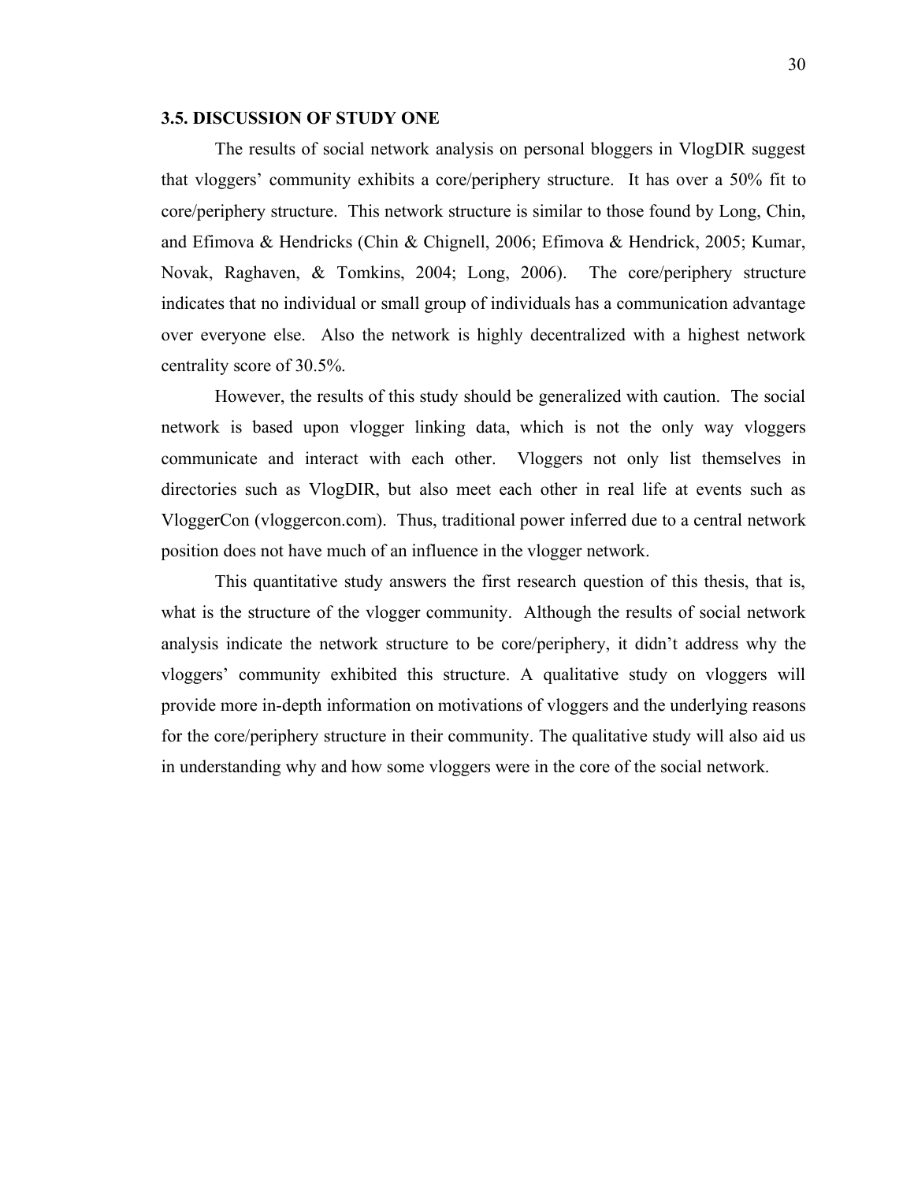### 3.5. DISCUSSION OF STUDY ONE

The results of social network analysis on personal bloggers in VlogDIR suggest that vloggers' community exhibits a core/periphery structure. It has over a 50% fit to core/periphery structure. This network structure is similar to those found by Long, Chin, and Efimova & Hendricks (Chin & Chignell, 2006; Efimova & Hendrick, 2005; Kumar, Novak, Raghaven, & Tomkins, 2004; Long, 2006). The core/periphery structure indicates that no individual or small group of individuals has a communication advantage over everyone else. Also the network is highly decentralized with a highest network centrality score of 30.5%.

However, the results of this study should be generalized with caution. The social network is based upon vlogger linking data, which is not the only way vloggers communicate and interact with each other. Vloggers not only list themselves in directories such as VlogDIR, but also meet each other in real life at events such as VloggerCon (vloggercon.com). Thus, traditional power inferred due to a central network position does not have much of an influence in the vlogger network.

This quantitative study answers the first research question of this thesis, that is, what is the structure of the vlogger community. Although the results of social network analysis indicate the network structure to be core/periphery, it didn't address why the vloggers' community exhibited this structure. A qualitative study on vloggers will provide more in-depth information on motivations of vloggers and the underlying reasons for the core/periphery structure in their community. The qualitative study will also aid us in understanding why and how some vloggers were in the core of the social network.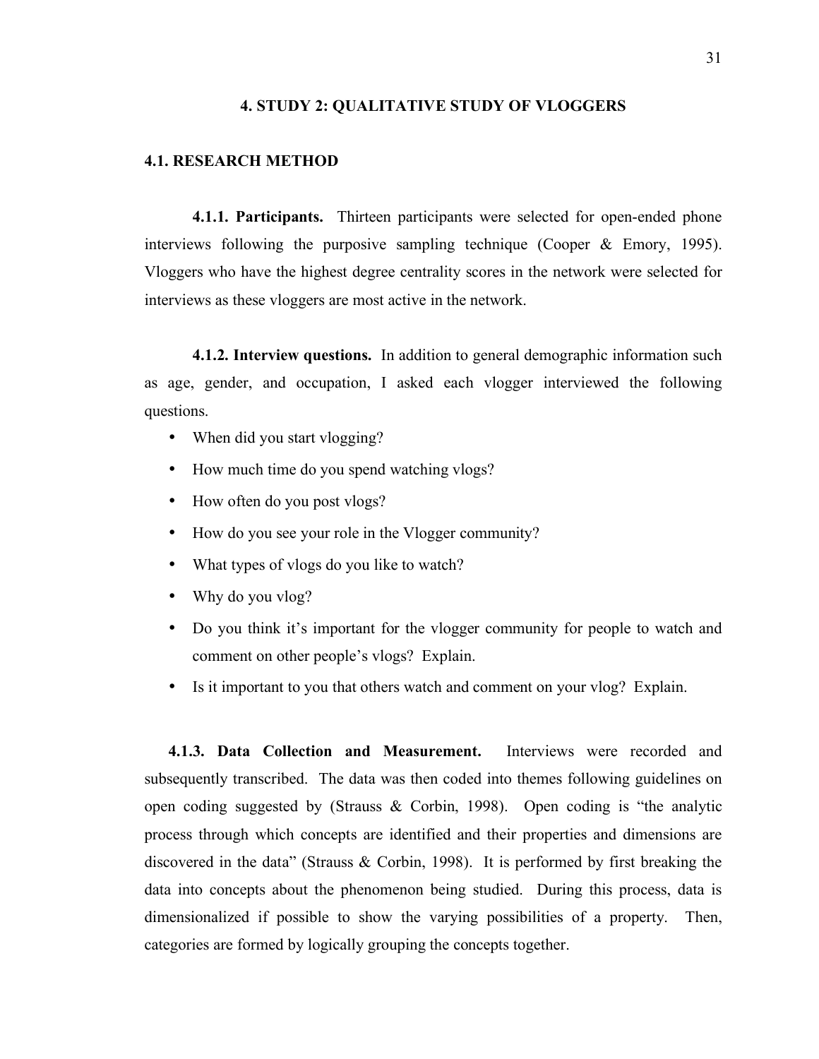# 4. STUDY 2: QUALITATIVE STUDY OF VLOGGERS

## 4.1. RESEARCH METHOD

**4.1.1. Participants.** Thirteen participants were selected for open-ended phone interviews following the purposive sampling technique (Cooper & Emory, 1995). Vloggers who have the highest degree centrality scores in the network were selected for interviews as these vloggers are most active in the network.

**4.1.2. Interview questions.** In addition to general demographic information such as age, gender, and occupation, I asked each vlogger interviewed the following questions.

- When did you start vlogging?
- How much time do you spend watching vlogs?
- How often do you post vlogs?
- How do you see your role in the Vlogger community?
- What types of vlogs do you like to watch?
- Why do you vlog?
- Do you think it's important for the vlogger community for people to watch and comment on other people's vlogs? Explain.
- Is it important to you that others watch and comment on your vlog? Explain.

**4.1.3. Data Collection and Measurement.** Interviews were recorded and subsequently transcribed. The data was then coded into themes following guidelines on open coding suggested by (Strauss & Corbin, 1998). Open coding is "the analytic process through which concepts are identified and their properties and dimensions are discovered in the data" (Strauss & Corbin, 1998). It is performed by first breaking the data into concepts about the phenomenon being studied. During this process, data is dimensionalized if possible to show the varying possibilities of a property. Then, categories are formed by logically grouping the concepts together.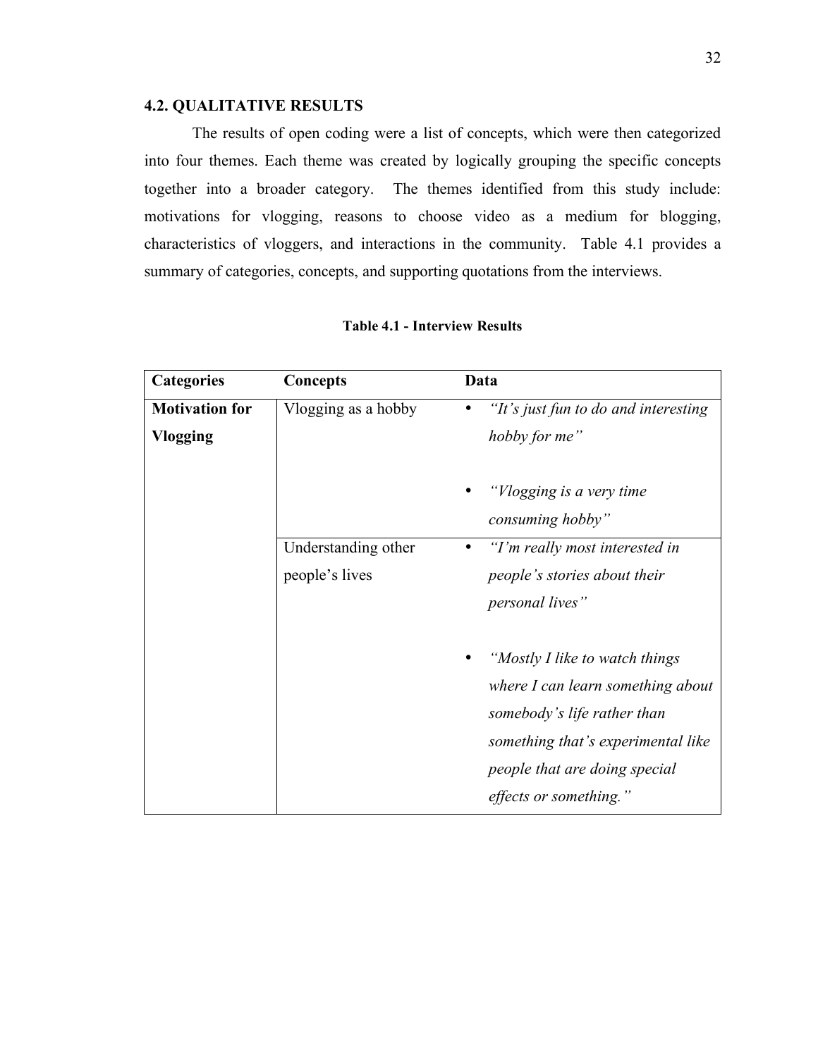## 4.2. QUALITATIVE RESULTS

The results of open coding were a list of concepts, which were then categorized into four themes. Each theme was created by logically grouping the specific concepts together into a broader category. The themes identified from this study include: motivations for vlogging, reasons to choose video as a medium for blogging, characteristics of vloggers, and interactions in the community. Table 4.1 provides a summary of categories, concepts, and supporting quotations from the interviews.

**Table 4.1 - Interview Results**

| Categories | Concepts | Data |
|---|---|---|
| **Motivation for Vlogging** | Vlogging as a hobby | • *"It's just fun to do and interesting hobby for me"* <br><br> • *"Vlogging is a very time consuming hobby"* |
| | Understanding other people's lives | • *"I'm really most interested in people's stories about their personal lives"* <br><br> • *"Mostly I like to watch things where I can learn something about somebody's life rather than something that's experimental like people that are doing special effects or something."* |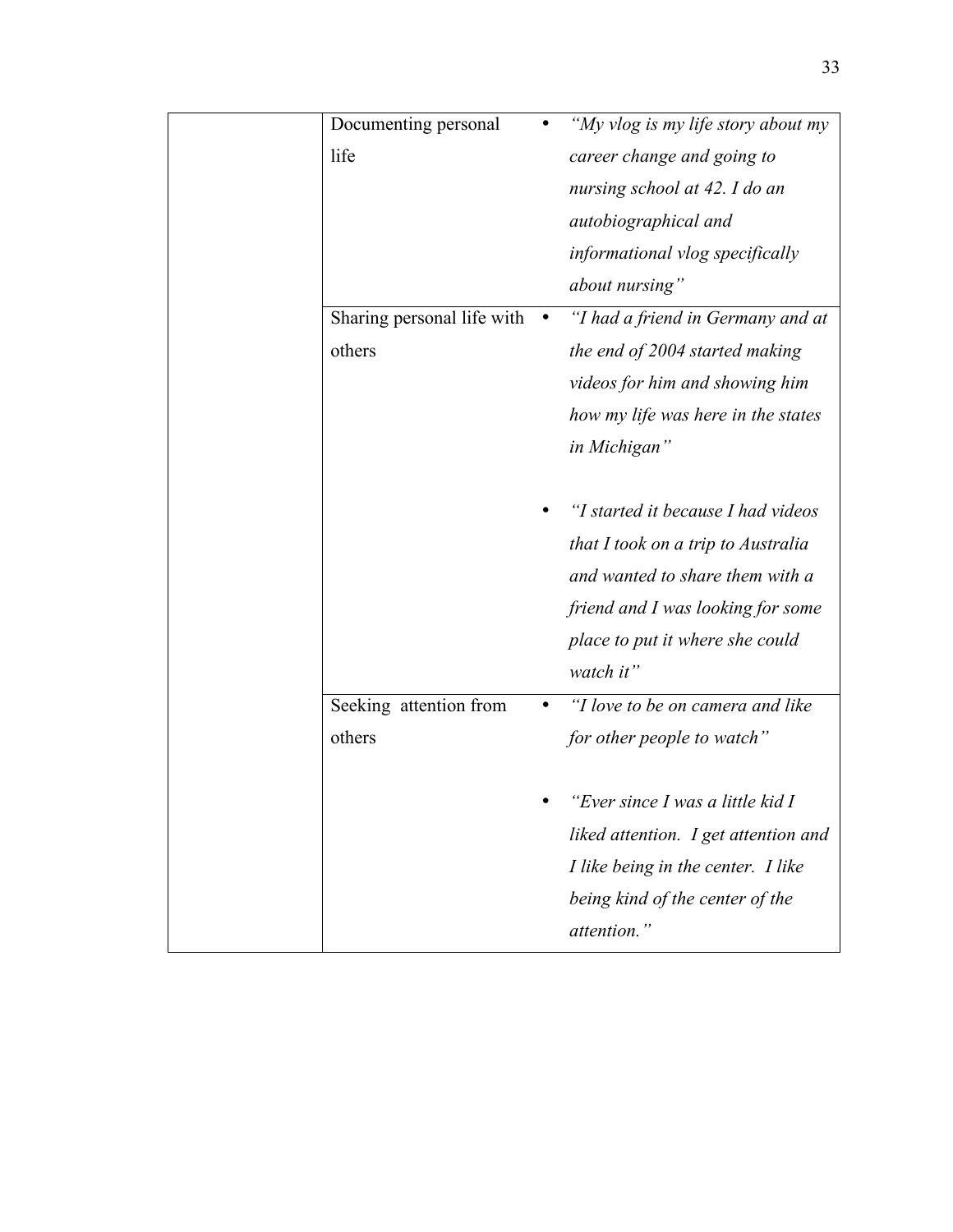| | | |
|---|---|---|
| | Documenting personal life | • *"My vlog is my life story about my career change and going to nursing school at 42. I do an autobiographical and informational vlog specifically about nursing"* |
| | Sharing personal life with others | • *"I had a friend in Germany and at the end of 2004 started making videos for him and showing him how my life was here in the states in Michigan"*<br><br>• *"I started it because I had videos that I took on a trip to Australia and wanted to share them with a friend and I was looking for some place to put it where she could watch it"* |
| | Seeking attention from others | • *"I love to be on camera and like for other people to watch"*<br><br>• *"Ever since I was a little kid I liked attention. I get attention and I like being in the center. I like being kind of the center of the attention."* |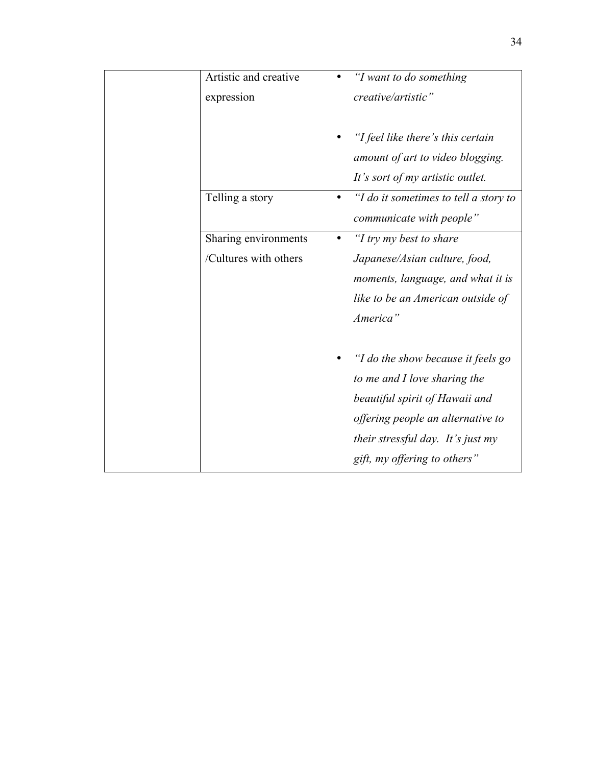| | | |
|---|---|---|
| | Artistic and creative expression | • *"I want to do something creative/artistic"* <br><br> • *"I feel like there's this certain amount of art to video blogging. It's sort of my artistic outlet.* |
| | Telling a story | • *"I do it sometimes to tell a story to communicate with people"* |
| | Sharing environments /Cultures with others | • *"I try my best to share Japanese/Asian culture, food, moments, language, and what it is like to be an American outside of America"* <br><br> • *"I do the show because it feels go to me and I love sharing the beautiful spirit of Hawaii and offering people an alternative to their stressful day. It's just my gift, my offering to others"* |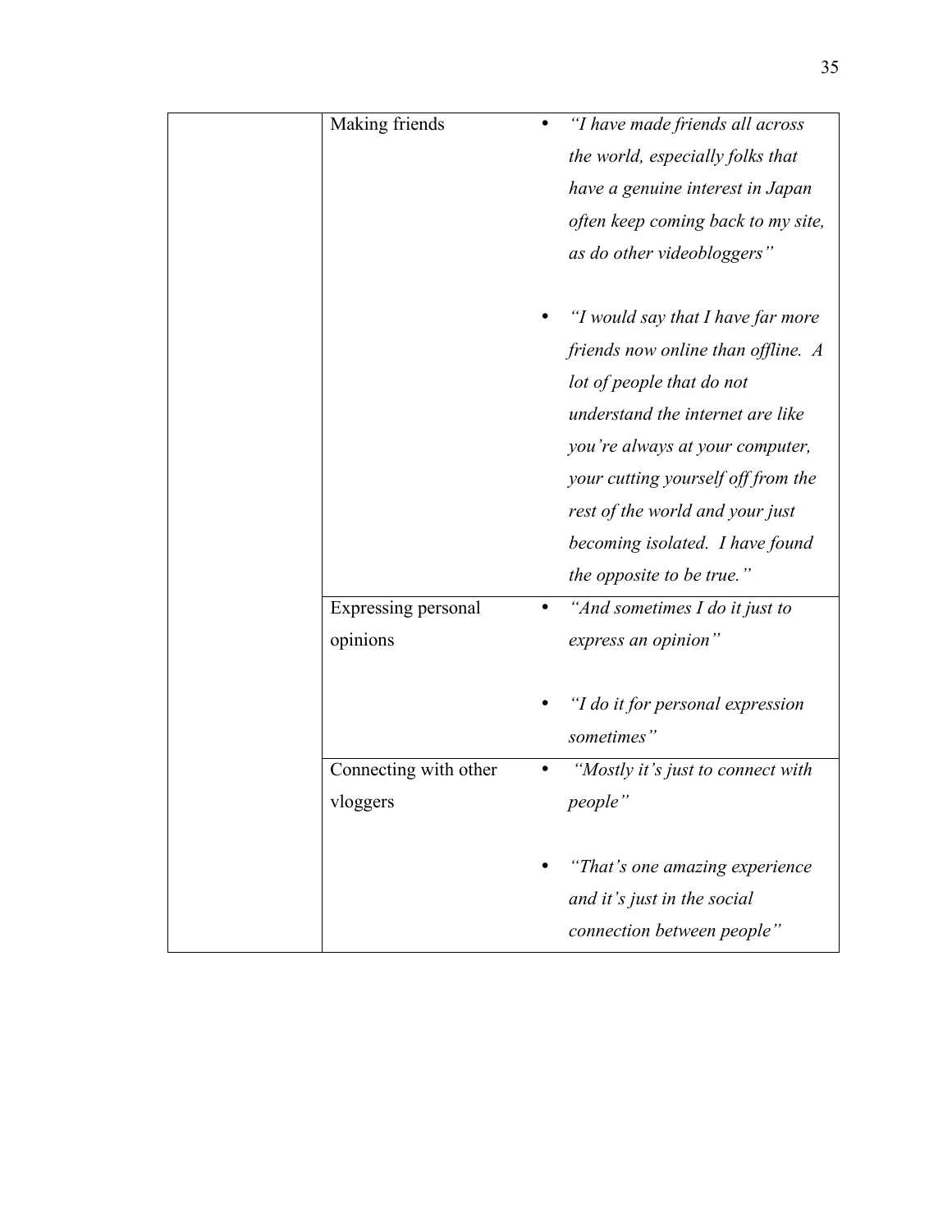| | | |
|---|---|---|
| | Making friends | • *"I have made friends all across the world, especially folks that have a genuine interest in Japan often keep coming back to my site, as do other videobloggers"*<br><br>• *"I would say that I have far more friends now online than offline. A lot of people that do not understand the internet are like you're always at your computer, your cutting yourself off from the rest of the world and your just becoming isolated. I have found the opposite to be true."* |
| | Expressing personal opinions | • *"And sometimes I do it just to express an opinion"*<br><br>• *"I do it for personal expression sometimes"* |
| | Connecting with other vloggers | • *"Mostly it's just to connect with people"*<br><br>• *"That's one amazing experience and it's just in the social connection between people"* |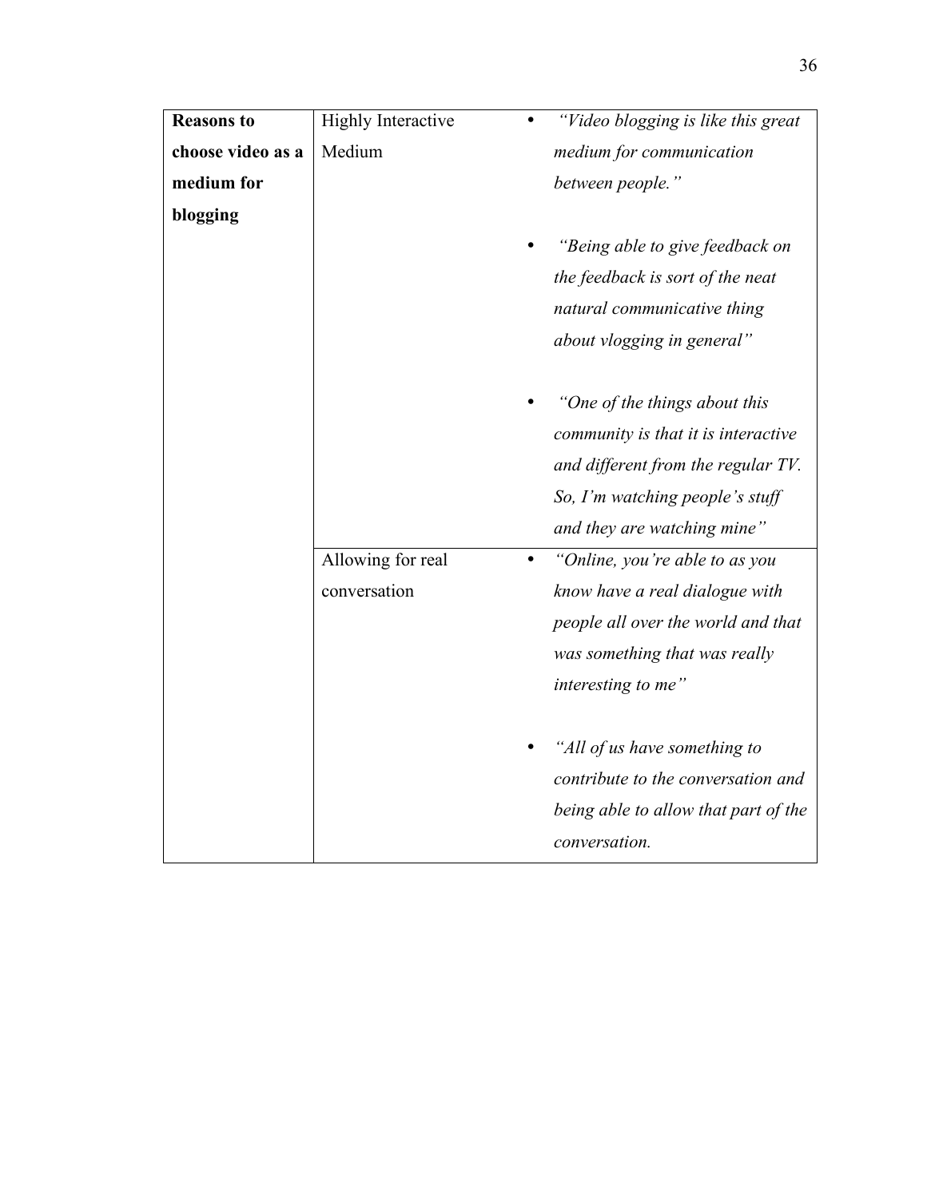| **Reasons to choose video as a medium for blogging** | Highly Interactive Medium | • *"Video blogging is like this great medium for communication between people."*<br><br>• *"Being able to give feedback on the feedback is sort of the neat natural communicative thing about vlogging in general"*<br><br>• *"One of the things about this community is that it is interactive and different from the regular TV. So, I'm watching people's stuff and they are watching mine"* |
|---|---|---|
| | Allowing for real conversation | • *"Online, you're able to as you know have a real dialogue with people all over the world and that was something that was really interesting to me"*<br><br>• *"All of us have something to contribute to the conversation and being able to allow that part of the conversation.* |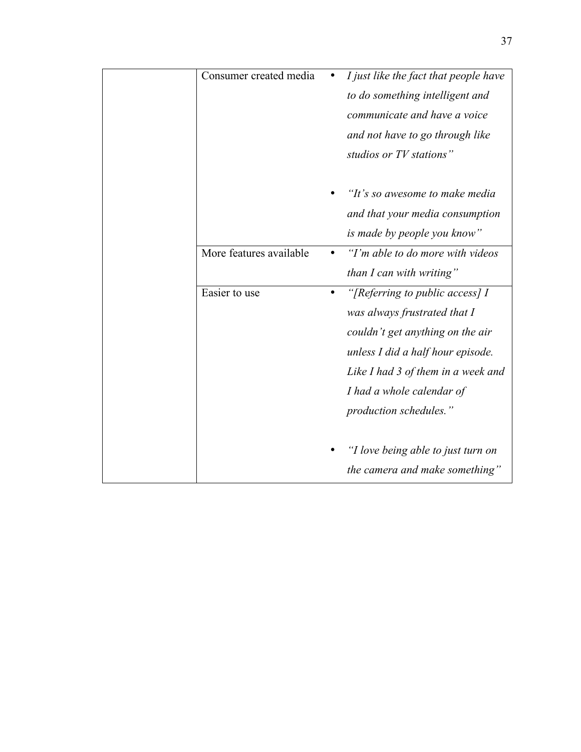| | | |
|---|---|---|
| | Consumer created media | • *I just like the fact that people have to do something intelligent and communicate and have a voice and not have to go through like studios or TV stations"* <br><br> • *"It's so awesome to make media and that your media consumption is made by people you know"* |
| | More features available | • *"I'm able to do more with videos than I can with writing"* |
| | Easier to use | • *"[Referring to public access] I was always frustrated that I couldn't get anything on the air unless I did a half hour episode. Like I had 3 of them in a week and I had a whole calendar of production schedules."* <br><br> • *"I love being able to just turn on the camera and make something"* |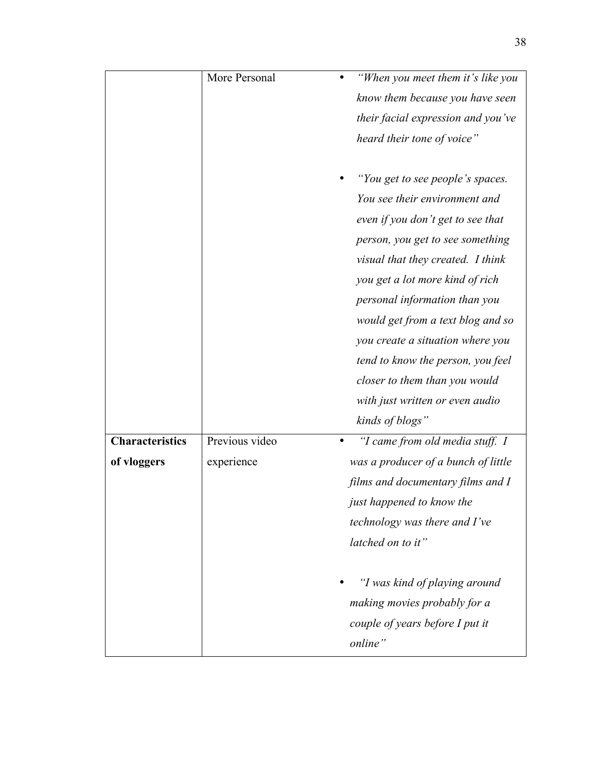| | | |
|---|---|---|
| | More Personal | • *"When you meet them it's like you know them because you have seen their facial expression and you've heard their tone of voice"*<br><br>• *"You get to see people's spaces. You see their environment and even if you don't get to see that person, you get to see something visual that they created. I think you get a lot more kind of rich personal information than you would get from a text blog and so you create a situation where you tend to know the person, you feel closer to them than you would with just written or even audio kinds of blogs"* |
| **Characteristics of vloggers** | Previous video experience | • *"I came from old media stuff. I was a producer of a bunch of little films and documentary films and I just happened to know the technology was there and I've latched on to it"*<br><br>• *"I was kind of playing around making movies probably for a couple of years before I put it online"* |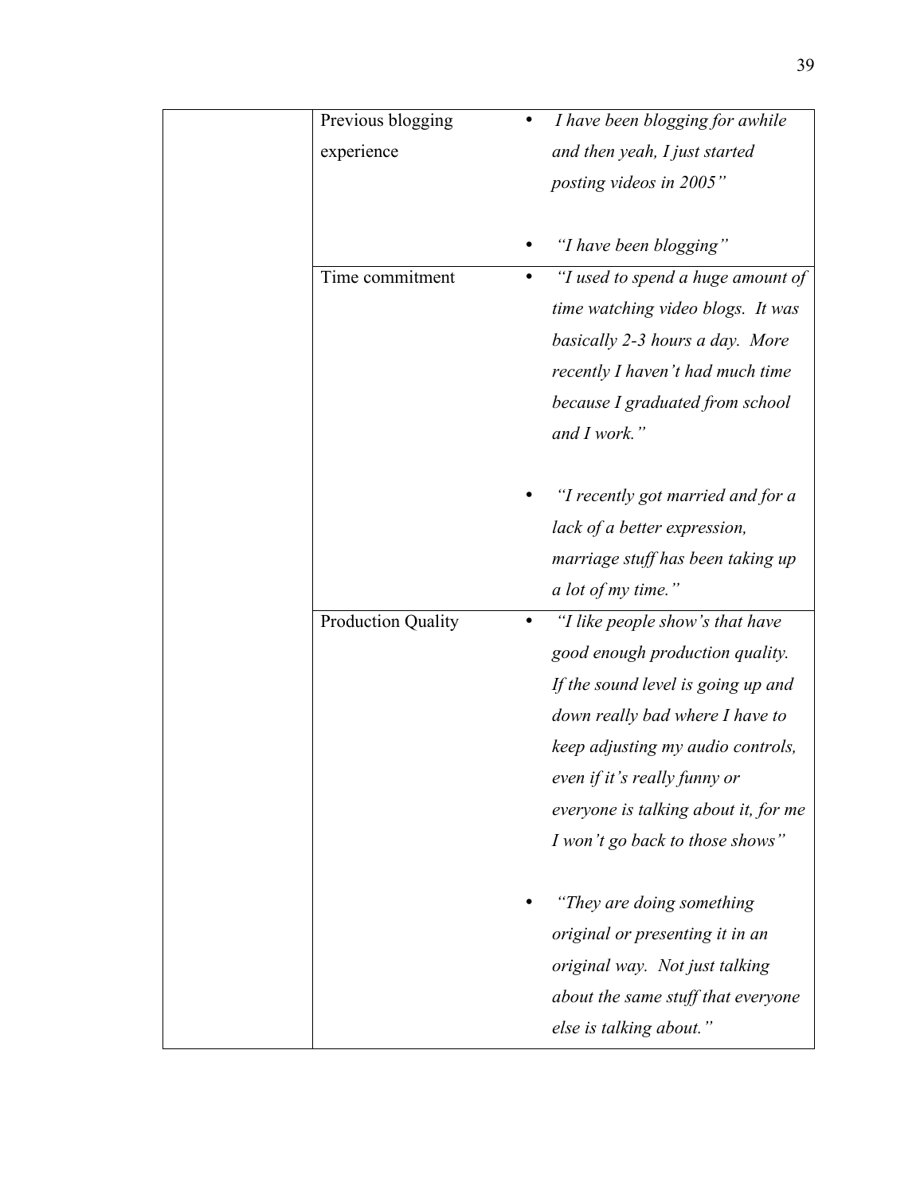|  |  |  |
|---|---|---|
|  | Previous blogging experience | • *I have been blogging for awhile and then yeah, I just started posting videos in 2005"*<br><br>• *"I have been blogging"* |
|  | Time commitment | • *"I used to spend a huge amount of time watching video blogs. It was basically 2-3 hours a day. More recently I haven't had much time because I graduated from school and I work."*<br><br>• *"I recently got married and for a lack of a better expression, marriage stuff has been taking up a lot of my time."* |
|  | Production Quality | • *"I like people show's that have good enough production quality. If the sound level is going up and down really bad where I have to keep adjusting my audio controls, even if it's really funny or everyone is talking about it, for me I won't go back to those shows"*<br><br>• *"They are doing something original or presenting it in an original way. Not just talking about the same stuff that everyone else is talking about."* |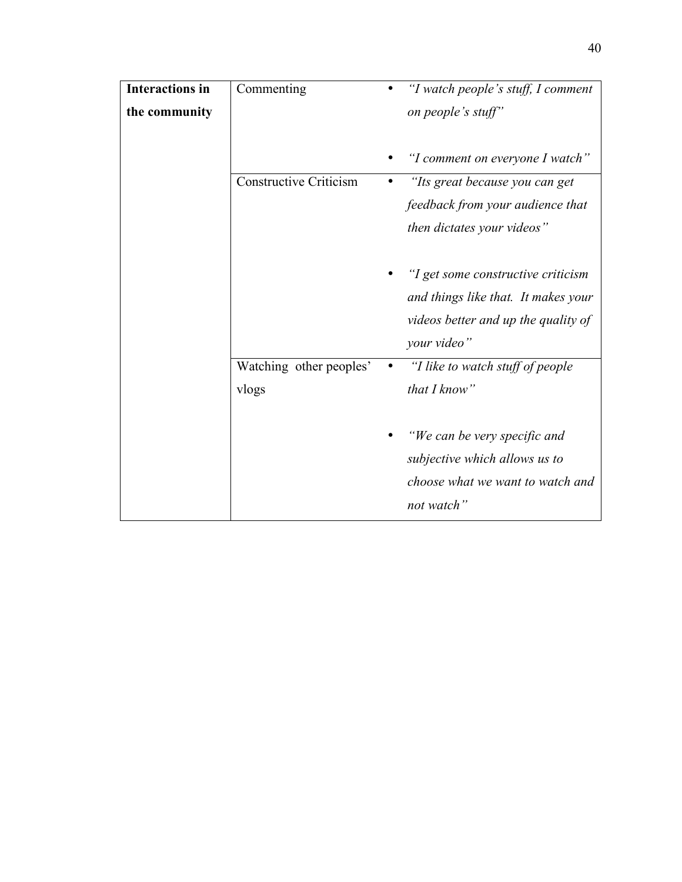| | | |
|---|---|---|
| **Interactions in the community** | Commenting | • *"I watch people's stuff, I comment on people's stuff"*<br><br>• *"I comment on everyone I watch"* |
| | Constructive Criticism | • *"Its great because you can get feedback from your audience that then dictates your videos"*<br><br>• *"I get some constructive criticism and things like that. It makes your videos better and up the quality of your video"* |
| | Watching other peoples' vlogs | • *"I like to watch stuff of people that I know"*<br><br>• *"We can be very specific and subjective which allows us to choose what we want to watch and not watch"* |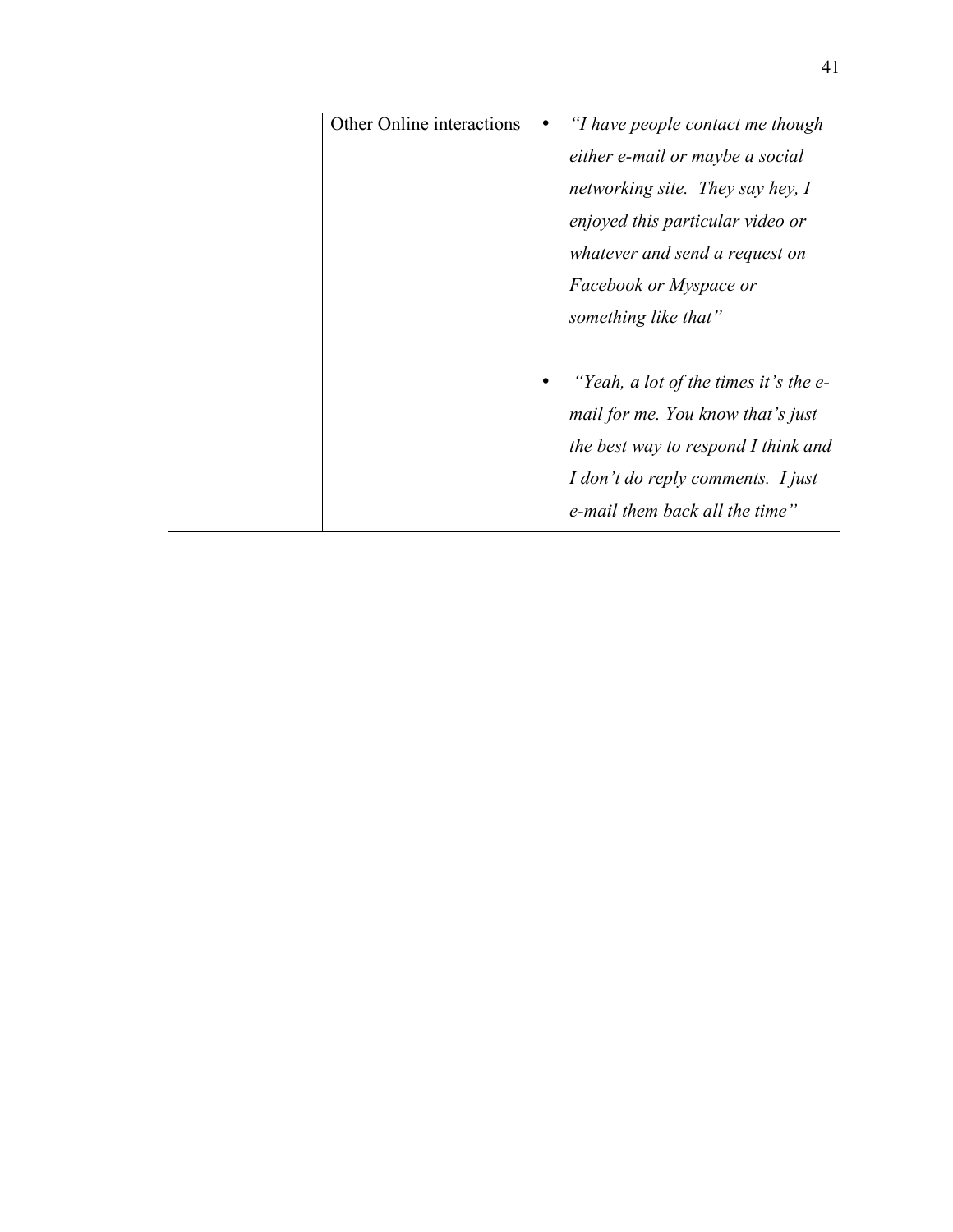| | | |
|---|---|---|
| | Other Online interactions | • *"I have people contact me though either e-mail or maybe a social networking site. They say hey, I enjoyed this particular video or whatever and send a request on Facebook or Myspace or something like that"*<br><br>• *"Yeah, a lot of the times it's the e-mail for me. You know that's just the best way to respond I think and I don't do reply comments. I just e-mail them back all the time"* |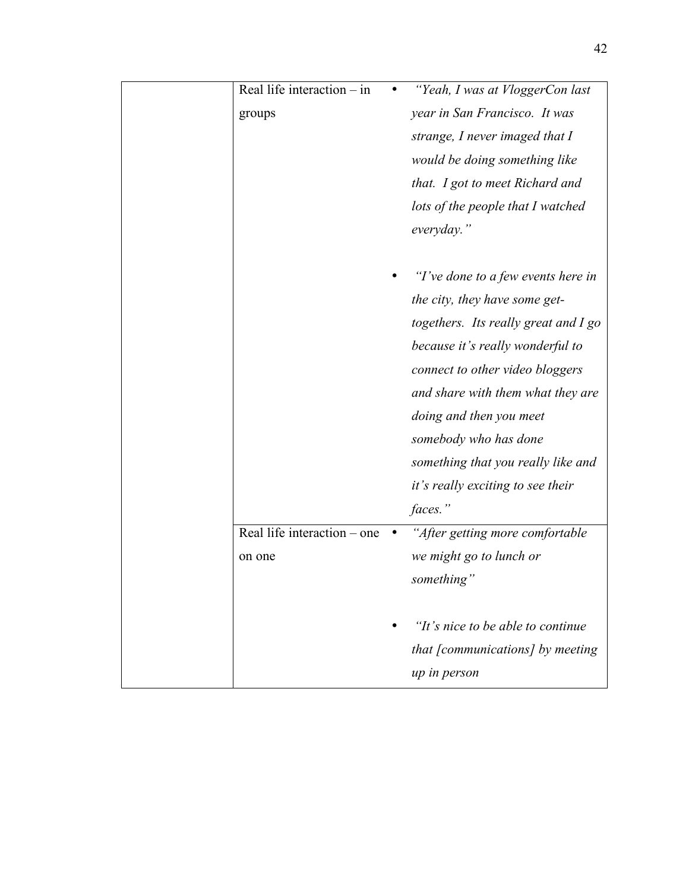| | | |
|---|---|---|
| | Real life interaction – in groups | • *"Yeah, I was at VloggerCon last year in San Francisco. It was strange, I never imaged that I would be doing something like that. I got to meet Richard and lots of the people that I watched everyday."*<br><br>• *"I've done to a few events here in the city, they have some get-togethers. Its really great and I go because it's really wonderful to connect to other video bloggers and share with them what they are doing and then you meet somebody who has done something that you really like and it's really exciting to see their faces."* |
| | Real life interaction – one on one | • *"After getting more comfortable we might go to lunch or something"*<br><br>• *"It's nice to be able to continue that [communications] by meeting up in person* |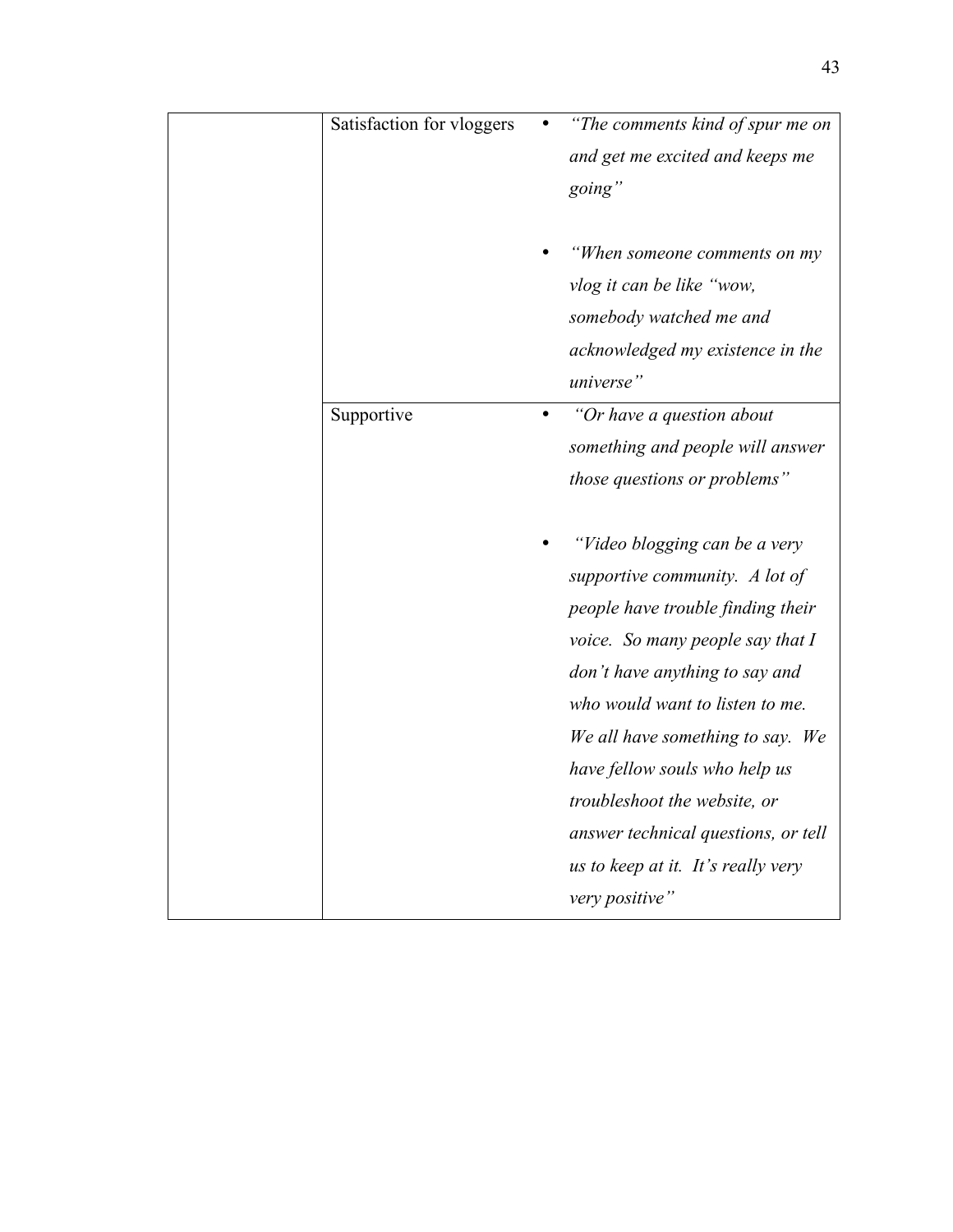| | | |
|---|---|---|
| | Satisfaction for vloggers | • *"The comments kind of spur me on and get me excited and keeps me going"*<br><br>• *"When someone comments on my vlog it can be like "wow, somebody watched me and acknowledged my existence in the universe"* |
| | Supportive | • *"Or have a question about something and people will answer those questions or problems"*<br><br>• *"Video blogging can be a very supportive community. A lot of people have trouble finding their voice. So many people say that I don't have anything to say and who would want to listen to me. We all have something to say. We have fellow souls who help us troubleshoot the website, or answer technical questions, or tell us to keep at it. It's really very very positive"* |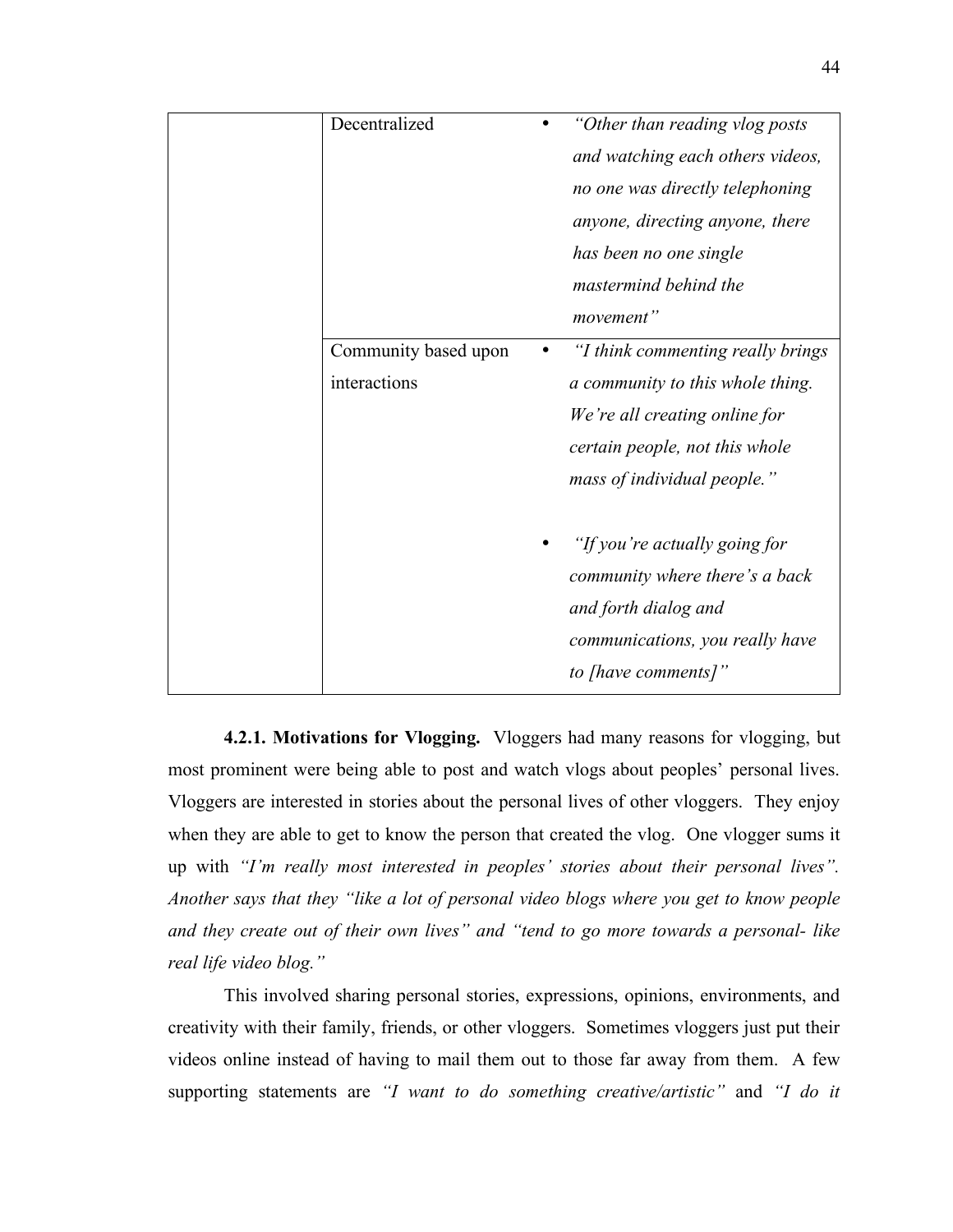| | | |
|---|---|---|
| | Decentralized | • *"Other than reading vlog posts and watching each others videos, no one was directly telephoning anyone, directing anyone, there has been no one single mastermind behind the movement"* |
| | Community based upon interactions | • *"I think commenting really brings a community to this whole thing. We're all creating online for certain people, not this whole mass of individual people."*<br><br>• *"If you're actually going for community where there's a back and forth dialog and communications, you really have to [have comments]"* |

**4.2.1. Motivations for Vlogging.** Vloggers had many reasons for vlogging, but most prominent were being able to post and watch vlogs about peoples' personal lives. Vloggers are interested in stories about the personal lives of other vloggers. They enjoy when they are able to get to know the person that created the vlog. One vlogger sums it up with *"I'm really most interested in peoples' stories about their personal lives". Another says that they "like a lot of personal video blogs where you get to know people and they create out of their own lives" and "tend to go more towards a personal- like real life video blog."*

This involved sharing personal stories, expressions, opinions, environments, and creativity with their family, friends, or other vloggers. Sometimes vloggers just put their videos online instead of having to mail them out to those far away from them. A few supporting statements are *"I want to do something creative/artistic"* and *"I do it*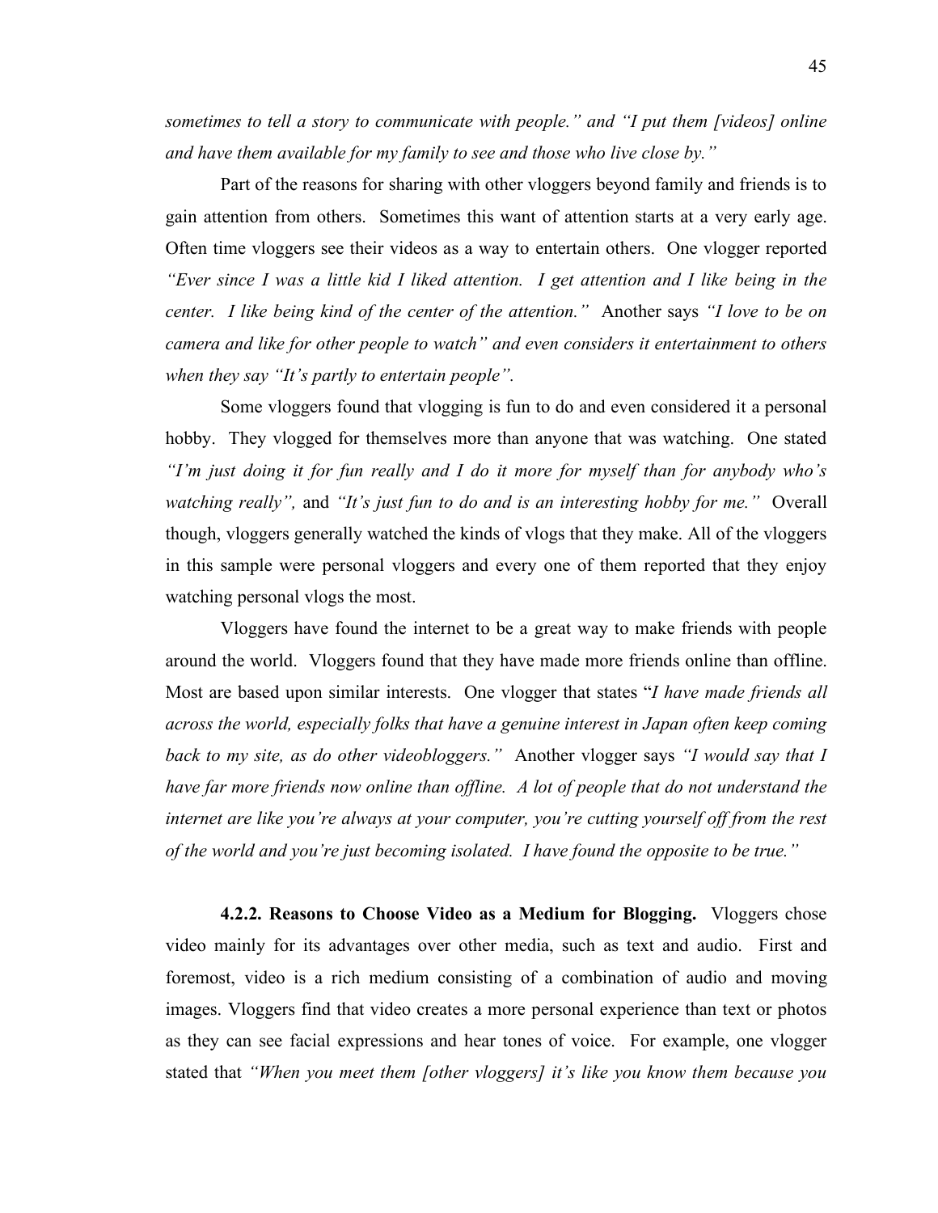*sometimes to tell a story to communicate with people." and "I put them [videos] online and have them available for my family to see and those who live close by."*

Part of the reasons for sharing with other vloggers beyond family and friends is to gain attention from others. Sometimes this want of attention starts at a very early age. Often time vloggers see their videos as a way to entertain others. One vlogger reported *"Ever since I was a little kid I liked attention. I get attention and I like being in the center. I like being kind of the center of the attention."* Another says *"I love to be on camera and like for other people to watch" and even considers it entertainment to others when they say "It's partly to entertain people".*

Some vloggers found that vlogging is fun to do and even considered it a personal hobby. They vlogged for themselves more than anyone that was watching. One stated *"I'm just doing it for fun really and I do it more for myself than for anybody who's watching really",* and *"It's just fun to do and is an interesting hobby for me."* Overall though, vloggers generally watched the kinds of vlogs that they make. All of the vloggers in this sample were personal vloggers and every one of them reported that they enjoy watching personal vlogs the most.

Vloggers have found the internet to be a great way to make friends with people around the world. Vloggers found that they have made more friends online than offline. Most are based upon similar interests. One vlogger that states "*I have made friends all across the world, especially folks that have a genuine interest in Japan often keep coming back to my site, as do other videobloggers."* Another vlogger says *"I would say that I have far more friends now online than offline. A lot of people that do not understand the internet are like you're always at your computer, you're cutting yourself off from the rest of the world and you're just becoming isolated. I have found the opposite to be true."*

**4.2.2. Reasons to Choose Video as a Medium for Blogging.** Vloggers chose video mainly for its advantages over other media, such as text and audio. First and foremost, video is a rich medium consisting of a combination of audio and moving images. Vloggers find that video creates a more personal experience than text or photos as they can see facial expressions and hear tones of voice. For example, one vlogger stated that *"When you meet them [other vloggers] it's like you know them because you*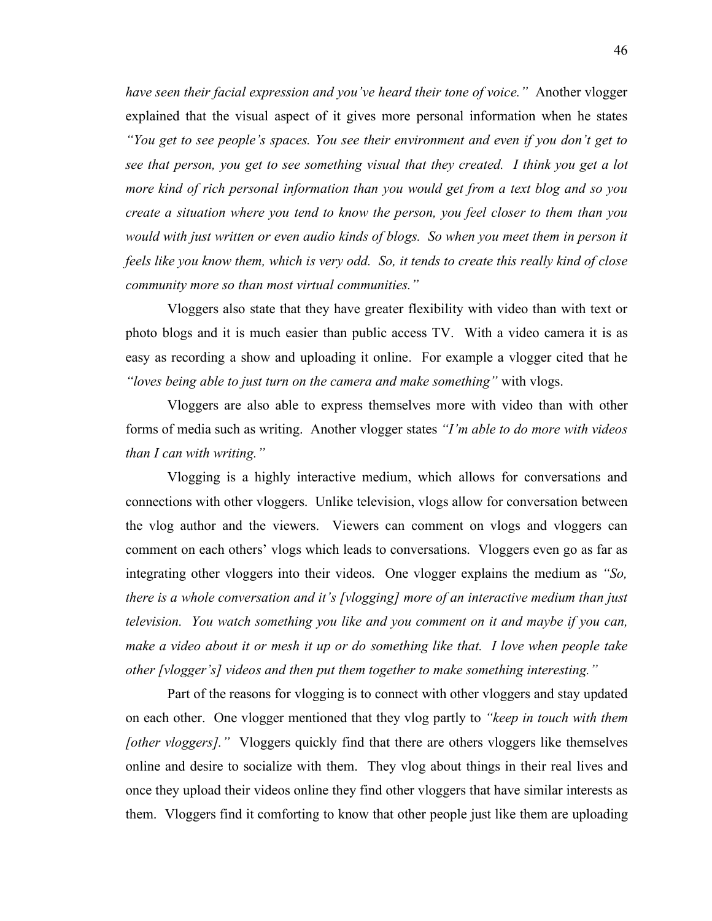*have seen their facial expression and you've heard their tone of voice."* Another vlogger explained that the visual aspect of it gives more personal information when he states *"You get to see people's spaces. You see their environment and even if you don't get to see that person, you get to see something visual that they created. I think you get a lot more kind of rich personal information than you would get from a text blog and so you create a situation where you tend to know the person, you feel closer to them than you would with just written or even audio kinds of blogs. So when you meet them in person it feels like you know them, which is very odd. So, it tends to create this really kind of close community more so than most virtual communities."*

Vloggers also state that they have greater flexibility with video than with text or photo blogs and it is much easier than public access TV. With a video camera it is as easy as recording a show and uploading it online. For example a vlogger cited that he *"loves being able to just turn on the camera and make something"* with vlogs.

Vloggers are also able to express themselves more with video than with other forms of media such as writing. Another vlogger states *"I'm able to do more with videos than I can with writing."*

Vlogging is a highly interactive medium, which allows for conversations and connections with other vloggers. Unlike television, vlogs allow for conversation between the vlog author and the viewers. Viewers can comment on vlogs and vloggers can comment on each others' vlogs which leads to conversations. Vloggers even go as far as integrating other vloggers into their videos. One vlogger explains the medium as *"So, there is a whole conversation and it's [vlogging] more of an interactive medium than just television. You watch something you like and you comment on it and maybe if you can, make a video about it or mesh it up or do something like that. I love when people take other [vlogger's] videos and then put them together to make something interesting."*

Part of the reasons for vlogging is to connect with other vloggers and stay updated on each other. One vlogger mentioned that they vlog partly to *"keep in touch with them [other vloggers]."* Vloggers quickly find that there are others vloggers like themselves online and desire to socialize with them. They vlog about things in their real lives and once they upload their videos online they find other vloggers that have similar interests as them. Vloggers find it comforting to know that other people just like them are uploading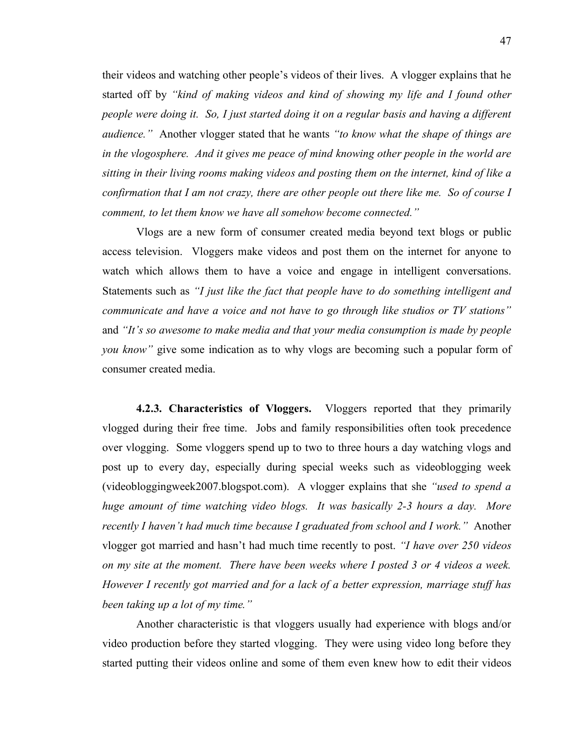their videos and watching other people's videos of their lives. A vlogger explains that he started off by *"kind of making videos and kind of showing my life and I found other people were doing it. So, I just started doing it on a regular basis and having a different audience."* Another vlogger stated that he wants *"to know what the shape of things are in the vlogosphere. And it gives me peace of mind knowing other people in the world are sitting in their living rooms making videos and posting them on the internet, kind of like a confirmation that I am not crazy, there are other people out there like me. So of course I comment, to let them know we have all somehow become connected."*

Vlogs are a new form of consumer created media beyond text blogs or public access television. Vloggers make videos and post them on the internet for anyone to watch which allows them to have a voice and engage in intelligent conversations. Statements such as *"I just like the fact that people have to do something intelligent and communicate and have a voice and not have to go through like studios or TV stations"* and *"It's so awesome to make media and that your media consumption is made by people you know"* give some indication as to why vlogs are becoming such a popular form of consumer created media.

**4.2.3. Characteristics of Vloggers.** Vloggers reported that they primarily vlogged during their free time. Jobs and family responsibilities often took precedence over vlogging. Some vloggers spend up to two to three hours a day watching vlogs and post up to every day, especially during special weeks such as videoblogging week (videobloggingweek2007.blogspot.com). A vlogger explains that she *"used to spend a huge amount of time watching video blogs. It was basically 2-3 hours a day. More recently I haven't had much time because I graduated from school and I work."* Another vlogger got married and hasn't had much time recently to post. *"I have over 250 videos on my site at the moment. There have been weeks where I posted 3 or 4 videos a week. However I recently got married and for a lack of a better expression, marriage stuff has been taking up a lot of my time."*

Another characteristic is that vloggers usually had experience with blogs and/or video production before they started vlogging. They were using video long before they started putting their videos online and some of them even knew how to edit their videos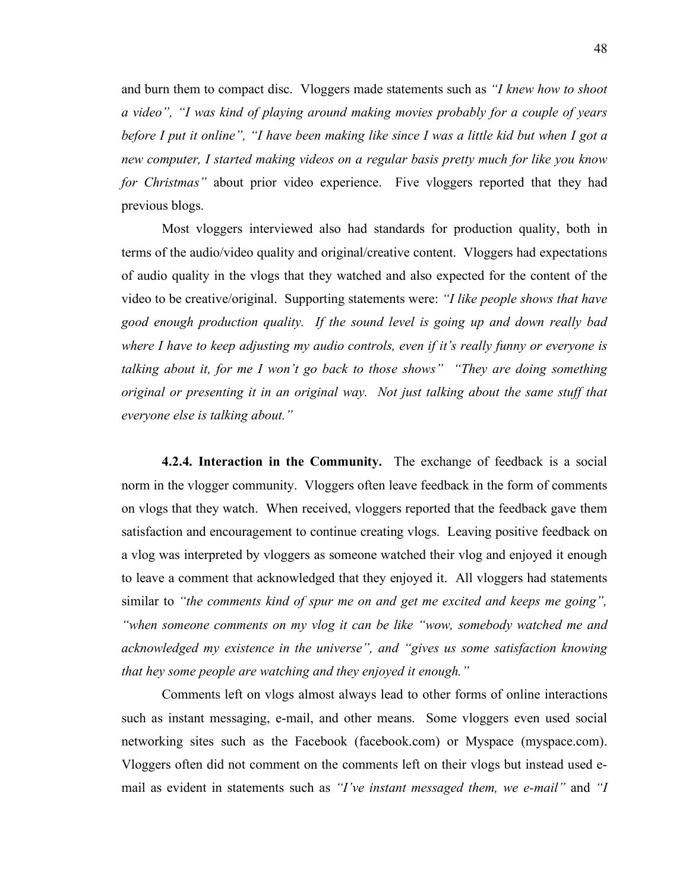and burn them to compact disc. Vloggers made statements such as *"I knew how to shoot a video", "I was kind of playing around making movies probably for a couple of years before I put it online", "I have been making like since I was a little kid but when I got a new computer, I started making videos on a regular basis pretty much for like you know for Christmas"* about prior video experience. Five vloggers reported that they had previous blogs.

Most vloggers interviewed also had standards for production quality, both in terms of the audio/video quality and original/creative content. Vloggers had expectations of audio quality in the vlogs that they watched and also expected for the content of the video to be creative/original. Supporting statements were: *"I like people shows that have good enough production quality. If the sound level is going up and down really bad where I have to keep adjusting my audio controls, even if it's really funny or everyone is talking about it, for me I won't go back to those shows" "They are doing something original or presenting it in an original way. Not just talking about the same stuff that everyone else is talking about."*

**4.2.4. Interaction in the Community.** The exchange of feedback is a social norm in the vlogger community. Vloggers often leave feedback in the form of comments on vlogs that they watch. When received, vloggers reported that the feedback gave them satisfaction and encouragement to continue creating vlogs. Leaving positive feedback on a vlog was interpreted by vloggers as someone watched their vlog and enjoyed it enough to leave a comment that acknowledged that they enjoyed it. All vloggers had statements similar to *"the comments kind of spur me on and get me excited and keeps me going", "when someone comments on my vlog it can be like "wow, somebody watched me and acknowledged my existence in the universe", and "gives us some satisfaction knowing that hey some people are watching and they enjoyed it enough."*

Comments left on vlogs almost always lead to other forms of online interactions such as instant messaging, e-mail, and other means. Some vloggers even used social networking sites such as the Facebook (facebook.com) or Myspace (myspace.com). Vloggers often did not comment on the comments left on their vlogs but instead used e-mail as evident in statements such as *"I've instant messaged them, we e-mail"* and *"I*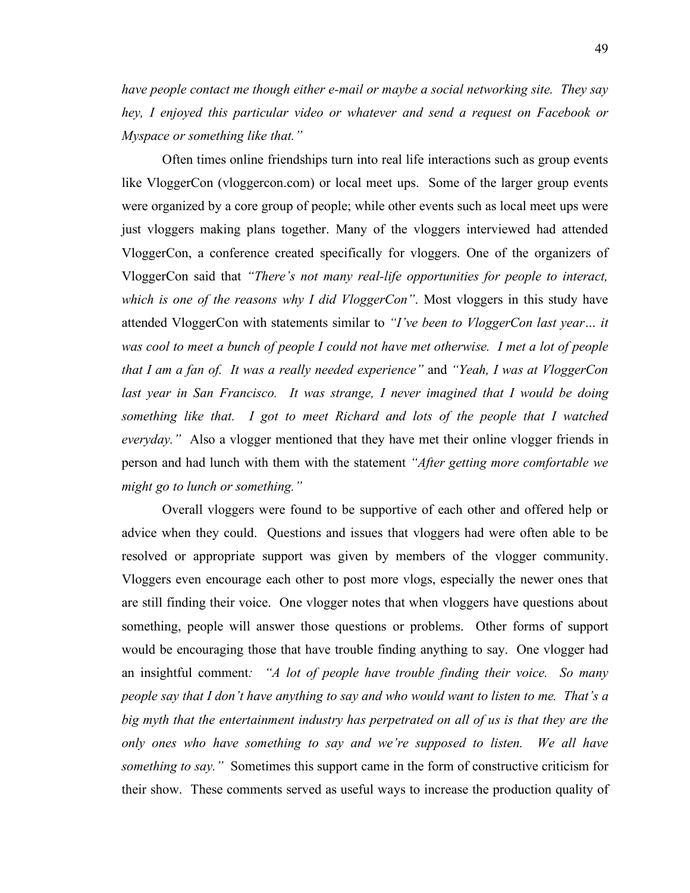*have people contact me though either e-mail or maybe a social networking site. They say hey, I enjoyed this particular video or whatever and send a request on Facebook or Myspace or something like that."*

Often times online friendships turn into real life interactions such as group events like VloggerCon (vloggercon.com) or local meet ups. Some of the larger group events were organized by a core group of people; while other events such as local meet ups were just vloggers making plans together. Many of the vloggers interviewed had attended VloggerCon, a conference created specifically for vloggers. One of the organizers of VloggerCon said that *"There's not many real-life opportunities for people to interact, which is one of the reasons why I did VloggerCon"*. Most vloggers in this study have attended VloggerCon with statements similar to *"I've been to VloggerCon last year… it was cool to meet a bunch of people I could not have met otherwise. I met a lot of people that I am a fan of. It was a really needed experience"* and *"Yeah, I was at VloggerCon last year in San Francisco. It was strange, I never imagined that I would be doing something like that. I got to meet Richard and lots of the people that I watched everyday."* Also a vlogger mentioned that they have met their online vlogger friends in person and had lunch with them with the statement *"After getting more comfortable we might go to lunch or something."*

Overall vloggers were found to be supportive of each other and offered help or advice when they could. Questions and issues that vloggers had were often able to be resolved or appropriate support was given by members of the vlogger community. Vloggers even encourage each other to post more vlogs, especially the newer ones that are still finding their voice. One vlogger notes that when vloggers have questions about something, people will answer those questions or problems. Other forms of support would be encouraging those that have trouble finding anything to say. One vlogger had an insightful comment: *"A lot of people have trouble finding their voice. So many people say that I don't have anything to say and who would want to listen to me. That's a big myth that the entertainment industry has perpetrated on all of us is that they are the only ones who have something to say and we're supposed to listen. We all have something to say."* Sometimes this support came in the form of constructive criticism for their show. These comments served as useful ways to increase the production quality of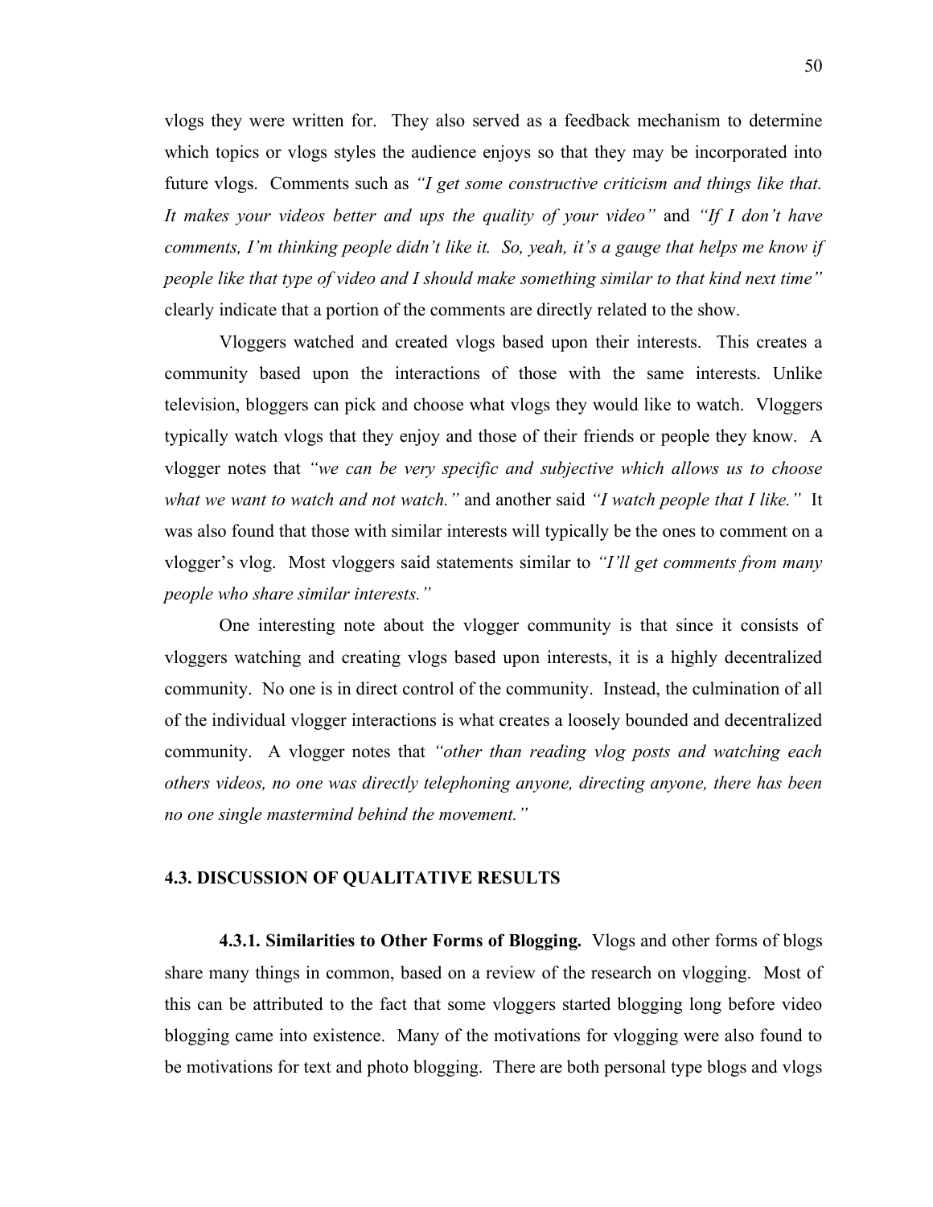vlogs they were written for. They also served as a feedback mechanism to determine which topics or vlogs styles the audience enjoys so that they may be incorporated into future vlogs. Comments such as *"I get some constructive criticism and things like that. It makes your videos better and ups the quality of your video"* and *"If I don't have comments, I'm thinking people didn't like it. So, yeah, it's a gauge that helps me know if people like that type of video and I should make something similar to that kind next time"* clearly indicate that a portion of the comments are directly related to the show.

Vloggers watched and created vlogs based upon their interests. This creates a community based upon the interactions of those with the same interests. Unlike television, bloggers can pick and choose what vlogs they would like to watch. Vloggers typically watch vlogs that they enjoy and those of their friends or people they know. A vlogger notes that *"we can be very specific and subjective which allows us to choose what we want to watch and not watch."* and another said *"I watch people that I like."* It was also found that those with similar interests will typically be the ones to comment on a vlogger's vlog. Most vloggers said statements similar to *"I'll get comments from many people who share similar interests."*

One interesting note about the vlogger community is that since it consists of vloggers watching and creating vlogs based upon interests, it is a highly decentralized community. No one is in direct control of the community. Instead, the culmination of all of the individual vlogger interactions is what creates a loosely bounded and decentralized community. A vlogger notes that *"other than reading vlog posts and watching each others videos, no one was directly telephoning anyone, directing anyone, there has been no one single mastermind behind the movement."*

## 4.3. DISCUSSION OF QUALITATIVE RESULTS

**4.3.1. Similarities to Other Forms of Blogging.** Vlogs and other forms of blogs share many things in common, based on a review of the research on vlogging. Most of this can be attributed to the fact that some vloggers started blogging long before video blogging came into existence. Many of the motivations for vlogging were also found to be motivations for text and photo blogging. There are both personal type blogs and vlogs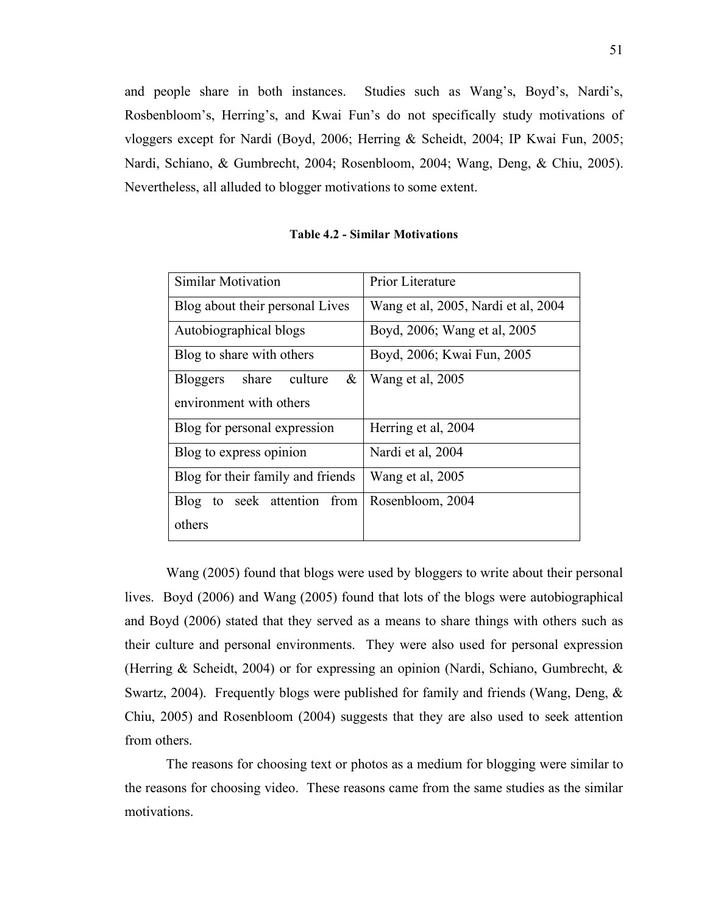and people share in both instances. Studies such as Wang's, Boyd's, Nardi's, Rosbenbloom's, Herring's, and Kwai Fun's do not specifically study motivations of vloggers except for Nardi (Boyd, 2006; Herring & Scheidt, 2004; IP Kwai Fun, 2005; Nardi, Schiano, & Gumbrecht, 2004; Rosenbloom, 2004; Wang, Deng, & Chiu, 2005). Nevertheless, all alluded to blogger motivations to some extent.

**Table 4.2 - Similar Motivations**

| Similar Motivation | Prior Literature |
|---|---|
| Blog about their personal Lives | Wang et al, 2005, Nardi et al, 2004 |
| Autobiographical blogs | Boyd, 2006; Wang et al, 2005 |
| Blog to share with others | Boyd, 2006; Kwai Fun, 2005 |
| Bloggers share culture & environment with others | Wang et al, 2005 |
| Blog for personal expression | Herring et al, 2004 |
| Blog to express opinion | Nardi et al, 2004 |
| Blog for their family and friends | Wang et al, 2005 |
| Blog to seek attention from others | Rosenbloom, 2004 |

Wang (2005) found that blogs were used by bloggers to write about their personal lives. Boyd (2006) and Wang (2005) found that lots of the blogs were autobiographical and Boyd (2006) stated that they served as a means to share things with others such as their culture and personal environments. They were also used for personal expression (Herring & Scheidt, 2004) or for expressing an opinion (Nardi, Schiano, Gumbrecht, & Swartz, 2004). Frequently blogs were published for family and friends (Wang, Deng, & Chiu, 2005) and Rosenbloom (2004) suggests that they are also used to seek attention from others.

The reasons for choosing text or photos as a medium for blogging were similar to the reasons for choosing video. These reasons came from the same studies as the similar motivations.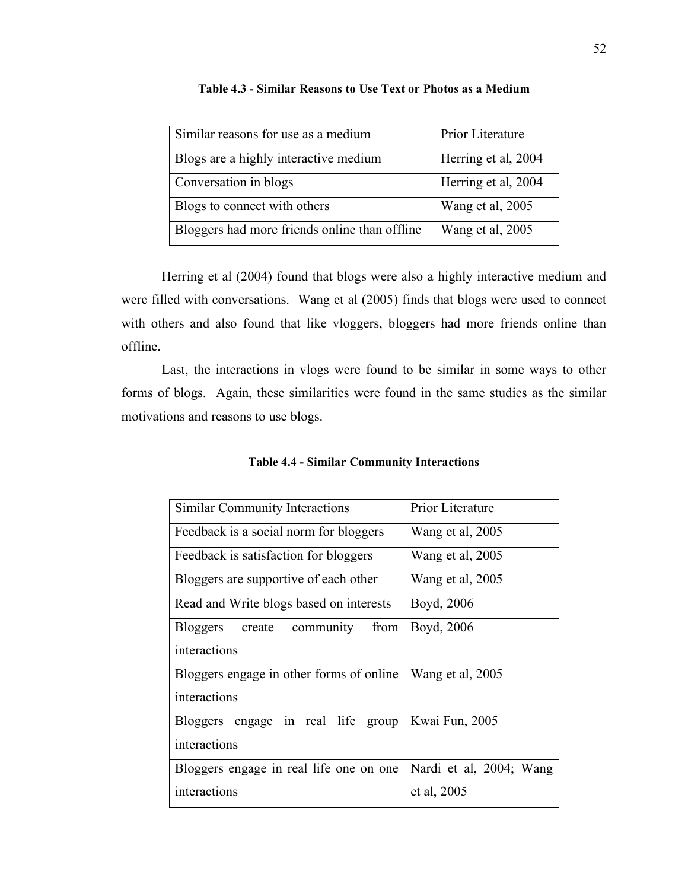**Table 4.3 - Similar Reasons to Use Text or Photos as a Medium**

| Similar reasons for use as a medium | Prior Literature |
|---|---|
| Blogs are a highly interactive medium | Herring et al, 2004 |
| Conversation in blogs | Herring et al, 2004 |
| Blogs to connect with others | Wang et al, 2005 |
| Bloggers had more friends online than offline | Wang et al, 2005 |

Herring et al (2004) found that blogs were also a highly interactive medium and were filled with conversations. Wang et al (2005) finds that blogs were used to connect with others and also found that like vloggers, bloggers had more friends online than offline.

Last, the interactions in vlogs were found to be similar in some ways to other forms of blogs. Again, these similarities were found in the same studies as the similar motivations and reasons to use blogs.

**Table 4.4 - Similar Community Interactions**

| Similar Community Interactions | Prior Literature |
|---|---|
| Feedback is a social norm for bloggers | Wang et al, 2005 |
| Feedback is satisfaction for bloggers | Wang et al, 2005 |
| Bloggers are supportive of each other | Wang et al, 2005 |
| Read and Write blogs based on interests | Boyd, 2006 |
| Bloggers create community from interactions | Boyd, 2006 |
| Bloggers engage in other forms of online interactions | Wang et al, 2005 |
| Bloggers engage in real life group interactions | Kwai Fun, 2005 |
| Bloggers engage in real life one on one interactions | Nardi et al, 2004; Wang et al, 2005 |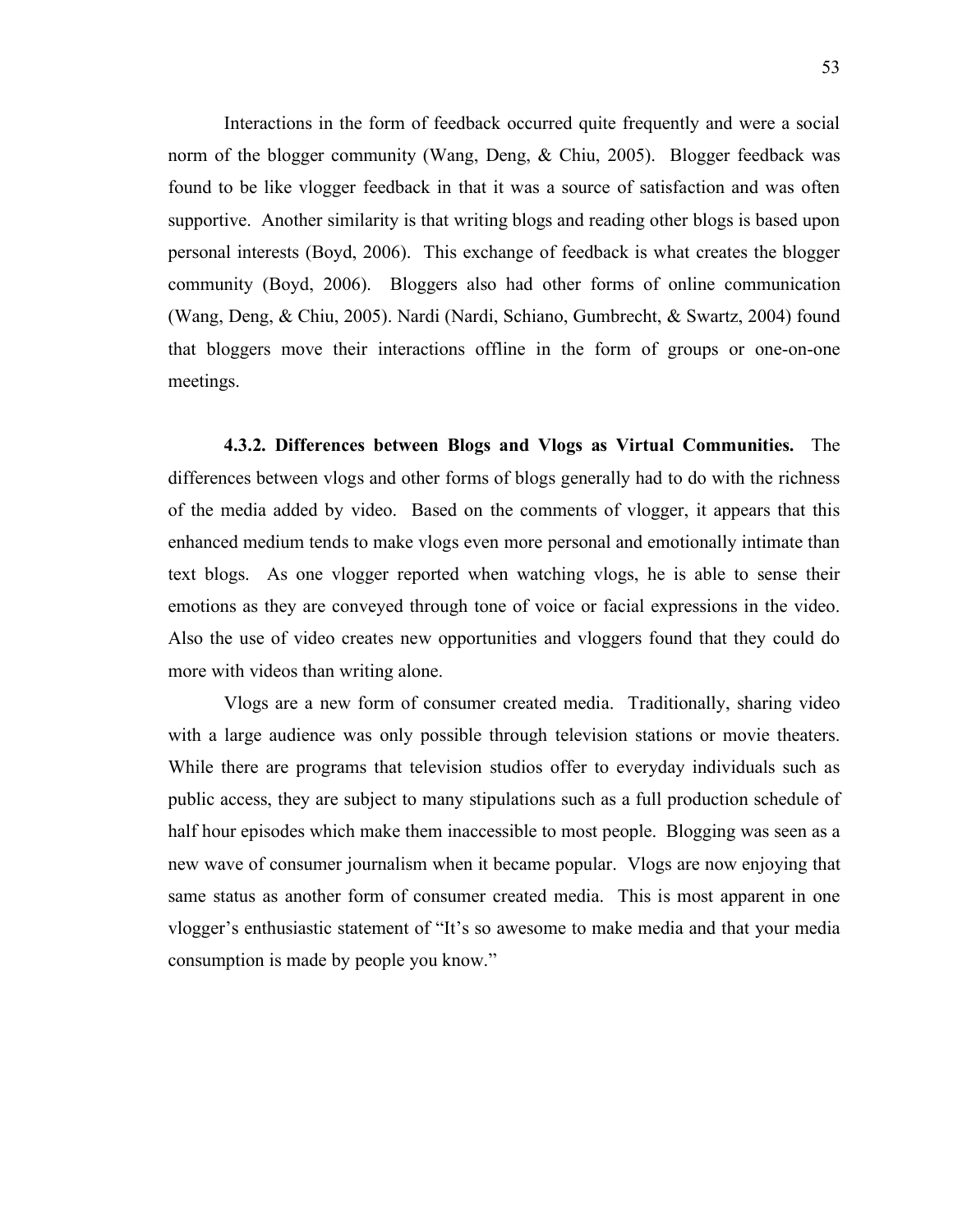Interactions in the form of feedback occurred quite frequently and were a social norm of the blogger community (Wang, Deng, & Chiu, 2005). Blogger feedback was found to be like vlogger feedback in that it was a source of satisfaction and was often supportive. Another similarity is that writing blogs and reading other blogs is based upon personal interests (Boyd, 2006). This exchange of feedback is what creates the blogger community (Boyd, 2006). Bloggers also had other forms of online communication (Wang, Deng, & Chiu, 2005). Nardi (Nardi, Schiano, Gumbrecht, & Swartz, 2004) found that bloggers move their interactions offline in the form of groups or one-on-one meetings.

**4.3.2. Differences between Blogs and Vlogs as Virtual Communities.** The differences between vlogs and other forms of blogs generally had to do with the richness of the media added by video. Based on the comments of vlogger, it appears that this enhanced medium tends to make vlogs even more personal and emotionally intimate than text blogs. As one vlogger reported when watching vlogs, he is able to sense their emotions as they are conveyed through tone of voice or facial expressions in the video. Also the use of video creates new opportunities and vloggers found that they could do more with videos than writing alone.

Vlogs are a new form of consumer created media. Traditionally, sharing video with a large audience was only possible through television stations or movie theaters. While there are programs that television studios offer to everyday individuals such as public access, they are subject to many stipulations such as a full production schedule of half hour episodes which make them inaccessible to most people. Blogging was seen as a new wave of consumer journalism when it became popular. Vlogs are now enjoying that same status as another form of consumer created media. This is most apparent in one vlogger's enthusiastic statement of "It's so awesome to make media and that your media consumption is made by people you know."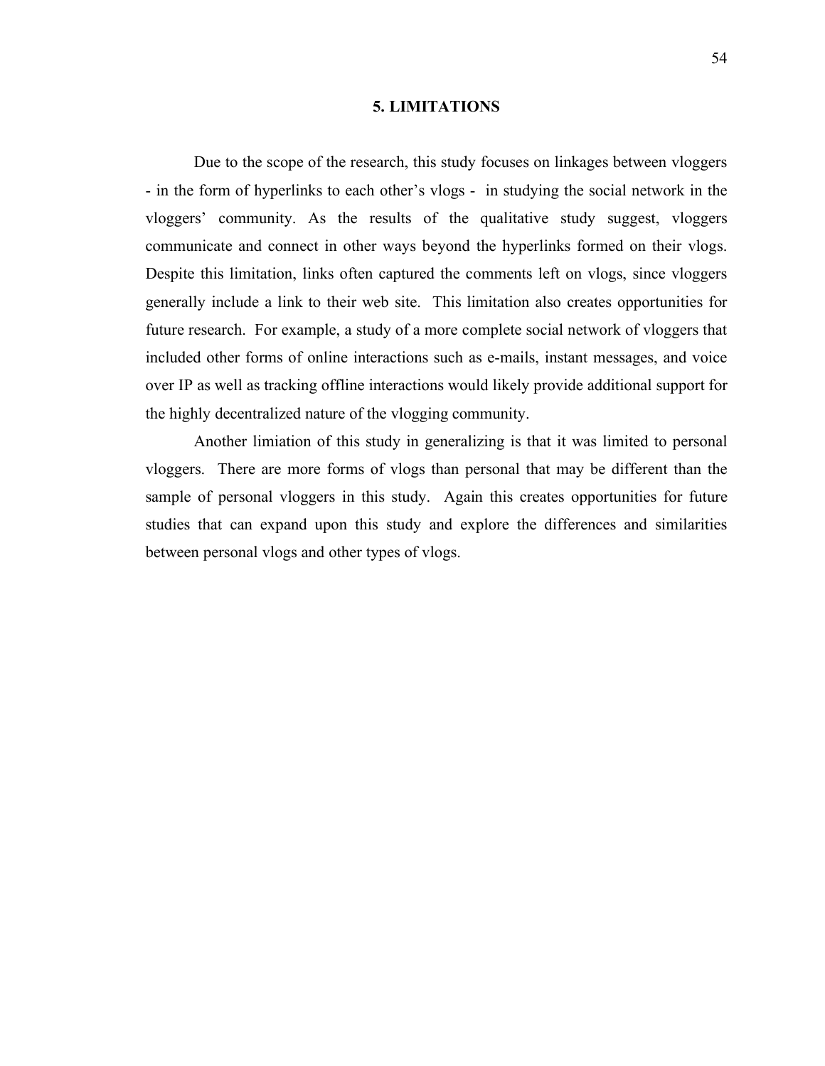# 5. LIMITATIONS

Due to the scope of the research, this study focuses on linkages between vloggers - in the form of hyperlinks to each other's vlogs - in studying the social network in the vloggers' community. As the results of the qualitative study suggest, vloggers communicate and connect in other ways beyond the hyperlinks formed on their vlogs. Despite this limitation, links often captured the comments left on vlogs, since vloggers generally include a link to their web site. This limitation also creates opportunities for future research. For example, a study of a more complete social network of vloggers that included other forms of online interactions such as e-mails, instant messages, and voice over IP as well as tracking offline interactions would likely provide additional support for the highly decentralized nature of the vlogging community.

Another limiation of this study in generalizing is that it was limited to personal vloggers. There are more forms of vlogs than personal that may be different than the sample of personal vloggers in this study. Again this creates opportunities for future studies that can expand upon this study and explore the differences and similarities between personal vlogs and other types of vlogs.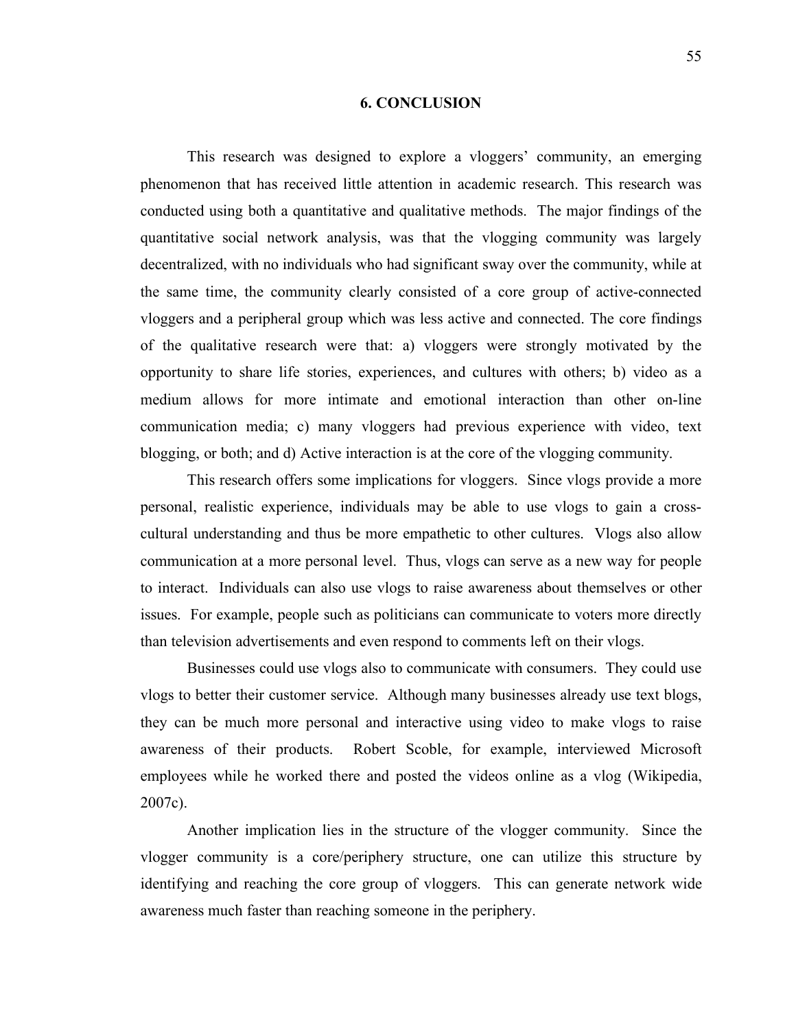# 6. CONCLUSION

This research was designed to explore a vloggers' community, an emerging phenomenon that has received little attention in academic research. This research was conducted using both a quantitative and qualitative methods. The major findings of the quantitative social network analysis, was that the vlogging community was largely decentralized, with no individuals who had significant sway over the community, while at the same time, the community clearly consisted of a core group of active-connected vloggers and a peripheral group which was less active and connected. The core findings of the qualitative research were that: a) vloggers were strongly motivated by the opportunity to share life stories, experiences, and cultures with others; b) video as a medium allows for more intimate and emotional interaction than other on-line communication media; c) many vloggers had previous experience with video, text blogging, or both; and d) Active interaction is at the core of the vlogging community.

This research offers some implications for vloggers. Since vlogs provide a more personal, realistic experience, individuals may be able to use vlogs to gain a cross-cultural understanding and thus be more empathetic to other cultures. Vlogs also allow communication at a more personal level. Thus, vlogs can serve as a new way for people to interact. Individuals can also use vlogs to raise awareness about themselves or other issues. For example, people such as politicians can communicate to voters more directly than television advertisements and even respond to comments left on their vlogs.

Businesses could use vlogs also to communicate with consumers. They could use vlogs to better their customer service. Although many businesses already use text blogs, they can be much more personal and interactive using video to make vlogs to raise awareness of their products. Robert Scoble, for example, interviewed Microsoft employees while he worked there and posted the videos online as a vlog (Wikipedia, 2007c).

Another implication lies in the structure of the vlogger community. Since the vlogger community is a core/periphery structure, one can utilize this structure by identifying and reaching the core group of vloggers. This can generate network wide awareness much faster than reaching someone in the periphery.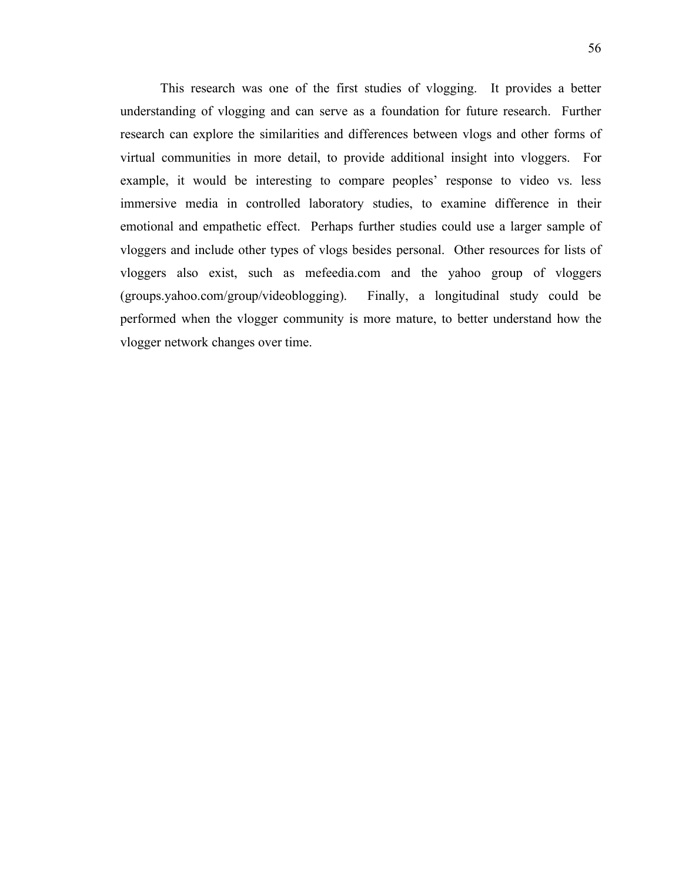This research was one of the first studies of vlogging. It provides a better understanding of vlogging and can serve as a foundation for future research. Further research can explore the similarities and differences between vlogs and other forms of virtual communities in more detail, to provide additional insight into vloggers. For example, it would be interesting to compare peoples' response to video vs. less immersive media in controlled laboratory studies, to examine difference in their emotional and empathetic effect. Perhaps further studies could use a larger sample of vloggers and include other types of vlogs besides personal. Other resources for lists of vloggers also exist, such as mefeedia.com and the yahoo group of vloggers (groups.yahoo.com/group/videoblogging). Finally, a longitudinal study could be performed when the vlogger community is more mature, to better understand how the vlogger network changes over time.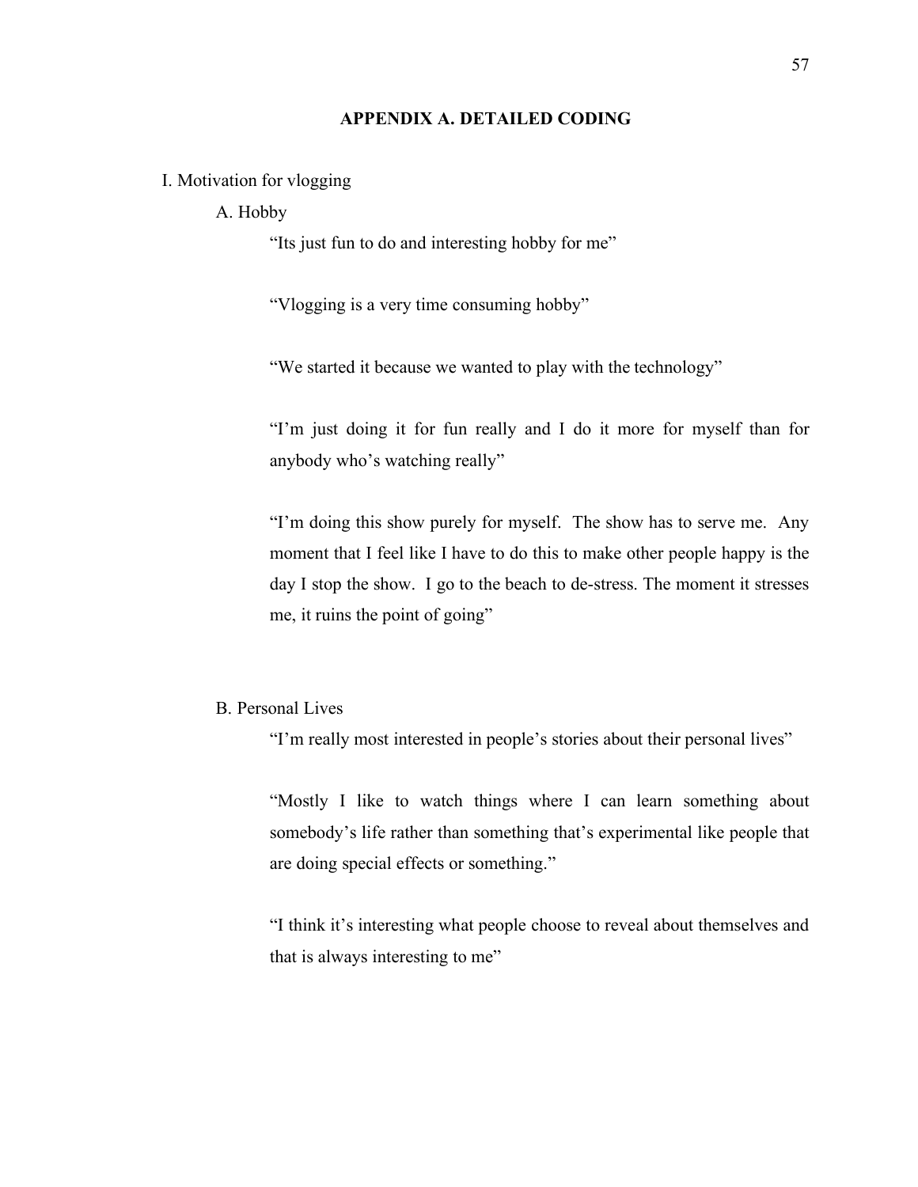## APPENDIX A. DETAILED CODING

I. Motivation for vlogging

A. Hobby

"Its just fun to do and interesting hobby for me"

"Vlogging is a very time consuming hobby"

"We started it because we wanted to play with the technology"

"I'm just doing it for fun really and I do it more for myself than for anybody who's watching really"

"I'm doing this show purely for myself. The show has to serve me. Any moment that I feel like I have to do this to make other people happy is the day I stop the show. I go to the beach to de-stress. The moment it stresses me, it ruins the point of going"

B. Personal Lives

"I'm really most interested in people's stories about their personal lives"

"Mostly I like to watch things where I can learn something about somebody's life rather than something that's experimental like people that are doing special effects or something."

"I think it's interesting what people choose to reveal about themselves and that is always interesting to me"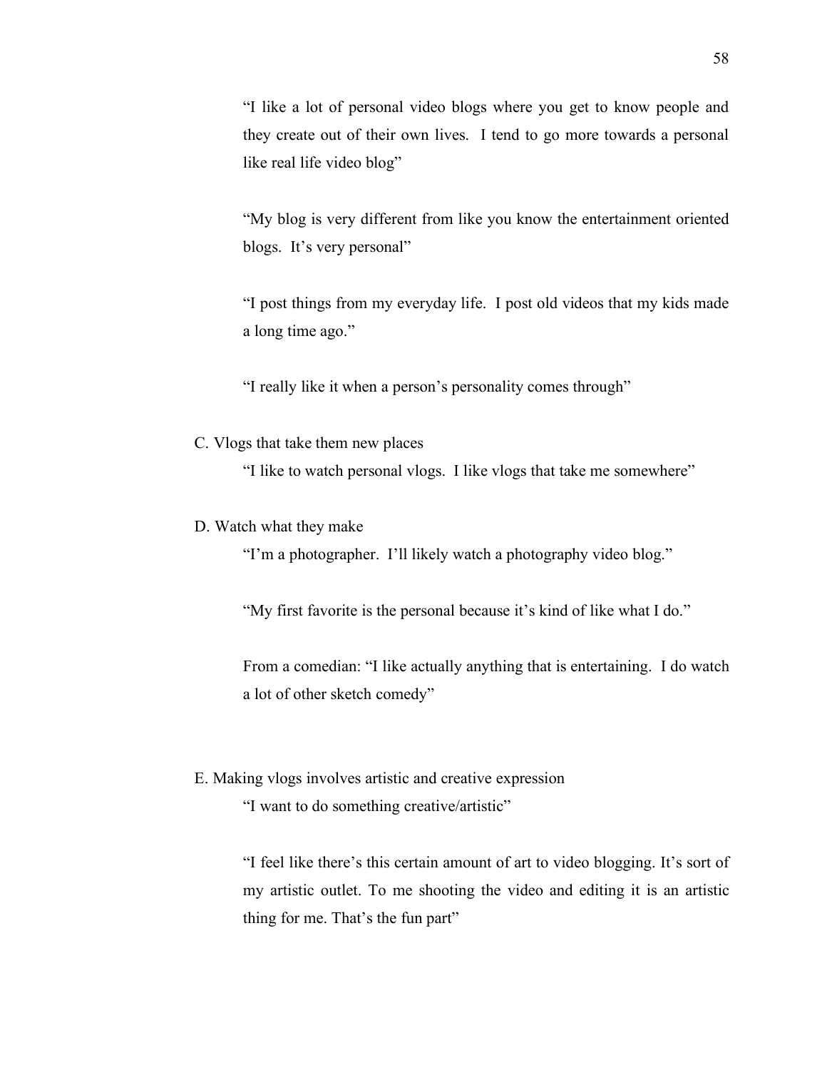"I like a lot of personal video blogs where you get to know people and they create out of their own lives. I tend to go more towards a personal like real life video blog"

"My blog is very different from like you know the entertainment oriented blogs. It's very personal"

"I post things from my everyday life. I post old videos that my kids made a long time ago."

"I really like it when a person's personality comes through"

C. Vlogs that take them new places

"I like to watch personal vlogs. I like vlogs that take me somewhere"

D. Watch what they make

"I'm a photographer. I'll likely watch a photography video blog."

"My first favorite is the personal because it's kind of like what I do."

From a comedian: "I like actually anything that is entertaining. I do watch a lot of other sketch comedy"

E. Making vlogs involves artistic and creative expression

"I want to do something creative/artistic"

"I feel like there's this certain amount of art to video blogging. It's sort of my artistic outlet. To me shooting the video and editing it is an artistic thing for me. That's the fun part"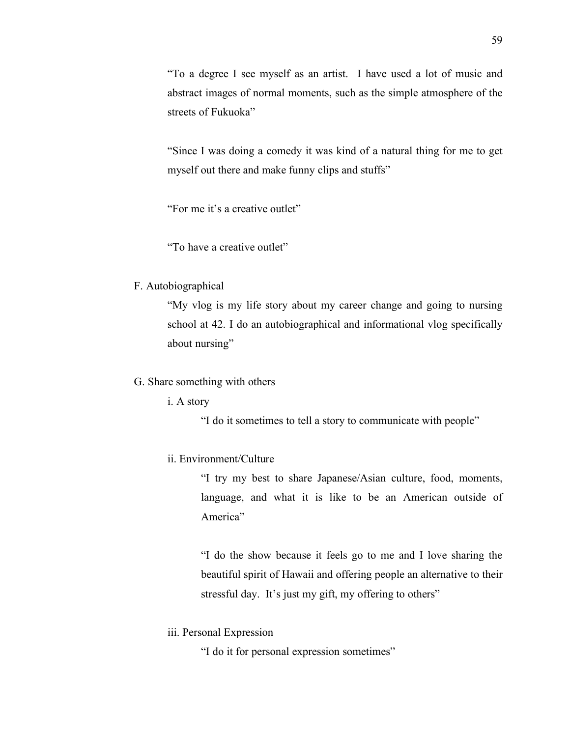"To a degree I see myself as an artist. I have used a lot of music and abstract images of normal moments, such as the simple atmosphere of the streets of Fukuoka"

"Since I was doing a comedy it was kind of a natural thing for me to get myself out there and make funny clips and stuffs"

"For me it's a creative outlet"

"To have a creative outlet"

F. Autobiographical

"My vlog is my life story about my career change and going to nursing school at 42. I do an autobiographical and informational vlog specifically about nursing"

G. Share something with others

i. A story

"I do it sometimes to tell a story to communicate with people"

ii. Environment/Culture

"I try my best to share Japanese/Asian culture, food, moments, language, and what it is like to be an American outside of America"

"I do the show because it feels go to me and I love sharing the beautiful spirit of Hawaii and offering people an alternative to their stressful day. It's just my gift, my offering to others"

iii. Personal Expression

"I do it for personal expression sometimes"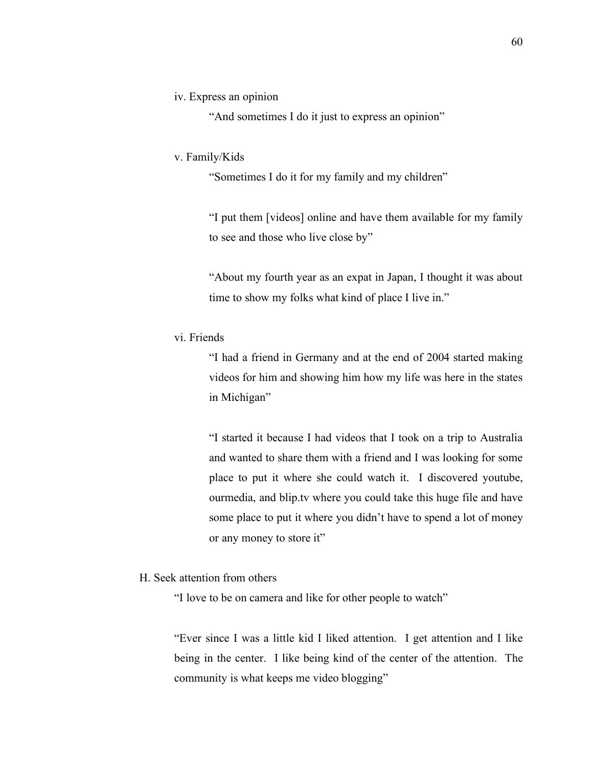iv. Express an opinion

> "And sometimes I do it just to express an opinion"

v. Family/Kids

> "Sometimes I do it for my family and my children"
>
> "I put them [videos] online and have them available for my family to see and those who live close by"
>
> "About my fourth year as an expat in Japan, I thought it was about time to show my folks what kind of place I live in."

vi. Friends

> "I had a friend in Germany and at the end of 2004 started making videos for him and showing him how my life was here in the states in Michigan"
>
> "I started it because I had videos that I took on a trip to Australia and wanted to share them with a friend and I was looking for some place to put it where she could watch it. I discovered youtube, ourmedia, and blip.tv where you could take this huge file and have some place to put it where you didn't have to spend a lot of money or any money to store it"

H. Seek attention from others

> "I love to be on camera and like for other people to watch"
>
> "Ever since I was a little kid I liked attention. I get attention and I like being in the center. I like being kind of the center of the attention. The community is what keeps me video blogging"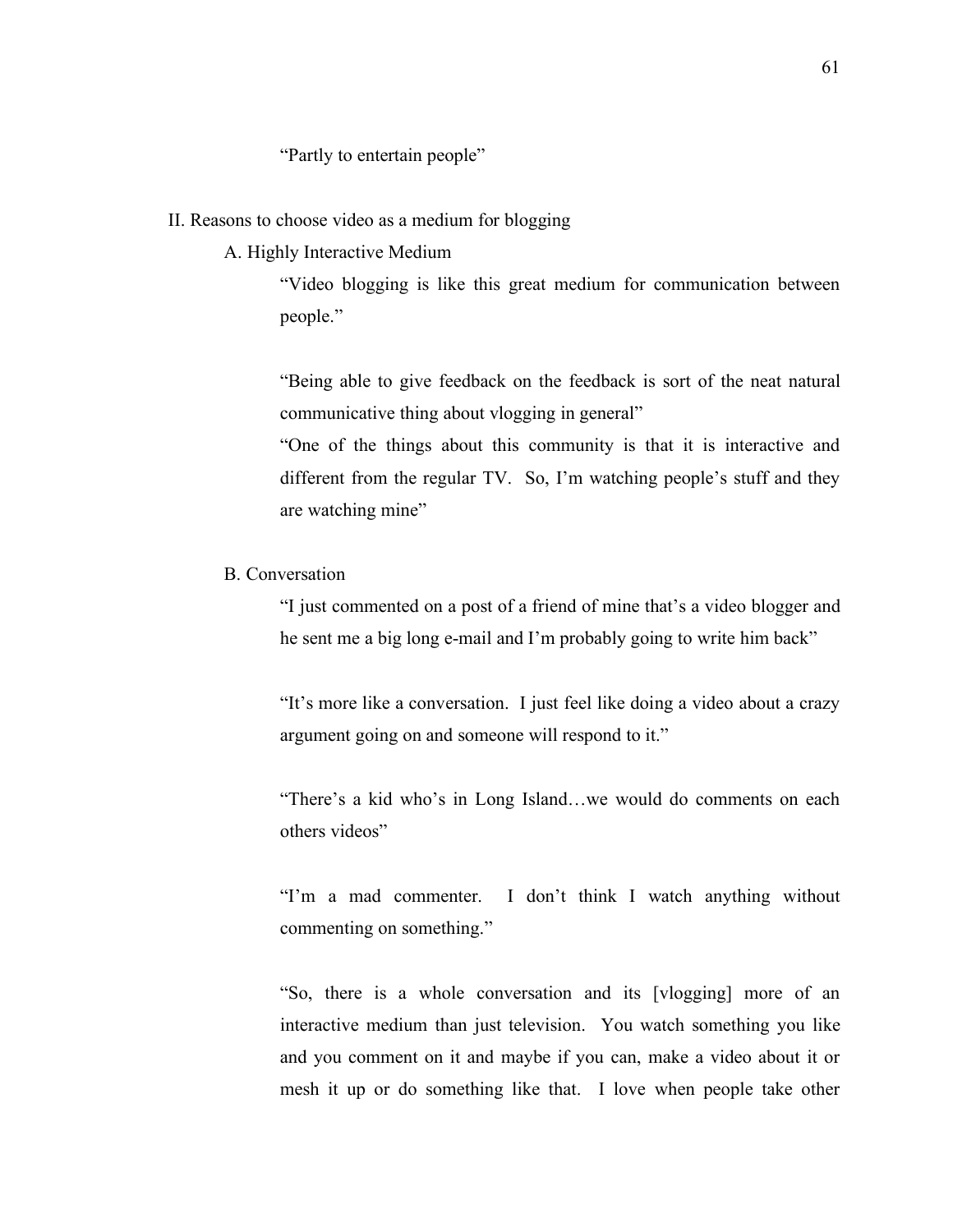"Partly to entertain people"

II. Reasons to choose video as a medium for blogging

A. Highly Interactive Medium

"Video blogging is like this great medium for communication between people."

"Being able to give feedback on the feedback is sort of the neat natural communicative thing about vlogging in general"

"One of the things about this community is that it is interactive and different from the regular TV. So, I'm watching people's stuff and they are watching mine"

B. Conversation

"I just commented on a post of a friend of mine that's a video blogger and he sent me a big long e-mail and I'm probably going to write him back"

"It's more like a conversation. I just feel like doing a video about a crazy argument going on and someone will respond to it."

"There's a kid who's in Long Island…we would do comments on each others videos"

"I'm a mad commenter. I don't think I watch anything without commenting on something."

"So, there is a whole conversation and its [vlogging] more of an interactive medium than just television. You watch something you like and you comment on it and maybe if you can, make a video about it or mesh it up or do something like that. I love when people take other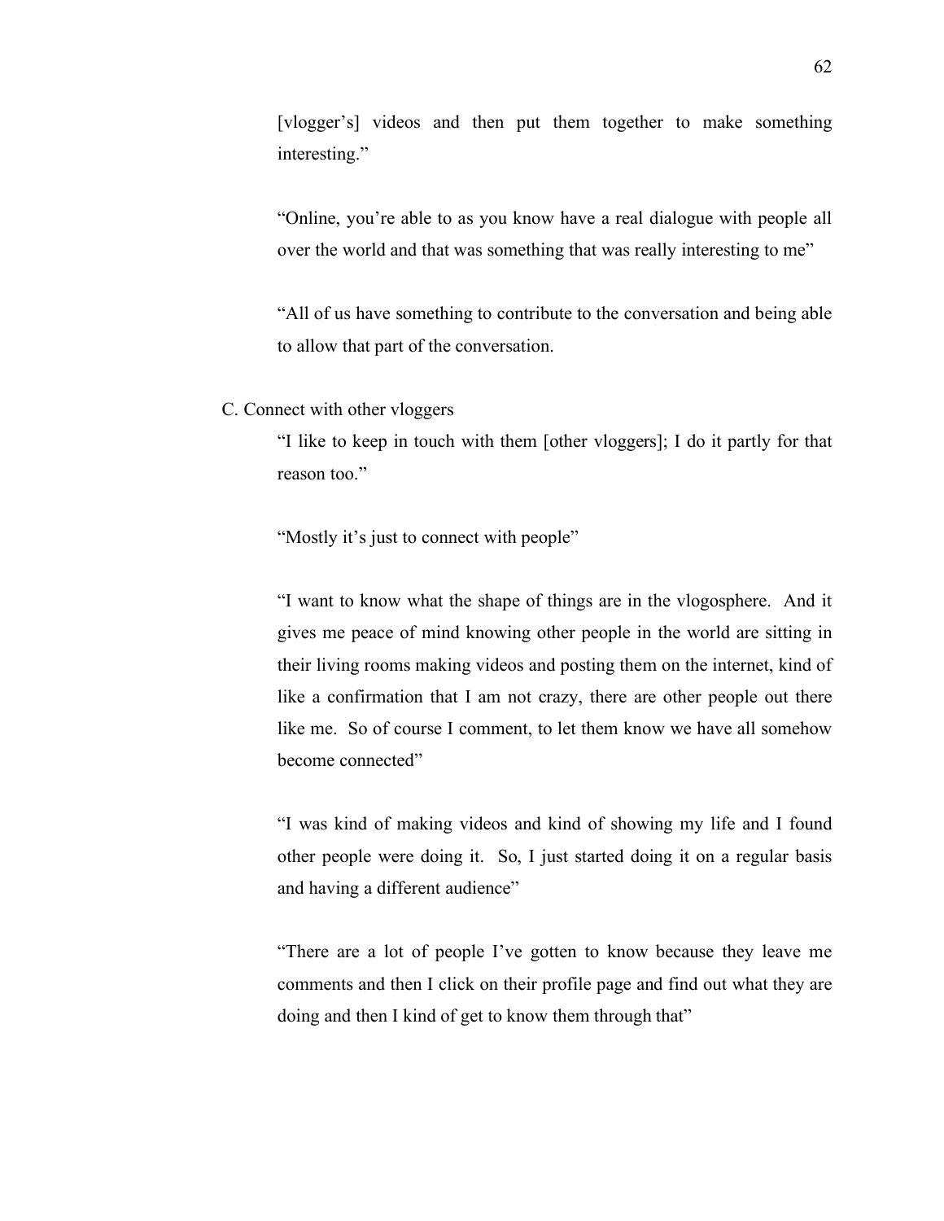[vlogger's] videos and then put them together to make something interesting."

"Online, you're able to as you know have a real dialogue with people all over the world and that was something that was really interesting to me"

"All of us have something to contribute to the conversation and being able to allow that part of the conversation.

C. Connect with other vloggers

"I like to keep in touch with them [other vloggers]; I do it partly for that reason too."

"Mostly it's just to connect with people"

"I want to know what the shape of things are in the vlogosphere. And it gives me peace of mind knowing other people in the world are sitting in their living rooms making videos and posting them on the internet, kind of like a confirmation that I am not crazy, there are other people out there like me. So of course I comment, to let them know we have all somehow become connected"

"I was kind of making videos and kind of showing my life and I found other people were doing it. So, I just started doing it on a regular basis and having a different audience"

"There are a lot of people I've gotten to know because they leave me comments and then I click on their profile page and find out what they are doing and then I kind of get to know them through that"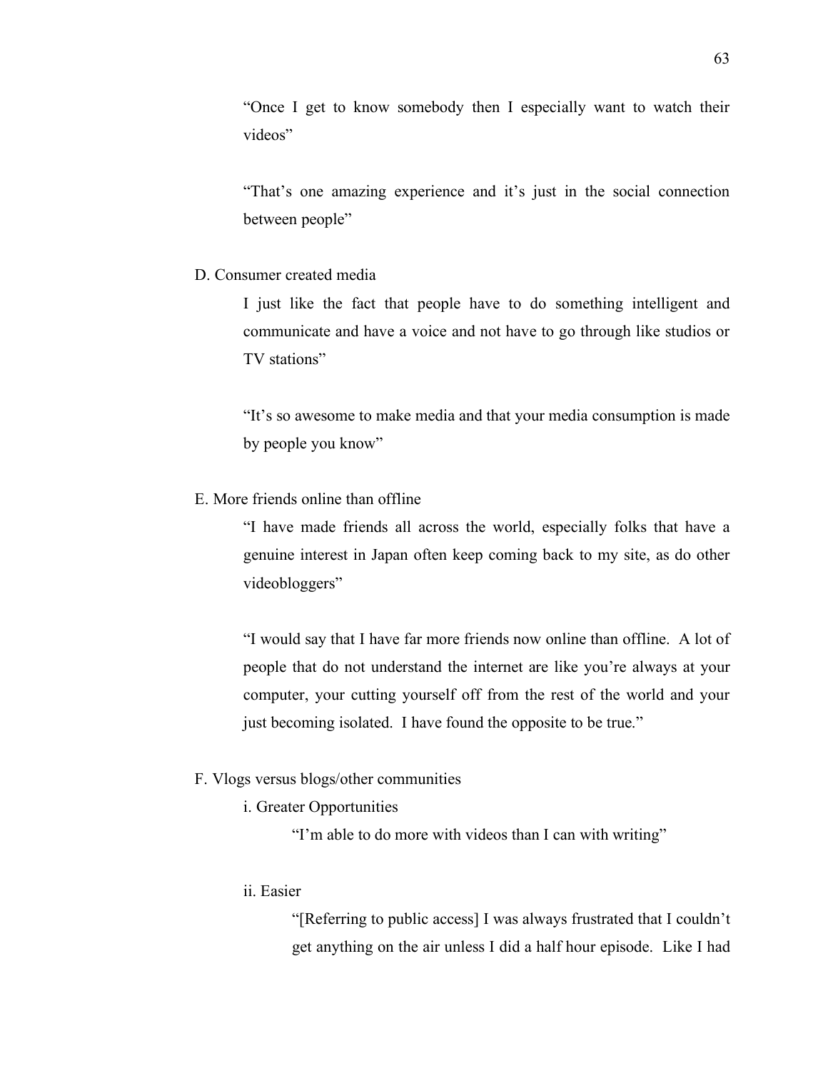"Once I get to know somebody then I especially want to watch their videos"

"That's one amazing experience and it's just in the social connection between people"

D. Consumer created media

I just like the fact that people have to do something intelligent and communicate and have a voice and not have to go through like studios or TV stations"

"It's so awesome to make media and that your media consumption is made by people you know"

E. More friends online than offline

"I have made friends all across the world, especially folks that have a genuine interest in Japan often keep coming back to my site, as do other videobloggers"

"I would say that I have far more friends now online than offline. A lot of people that do not understand the internet are like you're always at your computer, your cutting yourself off from the rest of the world and your just becoming isolated. I have found the opposite to be true."

F. Vlogs versus blogs/other communities

i. Greater Opportunities

"I'm able to do more with videos than I can with writing"

ii. Easier

"[Referring to public access] I was always frustrated that I couldn't get anything on the air unless I did a half hour episode. Like I had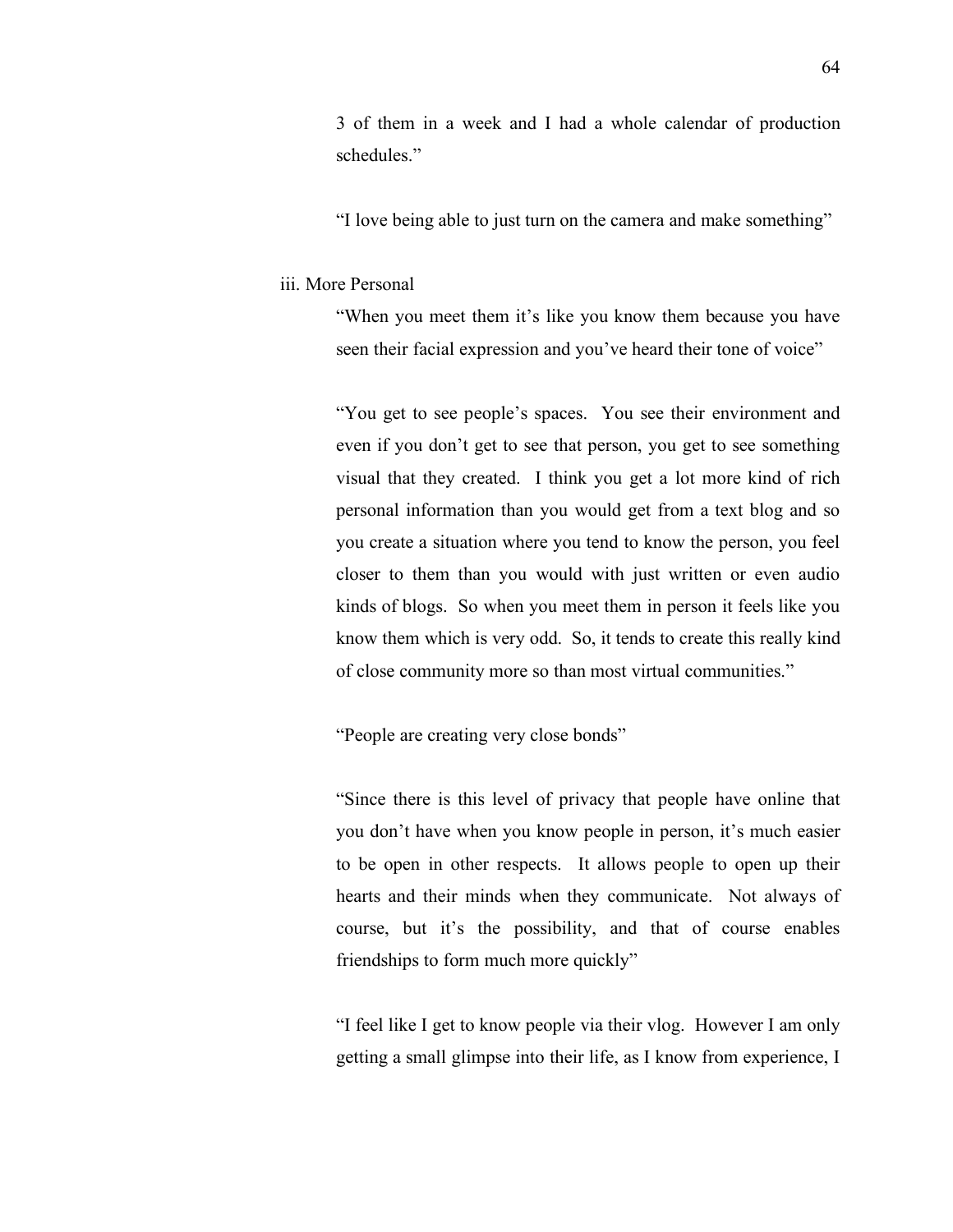3 of them in a week and I had a whole calendar of production schedules."

"I love being able to just turn on the camera and make something"

iii. More Personal

"When you meet them it's like you know them because you have seen their facial expression and you've heard their tone of voice"

"You get to see people's spaces. You see their environment and even if you don't get to see that person, you get to see something visual that they created. I think you get a lot more kind of rich personal information than you would get from a text blog and so you create a situation where you tend to know the person, you feel closer to them than you would with just written or even audio kinds of blogs. So when you meet them in person it feels like you know them which is very odd. So, it tends to create this really kind of close community more so than most virtual communities."

"People are creating very close bonds"

"Since there is this level of privacy that people have online that you don't have when you know people in person, it's much easier to be open in other respects. It allows people to open up their hearts and their minds when they communicate. Not always of course, but it's the possibility, and that of course enables friendships to form much more quickly"

"I feel like I get to know people via their vlog. However I am only getting a small glimpse into their life, as I know from experience, I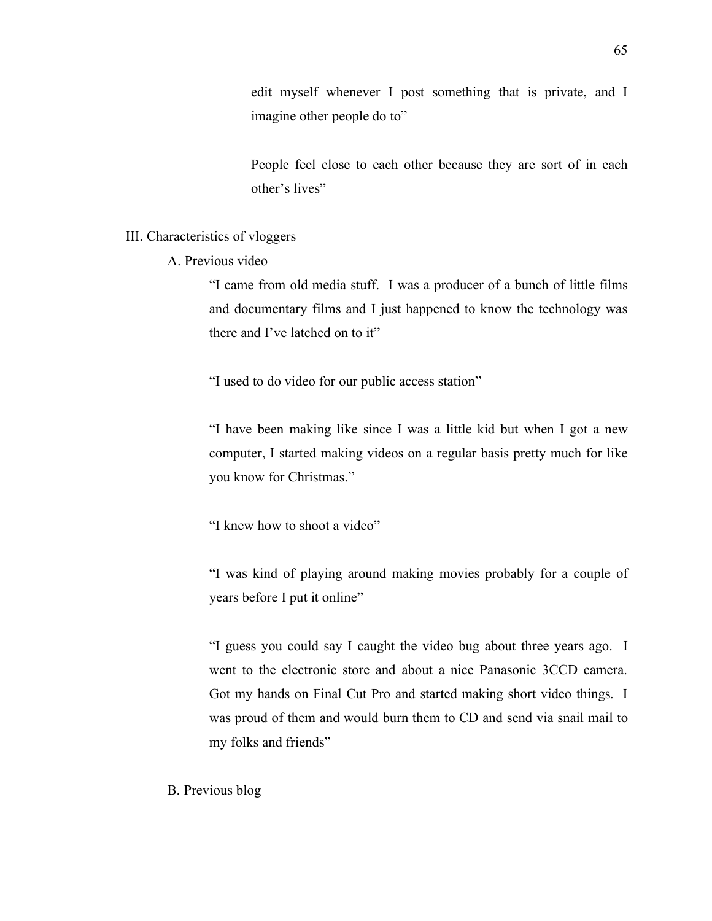edit myself whenever I post something that is private, and I imagine other people do to"

People feel close to each other because they are sort of in each other's lives"

III. Characteristics of vloggers

A. Previous video

"I came from old media stuff. I was a producer of a bunch of little films and documentary films and I just happened to know the technology was there and I've latched on to it"

"I used to do video for our public access station"

"I have been making like since I was a little kid but when I got a new computer, I started making videos on a regular basis pretty much for like you know for Christmas."

"I knew how to shoot a video"

"I was kind of playing around making movies probably for a couple of years before I put it online"

"I guess you could say I caught the video bug about three years ago. I went to the electronic store and about a nice Panasonic 3CCD camera. Got my hands on Final Cut Pro and started making short video things. I was proud of them and would burn them to CD and send via snail mail to my folks and friends"

B. Previous blog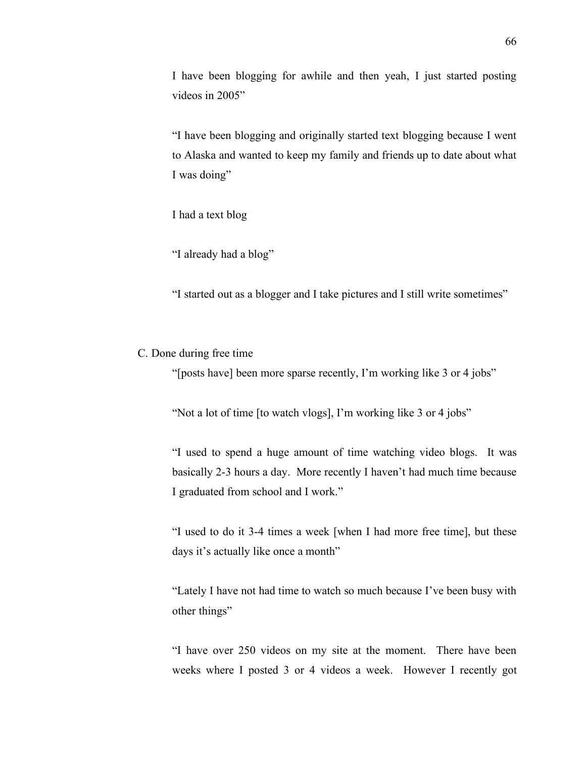I have been blogging for awhile and then yeah, I just started posting videos in 2005"

"I have been blogging and originally started text blogging because I went to Alaska and wanted to keep my family and friends up to date about what I was doing"

I had a text blog

"I already had a blog"

"I started out as a blogger and I take pictures and I still write sometimes"

C. Done during free time

"[posts have] been more sparse recently, I'm working like 3 or 4 jobs"

"Not a lot of time [to watch vlogs], I'm working like 3 or 4 jobs"

"I used to spend a huge amount of time watching video blogs. It was basically 2-3 hours a day. More recently I haven't had much time because I graduated from school and I work."

"I used to do it 3-4 times a week [when I had more free time], but these days it's actually like once a month"

"Lately I have not had time to watch so much because I've been busy with other things"

"I have over 250 videos on my site at the moment. There have been weeks where I posted 3 or 4 videos a week. However I recently got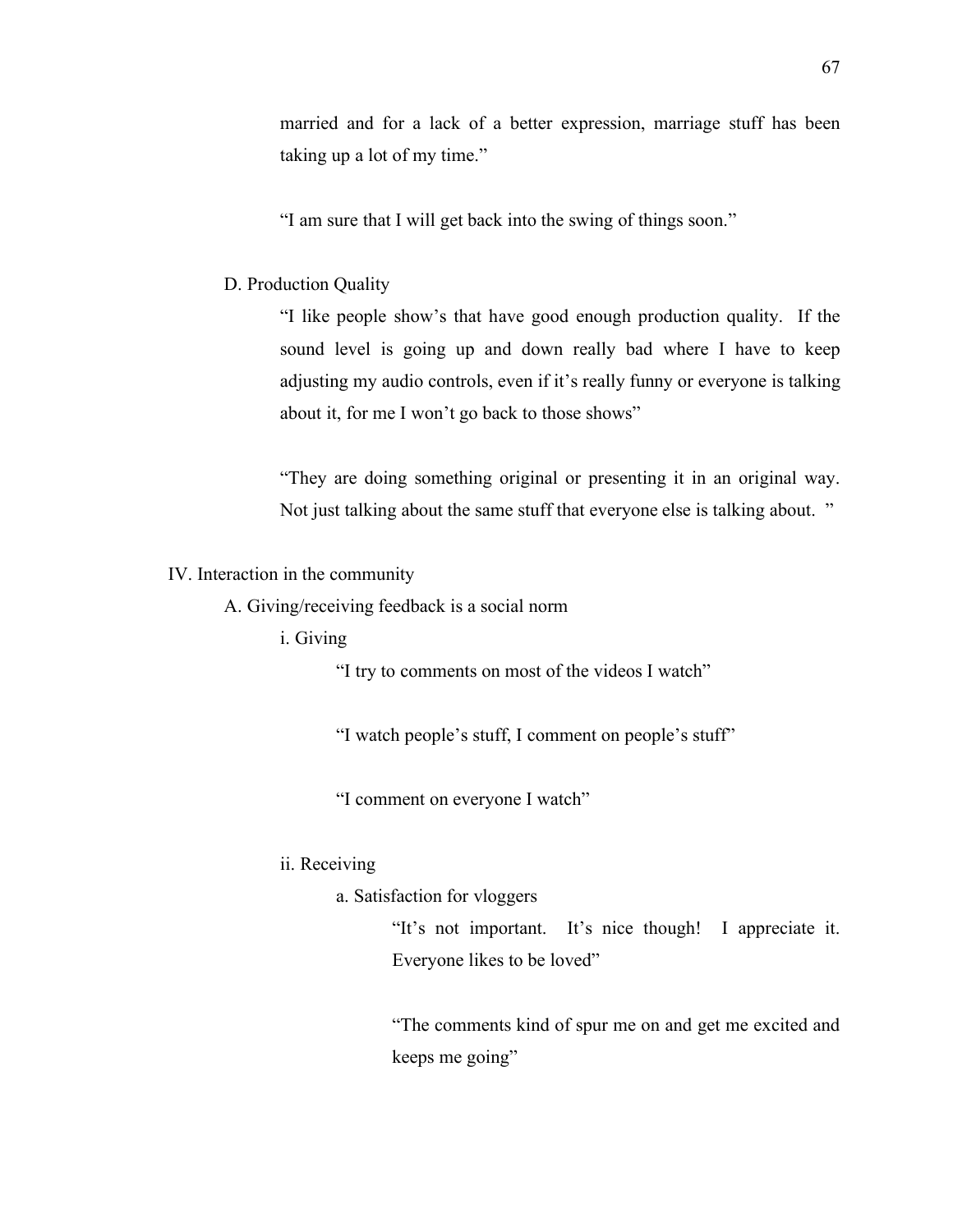married and for a lack of a better expression, marriage stuff has been taking up a lot of my time."

"I am sure that I will get back into the swing of things soon."

D. Production Quality

"I like people show's that have good enough production quality. If the sound level is going up and down really bad where I have to keep adjusting my audio controls, even if it's really funny or everyone is talking about it, for me I won't go back to those shows"

"They are doing something original or presenting it in an original way. Not just talking about the same stuff that everyone else is talking about. "

IV. Interaction in the community

A. Giving/receiving feedback is a social norm

i. Giving

"I try to comments on most of the videos I watch"

"I watch people's stuff, I comment on people's stuff"

"I comment on everyone I watch"

ii. Receiving

a. Satisfaction for vloggers

"It's not important. It's nice though! I appreciate it. Everyone likes to be loved"

"The comments kind of spur me on and get me excited and keeps me going"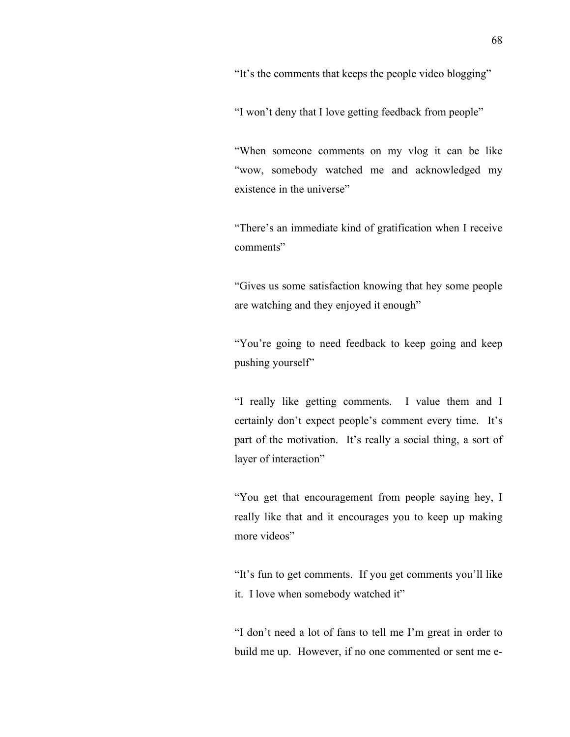"It's the comments that keeps the people video blogging"

"I won't deny that I love getting feedback from people"

"When someone comments on my vlog it can be like "wow, somebody watched me and acknowledged my existence in the universe"

"There's an immediate kind of gratification when I receive comments"

"Gives us some satisfaction knowing that hey some people are watching and they enjoyed it enough"

"You're going to need feedback to keep going and keep pushing yourself"

"I really like getting comments. I value them and I certainly don't expect people's comment every time. It's part of the motivation. It's really a social thing, a sort of layer of interaction"

"You get that encouragement from people saying hey, I really like that and it encourages you to keep up making more videos"

"It's fun to get comments. If you get comments you'll like it. I love when somebody watched it"

"I don't need a lot of fans to tell me I'm great in order to build me up. However, if no one commented or sent me e-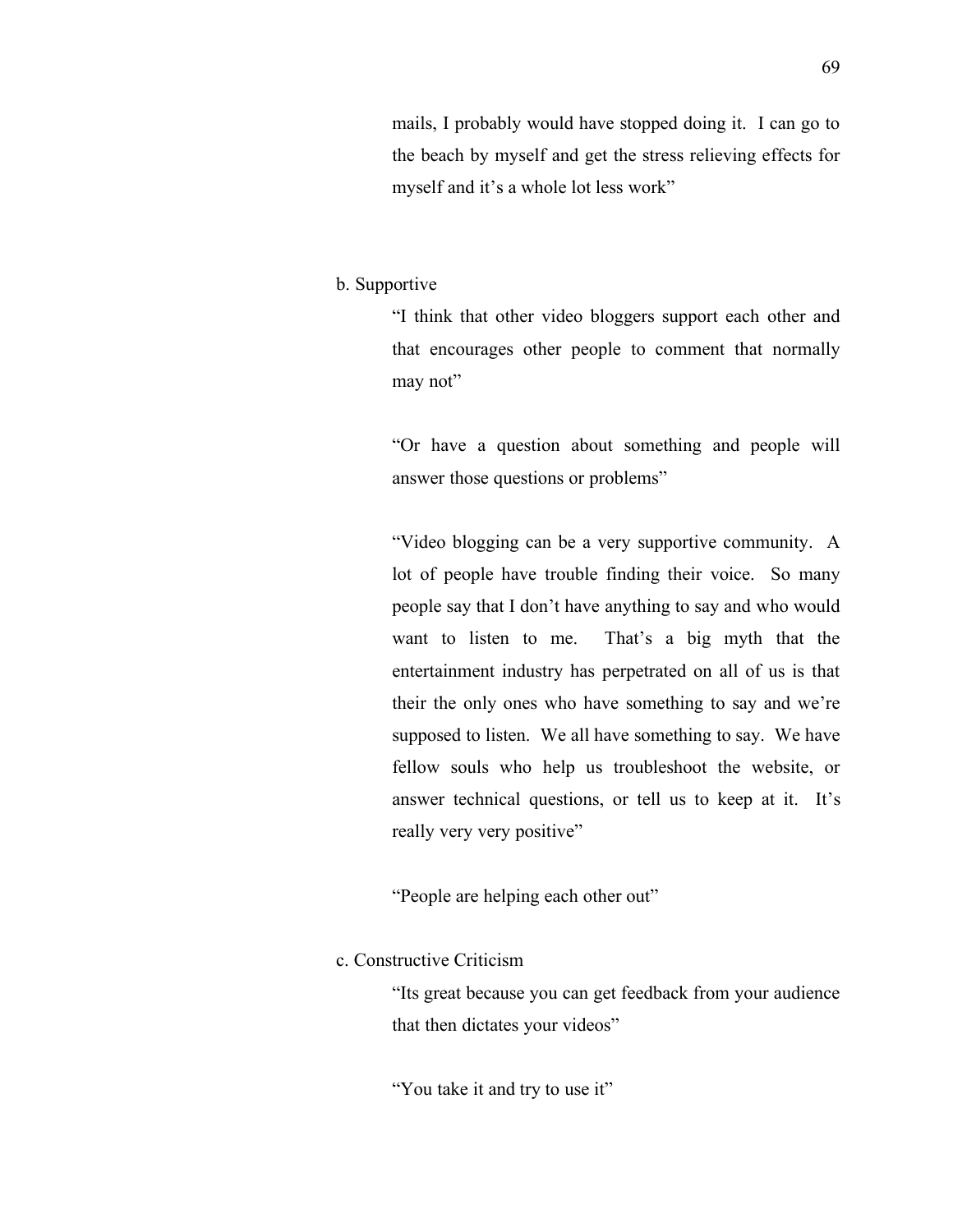mails, I probably would have stopped doing it. I can go to the beach by myself and get the stress relieving effects for myself and it's a whole lot less work"

b. Supportive

"I think that other video bloggers support each other and that encourages other people to comment that normally may not"

"Or have a question about something and people will answer those questions or problems"

"Video blogging can be a very supportive community. A lot of people have trouble finding their voice. So many people say that I don't have anything to say and who would want to listen to me. That's a big myth that the entertainment industry has perpetrated on all of us is that their the only ones who have something to say and we're supposed to listen. We all have something to say. We have fellow souls who help us troubleshoot the website, or answer technical questions, or tell us to keep at it. It's really very very positive"

"People are helping each other out"

c. Constructive Criticism

"Its great because you can get feedback from your audience that then dictates your videos"

"You take it and try to use it"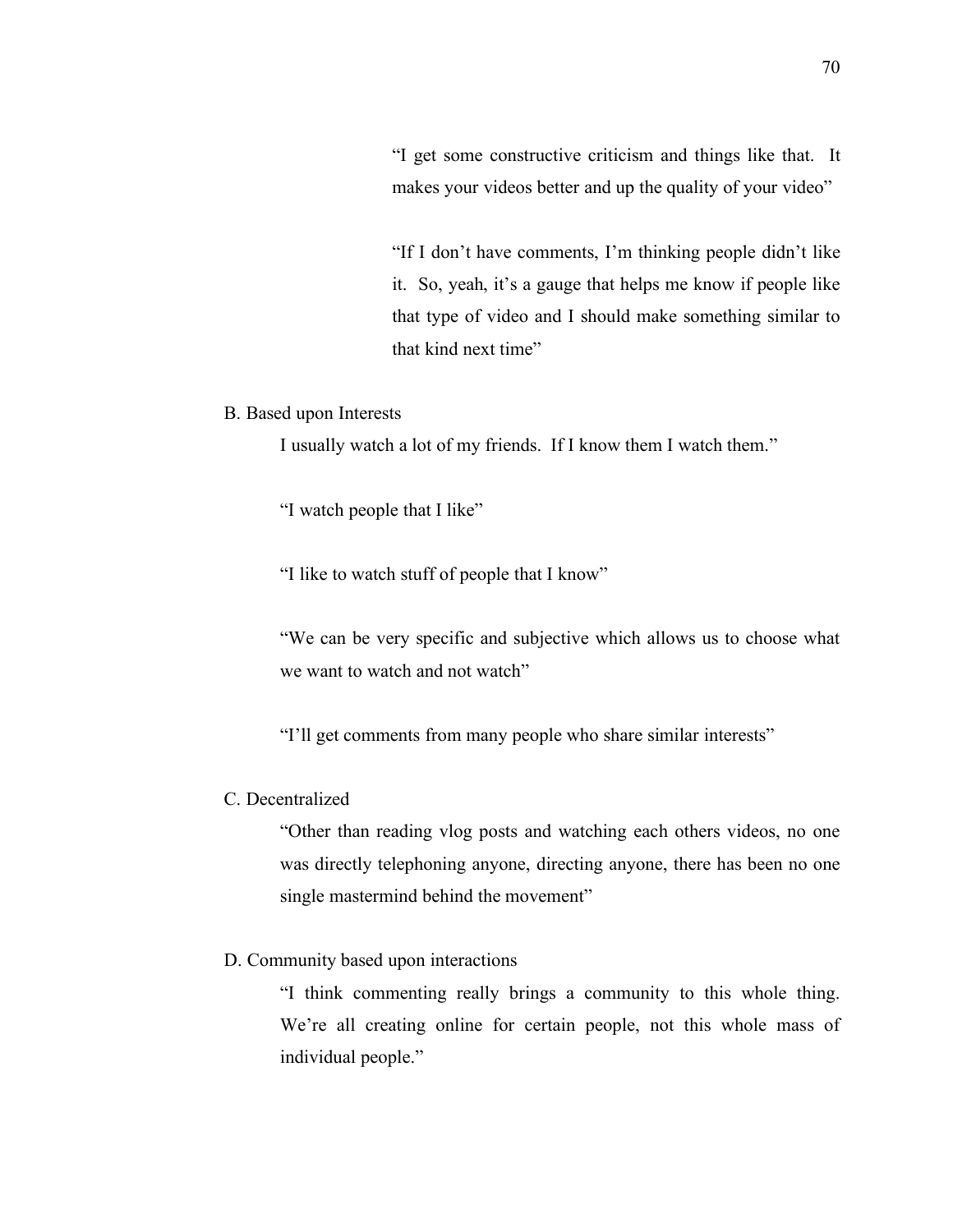> "I get some constructive criticism and things like that. It makes your videos better and up the quality of your video"

> "If I don't have comments, I'm thinking people didn't like it. So, yeah, it's a gauge that helps me know if people like that type of video and I should make something similar to that kind next time"

B. Based upon Interests

I usually watch a lot of my friends. If I know them I watch them."

"I watch people that I like"

"I like to watch stuff of people that I know"

"We can be very specific and subjective which allows us to choose what we want to watch and not watch"

"I'll get comments from many people who share similar interests"

C. Decentralized

"Other than reading vlog posts and watching each others videos, no one was directly telephoning anyone, directing anyone, there has been no one single mastermind behind the movement"

D. Community based upon interactions

"I think commenting really brings a community to this whole thing. We're all creating online for certain people, not this whole mass of individual people."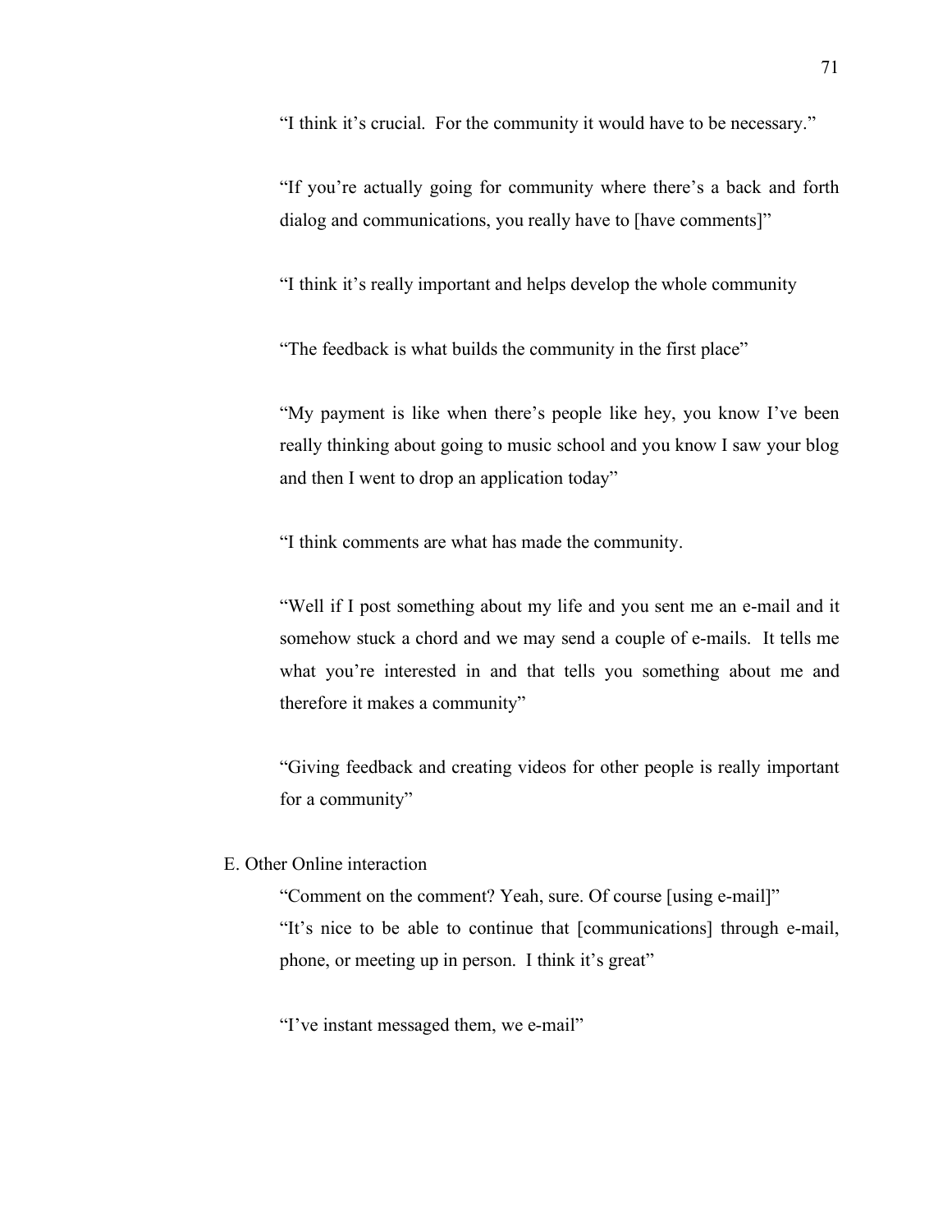"I think it's crucial. For the community it would have to be necessary."

"If you're actually going for community where there's a back and forth dialog and communications, you really have to [have comments]"

"I think it's really important and helps develop the whole community

"The feedback is what builds the community in the first place"

"My payment is like when there's people like hey, you know I've been really thinking about going to music school and you know I saw your blog and then I went to drop an application today"

"I think comments are what has made the community.

"Well if I post something about my life and you sent me an e-mail and it somehow stuck a chord and we may send a couple of e-mails. It tells me what you're interested in and that tells you something about me and therefore it makes a community"

"Giving feedback and creating videos for other people is really important for a community"

E. Other Online interaction

"Comment on the comment? Yeah, sure. Of course [using e-mail]"

"It's nice to be able to continue that [communications] through e-mail, phone, or meeting up in person. I think it's great"

"I've instant messaged them, we e-mail"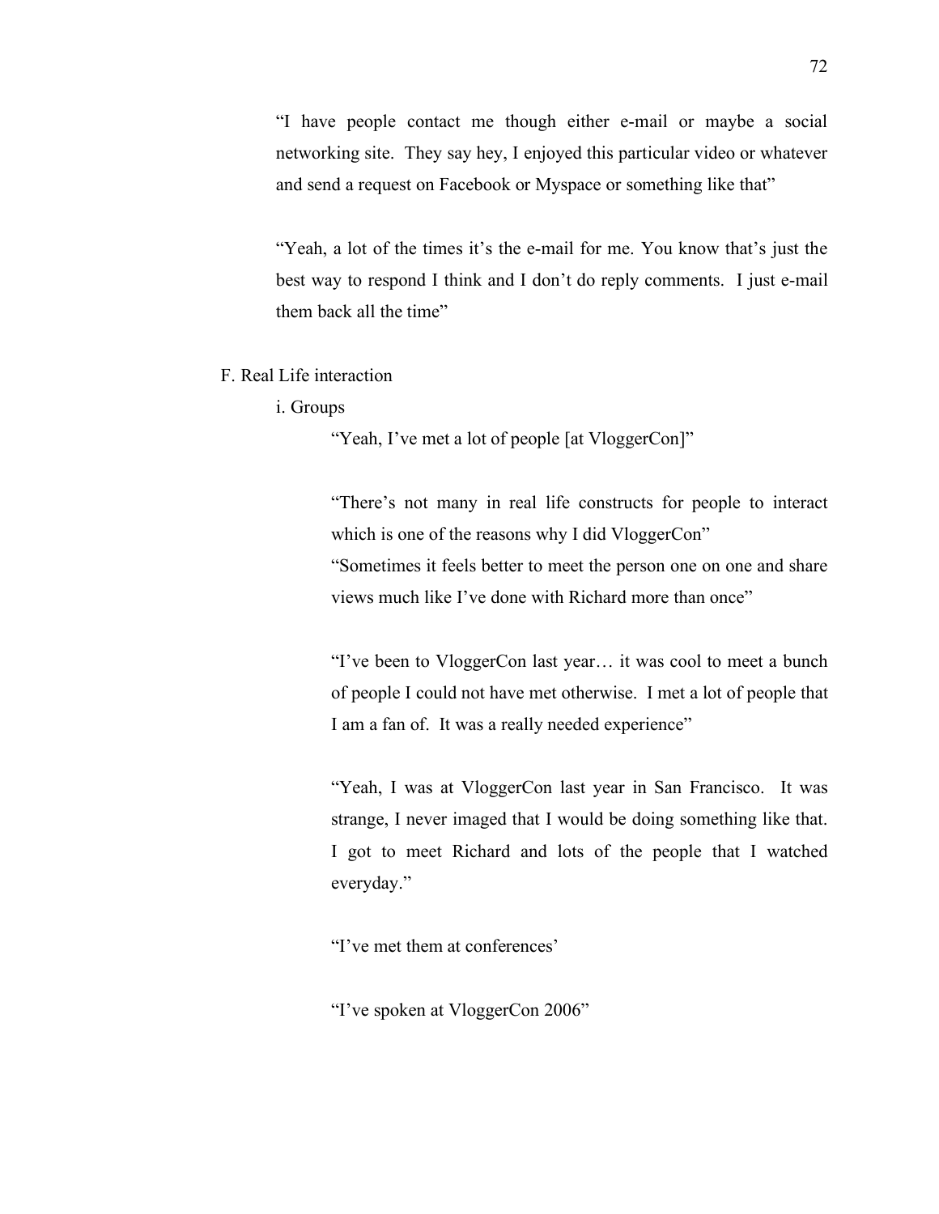"I have people contact me though either e-mail or maybe a social networking site. They say hey, I enjoyed this particular video or whatever and send a request on Facebook or Myspace or something like that"

"Yeah, a lot of the times it's the e-mail for me. You know that's just the best way to respond I think and I don't do reply comments. I just e-mail them back all the time"

F. Real Life interaction

i. Groups

"Yeah, I've met a lot of people [at VloggerCon]"

"There's not many in real life constructs for people to interact which is one of the reasons why I did VloggerCon"

"Sometimes it feels better to meet the person one on one and share views much like I've done with Richard more than once"

"I've been to VloggerCon last year… it was cool to meet a bunch of people I could not have met otherwise. I met a lot of people that I am a fan of. It was a really needed experience"

"Yeah, I was at VloggerCon last year in San Francisco. It was strange, I never imaged that I would be doing something like that. I got to meet Richard and lots of the people that I watched everyday."

"I've met them at conferences'

"I've spoken at VloggerCon 2006"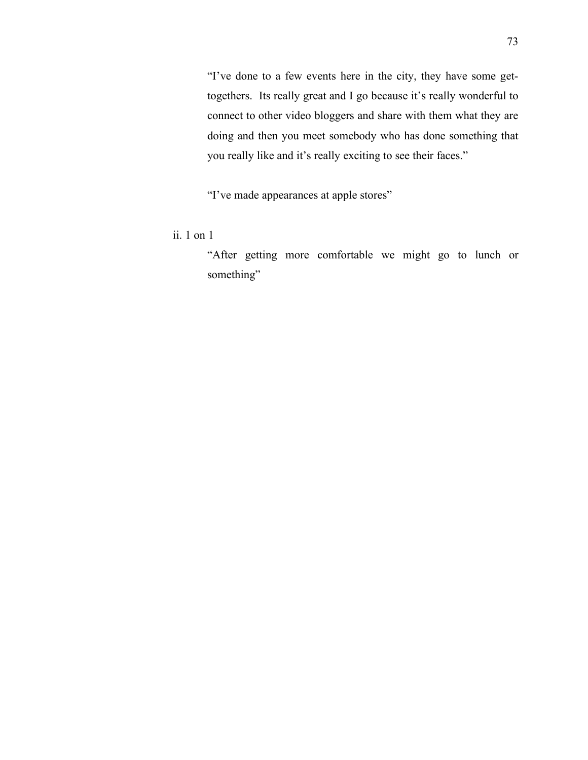"I've done to a few events here in the city, they have some get-togethers. Its really great and I go because it's really wonderful to connect to other video bloggers and share with them what they are doing and then you meet somebody who has done something that you really like and it's really exciting to see their faces."

"I've made appearances at apple stores"

ii. 1 on 1

"After getting more comfortable we might go to lunch or something"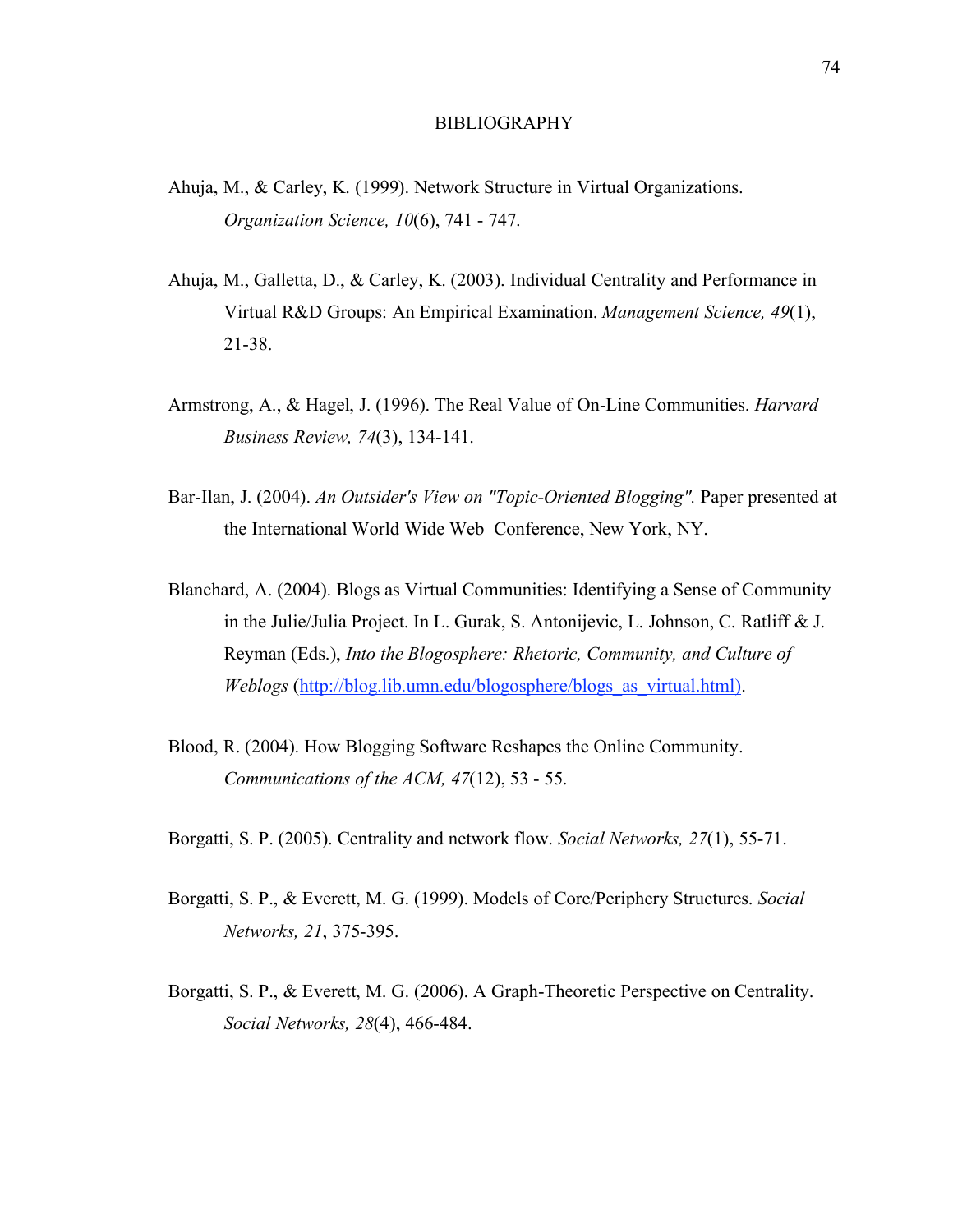# BIBLIOGRAPHY

Ahuja, M., & Carley, K. (1999). Network Structure in Virtual Organizations. *Organization Science, 10*(6), 741 - 747.

Ahuja, M., Galletta, D., & Carley, K. (2003). Individual Centrality and Performance in Virtual R&D Groups: An Empirical Examination. *Management Science, 49*(1), 21-38.

Armstrong, A., & Hagel, J. (1996). The Real Value of On-Line Communities. *Harvard Business Review, 74*(3), 134-141.

Bar-Ilan, J. (2004). *An Outsider's View on "Topic-Oriented Blogging".* Paper presented at the International World Wide Web Conference, New York, NY.

Blanchard, A. (2004). Blogs as Virtual Communities: Identifying a Sense of Community in the Julie/Julia Project. In L. Gurak, S. Antonijevic, L. Johnson, C. Ratliff & J. Reyman (Eds.), *Into the Blogosphere: Rhetoric, Community, and Culture of Weblogs* (http://blog.lib.umn.edu/blogosphere/blogs_as_virtual.html).

Blood, R. (2004). How Blogging Software Reshapes the Online Community. *Communications of the ACM, 47*(12), 53 - 55.

Borgatti, S. P. (2005). Centrality and network flow. *Social Networks, 27*(1), 55-71.

Borgatti, S. P., & Everett, M. G. (1999). Models of Core/Periphery Structures. *Social Networks, 21*, 375-395.

Borgatti, S. P., & Everett, M. G. (2006). A Graph-Theoretic Perspective on Centrality. *Social Networks, 28*(4), 466-484.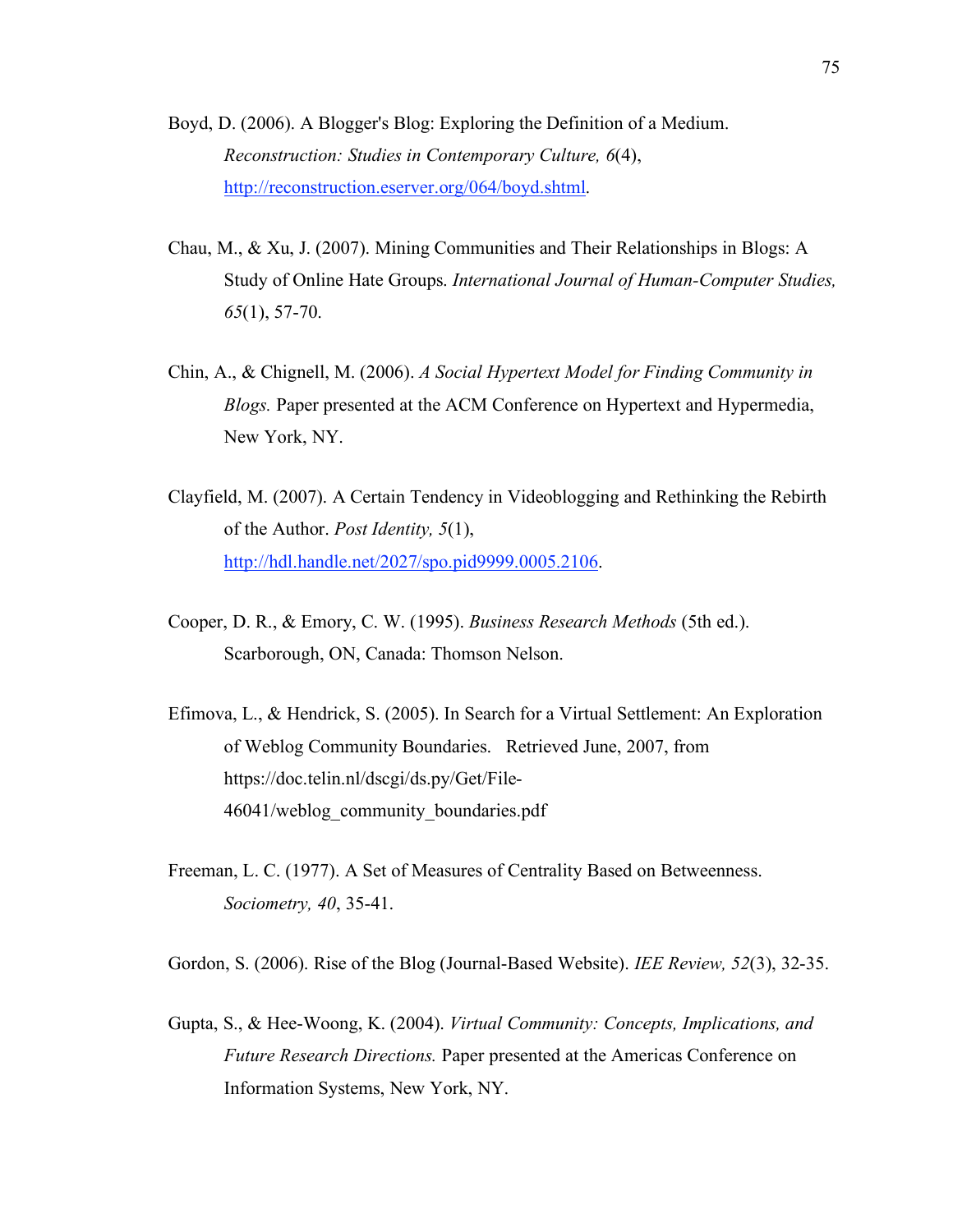Boyd, D. (2006). A Blogger's Blog: Exploring the Definition of a Medium. *Reconstruction: Studies in Contemporary Culture, 6*(4), http://reconstruction.eserver.org/064/boyd.shtml.

Chau, M., & Xu, J. (2007). Mining Communities and Their Relationships in Blogs: A Study of Online Hate Groups. *International Journal of Human-Computer Studies, 65*(1), 57-70.

Chin, A., & Chignell, M. (2006). *A Social Hypertext Model for Finding Community in Blogs.* Paper presented at the ACM Conference on Hypertext and Hypermedia, New York, NY.

Clayfield, M. (2007). A Certain Tendency in Videoblogging and Rethinking the Rebirth of the Author. *Post Identity, 5*(1), http://hdl.handle.net/2027/spo.pid9999.0005.2106.

Cooper, D. R., & Emory, C. W. (1995). *Business Research Methods* (5th ed.). Scarborough, ON, Canada: Thomson Nelson.

Efimova, L., & Hendrick, S. (2005). In Search for a Virtual Settlement: An Exploration of Weblog Community Boundaries. Retrieved June, 2007, from https://doc.telin.nl/dscgi/ds.py/Get/File-46041/weblog_community_boundaries.pdf

Freeman, L. C. (1977). A Set of Measures of Centrality Based on Betweenness. *Sociometry, 40*, 35-41.

Gordon, S. (2006). Rise of the Blog (Journal-Based Website). *IEE Review, 52*(3), 32-35.

Gupta, S., & Hee-Woong, K. (2004). *Virtual Community: Concepts, Implications, and Future Research Directions.* Paper presented at the Americas Conference on Information Systems, New York, NY.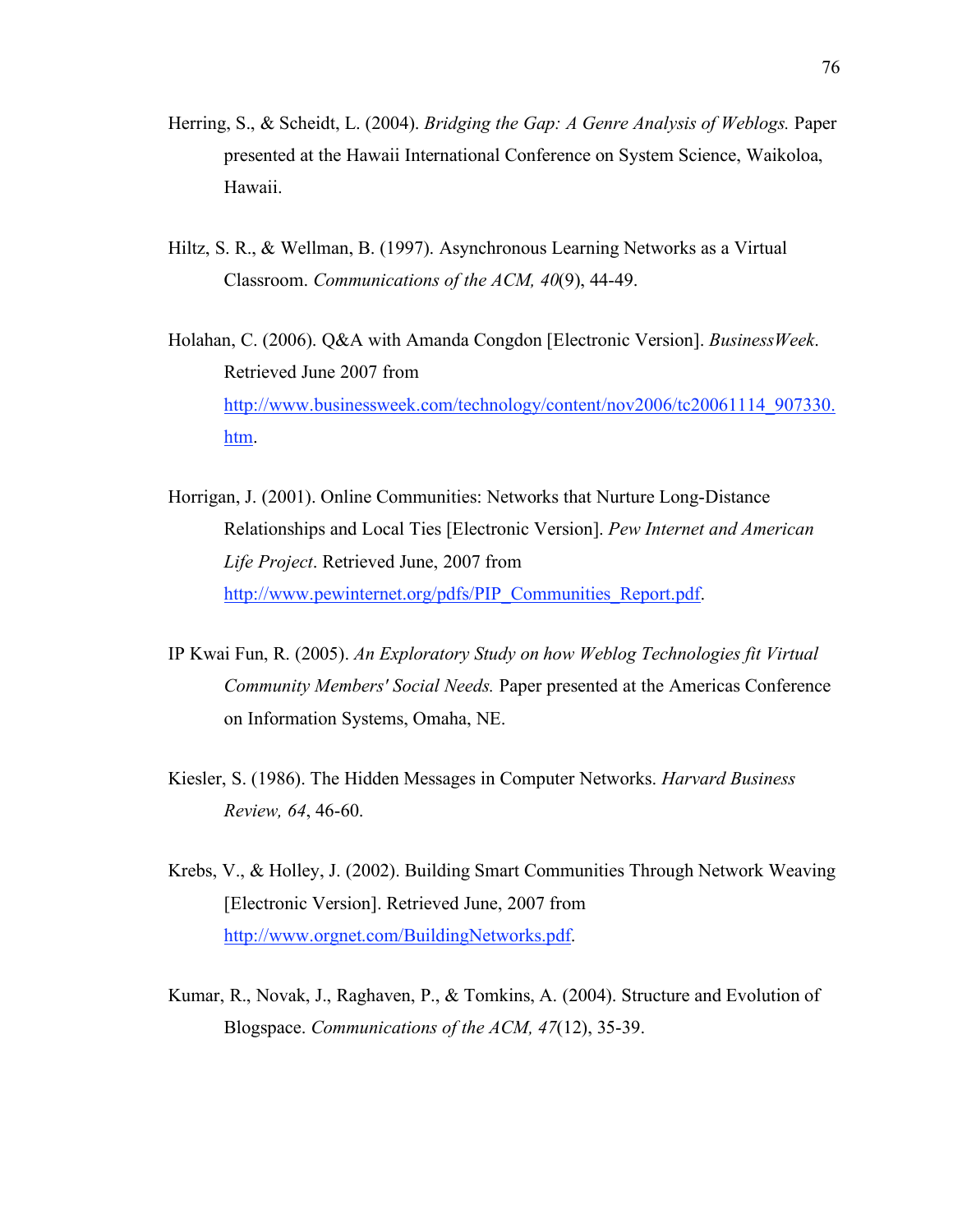Herring, S., & Scheidt, L. (2004). *Bridging the Gap: A Genre Analysis of Weblogs.* Paper presented at the Hawaii International Conference on System Science, Waikoloa, Hawaii.

Hiltz, S. R., & Wellman, B. (1997). Asynchronous Learning Networks as a Virtual Classroom. *Communications of the ACM, 40*(9), 44-49.

Holahan, C. (2006). Q&A with Amanda Congdon [Electronic Version]. *BusinessWeek*. Retrieved June 2007 from http://www.businessweek.com/technology/content/nov2006/tc20061114_907330.htm.

Horrigan, J. (2001). Online Communities: Networks that Nurture Long-Distance Relationships and Local Ties [Electronic Version]. *Pew Internet and American Life Project*. Retrieved June, 2007 from http://www.pewinternet.org/pdfs/PIP_Communities_Report.pdf.

IP Kwai Fun, R. (2005). *An Exploratory Study on how Weblog Technologies fit Virtual Community Members' Social Needs.* Paper presented at the Americas Conference on Information Systems, Omaha, NE.

Kiesler, S. (1986). The Hidden Messages in Computer Networks. *Harvard Business Review, 64*, 46-60.

Krebs, V., & Holley, J. (2002). Building Smart Communities Through Network Weaving [Electronic Version]. Retrieved June, 2007 from http://www.orgnet.com/BuildingNetworks.pdf.

Kumar, R., Novak, J., Raghaven, P., & Tomkins, A. (2004). Structure and Evolution of Blogspace. *Communications of the ACM, 47*(12), 35-39.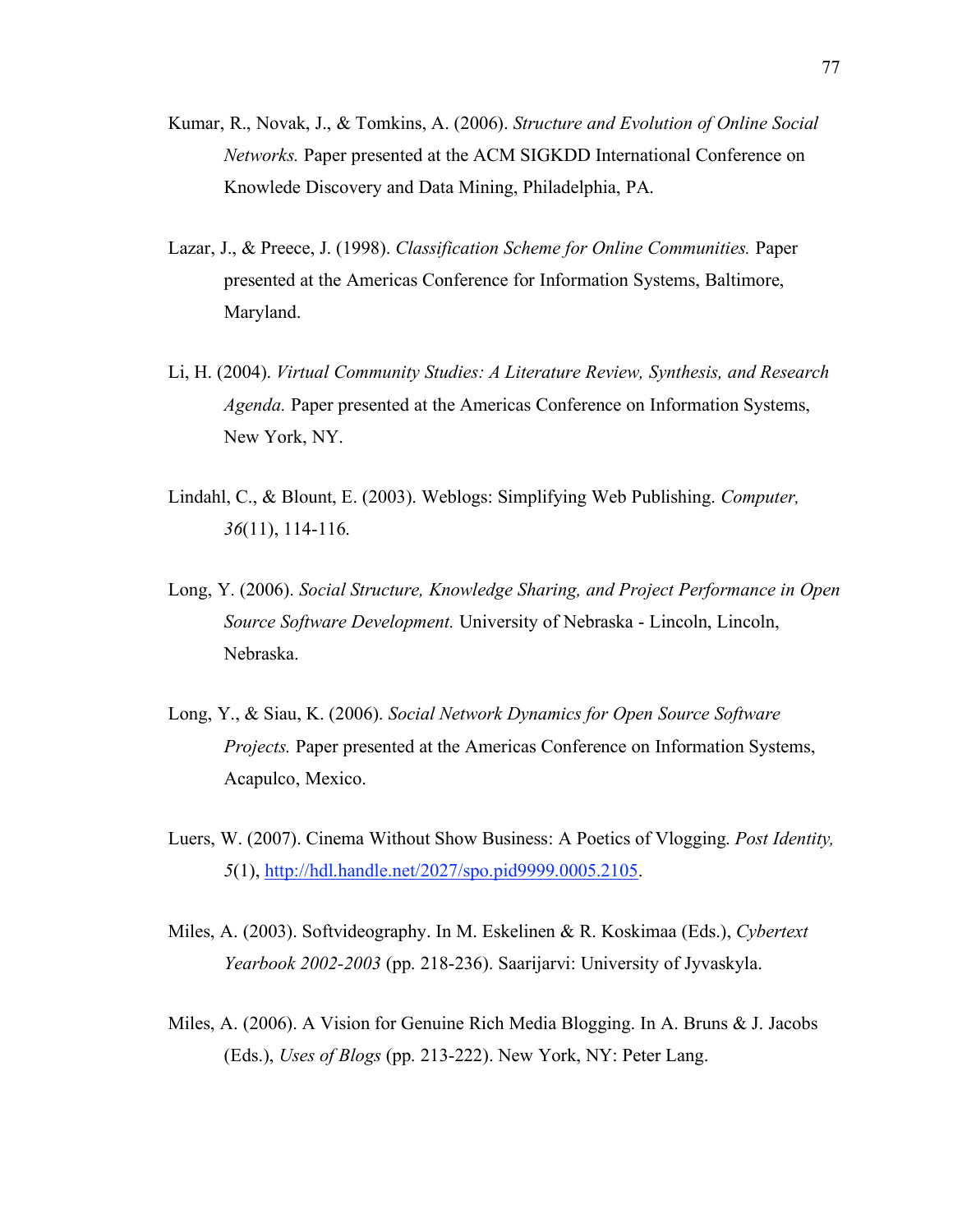Kumar, R., Novak, J., & Tomkins, A. (2006). *Structure and Evolution of Online Social Networks.* Paper presented at the ACM SIGKDD International Conference on Knowlede Discovery and Data Mining, Philadelphia, PA.

Lazar, J., & Preece, J. (1998). *Classification Scheme for Online Communities.* Paper presented at the Americas Conference for Information Systems, Baltimore, Maryland.

Li, H. (2004). *Virtual Community Studies: A Literature Review, Synthesis, and Research Agenda.* Paper presented at the Americas Conference on Information Systems, New York, NY.

Lindahl, C., & Blount, E. (2003). Weblogs: Simplifying Web Publishing. *Computer, 36*(11), 114-116.

Long, Y. (2006). *Social Structure, Knowledge Sharing, and Project Performance in Open Source Software Development.* University of Nebraska - Lincoln, Lincoln, Nebraska.

Long, Y., & Siau, K. (2006). *Social Network Dynamics for Open Source Software Projects.* Paper presented at the Americas Conference on Information Systems, Acapulco, Mexico.

Luers, W. (2007). Cinema Without Show Business: A Poetics of Vlogging. *Post Identity, 5*(1), http://hdl.handle.net/2027/spo.pid9999.0005.2105.

Miles, A. (2003). Softvideography. In M. Eskelinen & R. Koskimaa (Eds.), *Cybertext Yearbook 2002-2003* (pp. 218-236). Saarijarvi: University of Jyvaskyla.

Miles, A. (2006). A Vision for Genuine Rich Media Blogging. In A. Bruns & J. Jacobs (Eds.), *Uses of Blogs* (pp. 213-222). New York, NY: Peter Lang.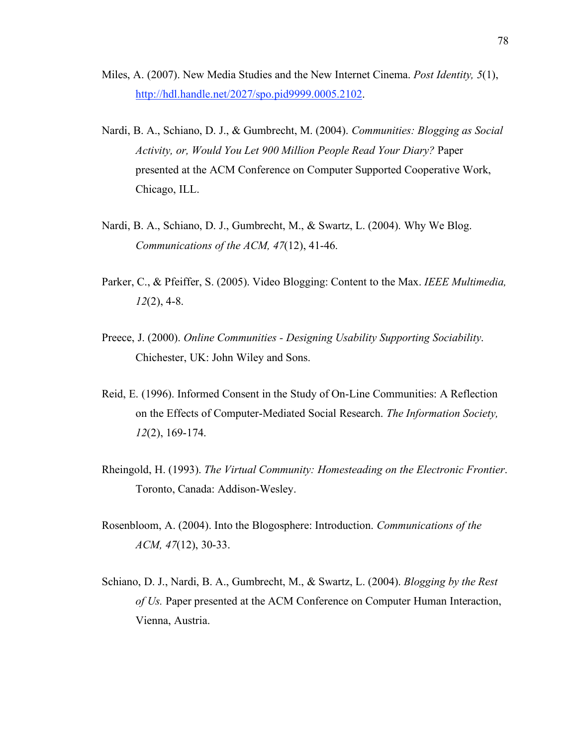Miles, A. (2007). New Media Studies and the New Internet Cinema. *Post Identity, 5*(1), http://hdl.handle.net/2027/spo.pid9999.0005.2102.

Nardi, B. A., Schiano, D. J., & Gumbrecht, M. (2004). *Communities: Blogging as Social Activity, or, Would You Let 900 Million People Read Your Diary?* Paper presented at the ACM Conference on Computer Supported Cooperative Work, Chicago, ILL.

Nardi, B. A., Schiano, D. J., Gumbrecht, M., & Swartz, L. (2004). Why We Blog. *Communications of the ACM, 47*(12), 41-46.

Parker, C., & Pfeiffer, S. (2005). Video Blogging: Content to the Max. *IEEE Multimedia, 12*(2), 4-8.

Preece, J. (2000). *Online Communities - Designing Usability Supporting Sociability*. Chichester, UK: John Wiley and Sons.

Reid, E. (1996). Informed Consent in the Study of On-Line Communities: A Reflection on the Effects of Computer-Mediated Social Research. *The Information Society, 12*(2), 169-174.

Rheingold, H. (1993). *The Virtual Community: Homesteading on the Electronic Frontier*. Toronto, Canada: Addison-Wesley.

Rosenbloom, A. (2004). Into the Blogosphere: Introduction. *Communications of the ACM, 47*(12), 30-33.

Schiano, D. J., Nardi, B. A., Gumbrecht, M., & Swartz, L. (2004). *Blogging by the Rest of Us.* Paper presented at the ACM Conference on Computer Human Interaction, Vienna, Austria.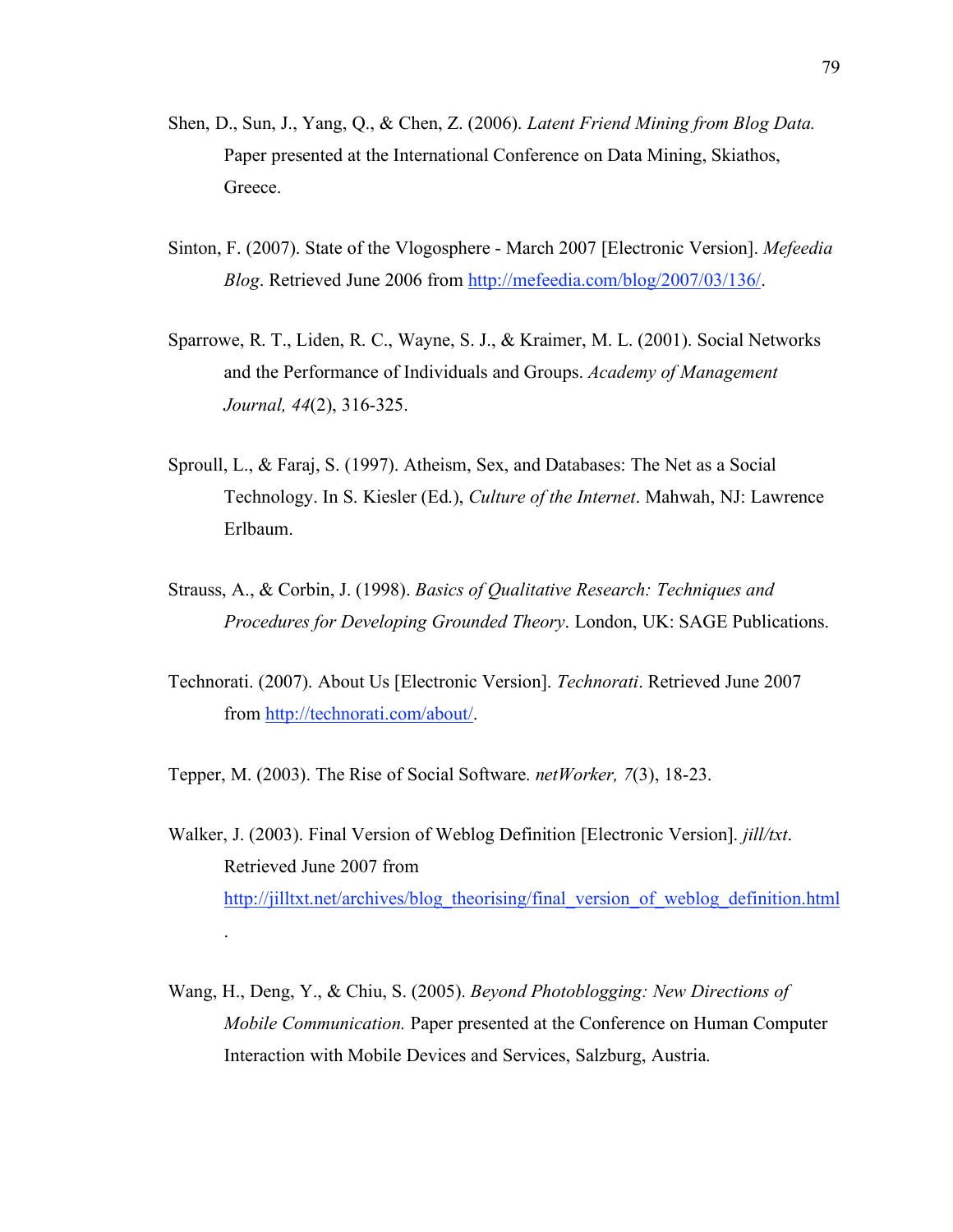Shen, D., Sun, J., Yang, Q., & Chen, Z. (2006). *Latent Friend Mining from Blog Data.* Paper presented at the International Conference on Data Mining, Skiathos, Greece.

Sinton, F. (2007). State of the Vlogosphere - March 2007 [Electronic Version]. *Mefeedia Blog*. Retrieved June 2006 from [http://mefeedia.com/blog/2007/03/136/](http://mefeedia.com/blog/2007/03/136/).

Sparrowe, R. T., Liden, R. C., Wayne, S. J., & Kraimer, M. L. (2001). Social Networks and the Performance of Individuals and Groups. *Academy of Management Journal, 44*(2), 316-325.

Sproull, L., & Faraj, S. (1997). Atheism, Sex, and Databases: The Net as a Social Technology. In S. Kiesler (Ed.), *Culture of the Internet*. Mahwah, NJ: Lawrence Erlbaum.

Strauss, A., & Corbin, J. (1998). *Basics of Qualitative Research: Techniques and Procedures for Developing Grounded Theory*. London, UK: SAGE Publications.

Technorati. (2007). About Us [Electronic Version]. *Technorati*. Retrieved June 2007 from [http://technorati.com/about/](http://technorati.com/about/).

Tepper, M. (2003). The Rise of Social Software. *netWorker, 7*(3), 18-23.

Walker, J. (2003). Final Version of Weblog Definition [Electronic Version]. *jill/txt*. Retrieved June 2007 from [http://jilltxt.net/archives/blog_theorising/final_version_of_weblog_definition.html](http://jilltxt.net/archives/blog_theorising/final_version_of_weblog_definition.html).

Wang, H., Deng, Y., & Chiu, S. (2005). *Beyond Photoblogging: New Directions of Mobile Communication.* Paper presented at the Conference on Human Computer Interaction with Mobile Devices and Services, Salzburg, Austria.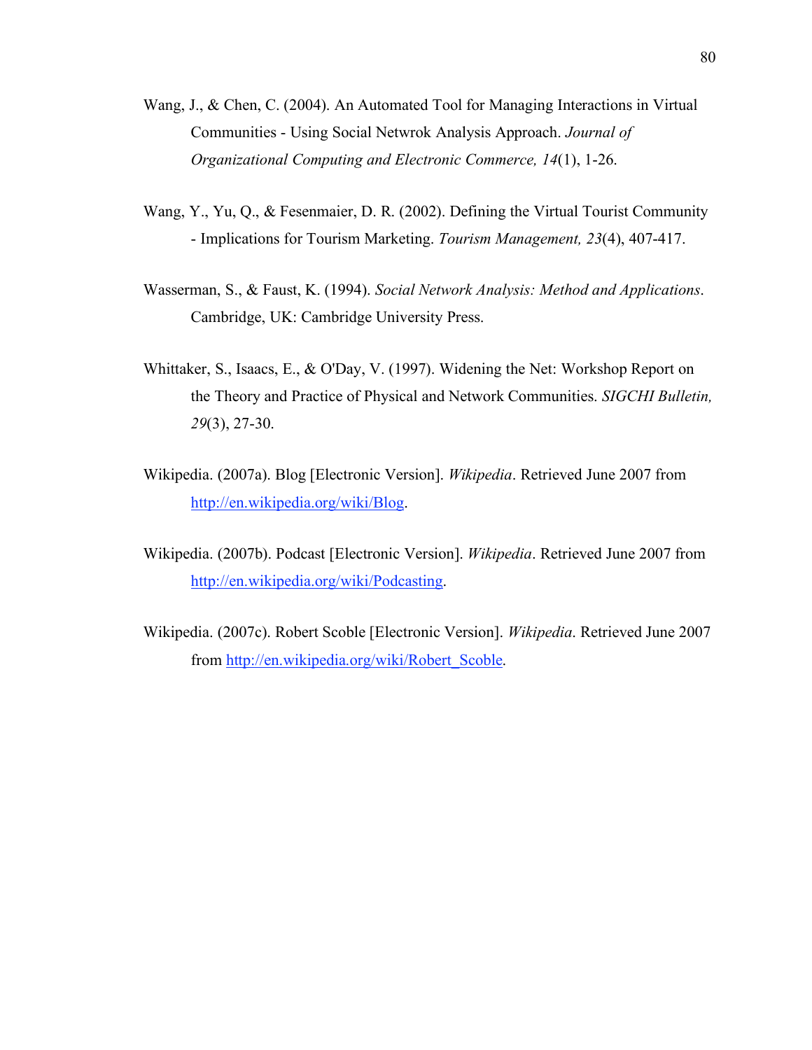Wang, J., & Chen, C. (2004). An Automated Tool for Managing Interactions in Virtual Communities - Using Social Netwrok Analysis Approach. *Journal of Organizational Computing and Electronic Commerce, 14*(1), 1-26.

Wang, Y., Yu, Q., & Fesenmaier, D. R. (2002). Defining the Virtual Tourist Community - Implications for Tourism Marketing. *Tourism Management, 23*(4), 407-417.

Wasserman, S., & Faust, K. (1994). *Social Network Analysis: Method and Applications*. Cambridge, UK: Cambridge University Press.

Whittaker, S., Isaacs, E., & O'Day, V. (1997). Widening the Net: Workshop Report on the Theory and Practice of Physical and Network Communities. *SIGCHI Bulletin, 29*(3), 27-30.

Wikipedia. (2007a). Blog [Electronic Version]. *Wikipedia*. Retrieved June 2007 from http://en.wikipedia.org/wiki/Blog.

Wikipedia. (2007b). Podcast [Electronic Version]. *Wikipedia*. Retrieved June 2007 from http://en.wikipedia.org/wiki/Podcasting.

Wikipedia. (2007c). Robert Scoble [Electronic Version]. *Wikipedia*. Retrieved June 2007 from http://en.wikipedia.org/wiki/Robert_Scoble.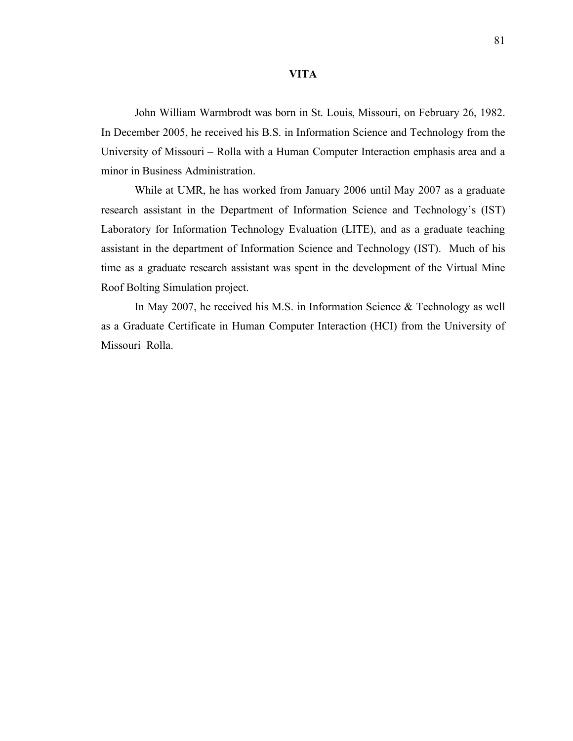# VITA

John William Warmbrodt was born in St. Louis, Missouri, on February 26, 1982. In December 2005, he received his B.S. in Information Science and Technology from the University of Missouri – Rolla with a Human Computer Interaction emphasis area and a minor in Business Administration.

While at UMR, he has worked from January 2006 until May 2007 as a graduate research assistant in the Department of Information Science and Technology's (IST) Laboratory for Information Technology Evaluation (LITE), and as a graduate teaching assistant in the department of Information Science and Technology (IST). Much of his time as a graduate research assistant was spent in the development of the Virtual Mine Roof Bolting Simulation project.

In May 2007, he received his M.S. in Information Science & Technology as well as a Graduate Certificate in Human Computer Interaction (HCI) from the University of Missouri–Rolla.